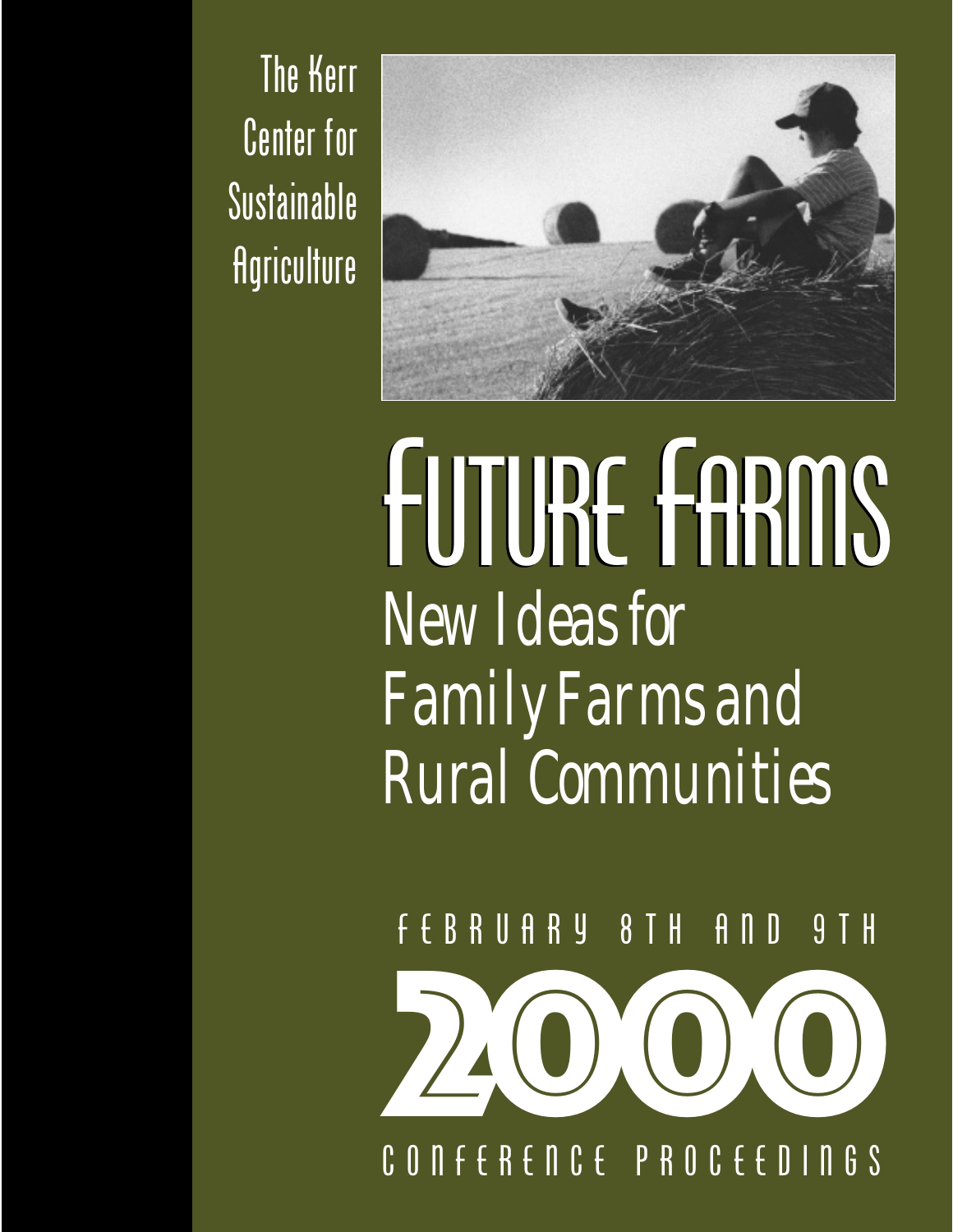The Kerr Center for Sustainable Agriculture

# FUTURE FARMS

## New Ideas for Family Farms and Rural Communities

FEBRUARY 8TH AND 9TH

# 2000

CONFERENCE PROCEEDINGS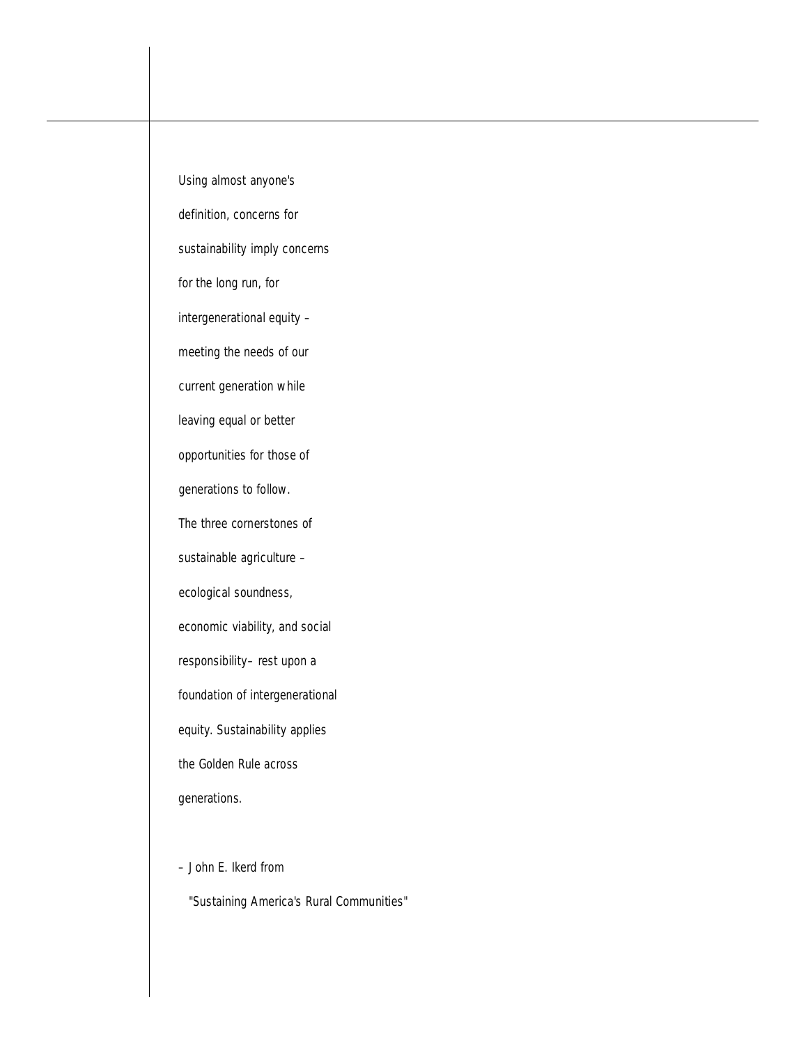Using almost anyone's definition, concerns for sustainability imply concerns for the long run, for intergenerational equity – meeting the needs of our current generation while leaving equal or better opportunities for those of generations to follow. The three cornerstones of sustainable agriculture – ecological soundness, economic viability, and social responsibility– rest upon a foundation of intergenerational equity. Sustainability applies the Golden Rule across generations.

– John E. Ikerd from "Sustaining America's Rural Communities"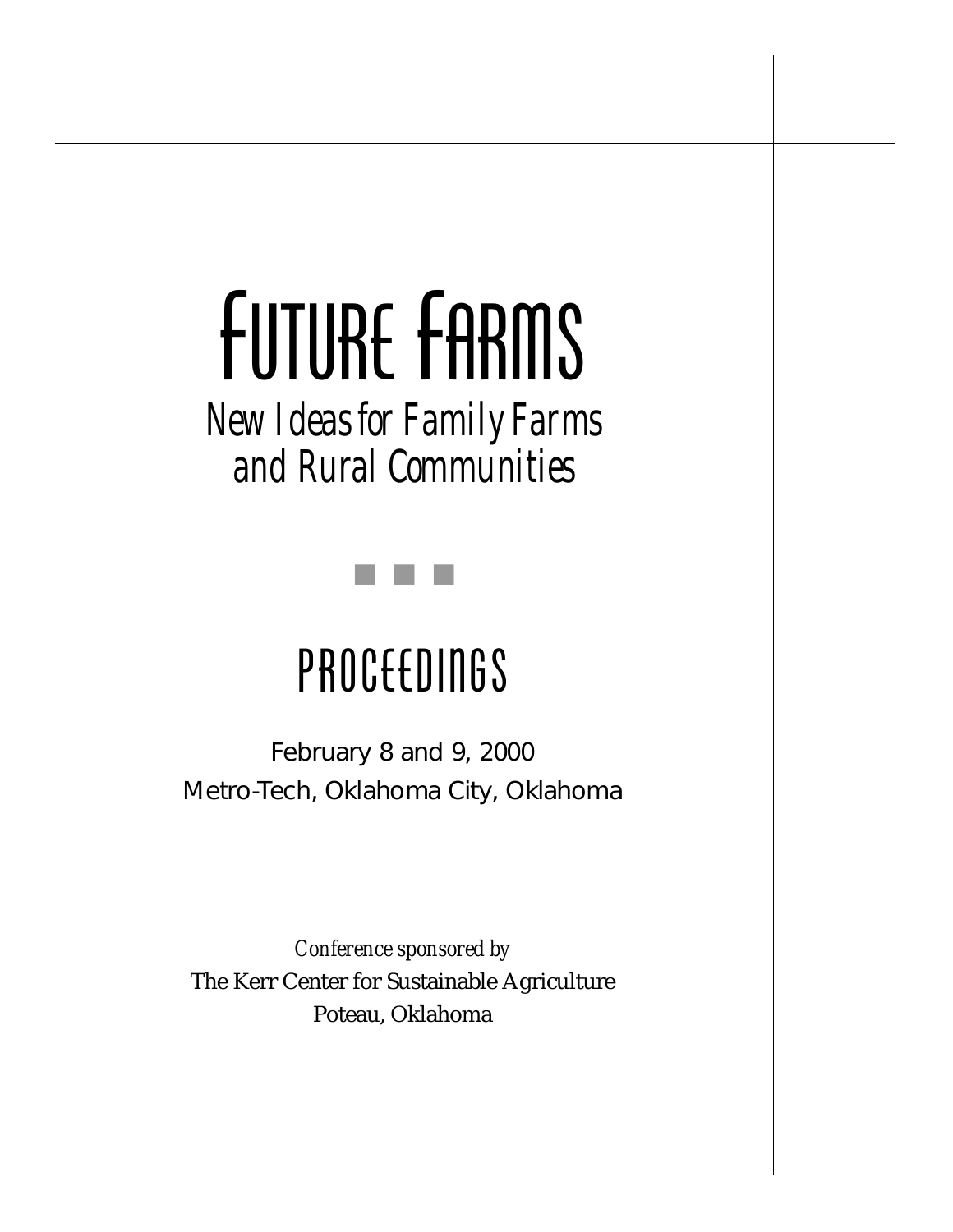# Future Farms

## New Ideas for Family Farms and Rural Communities

## Proceedings

February 8 and 9, 2000

Metro-Tech, Oklahoma City, Oklahoma

*Conference sponsored by*

The Kerr Center for Sustainable Agriculture

Poteau, Oklahoma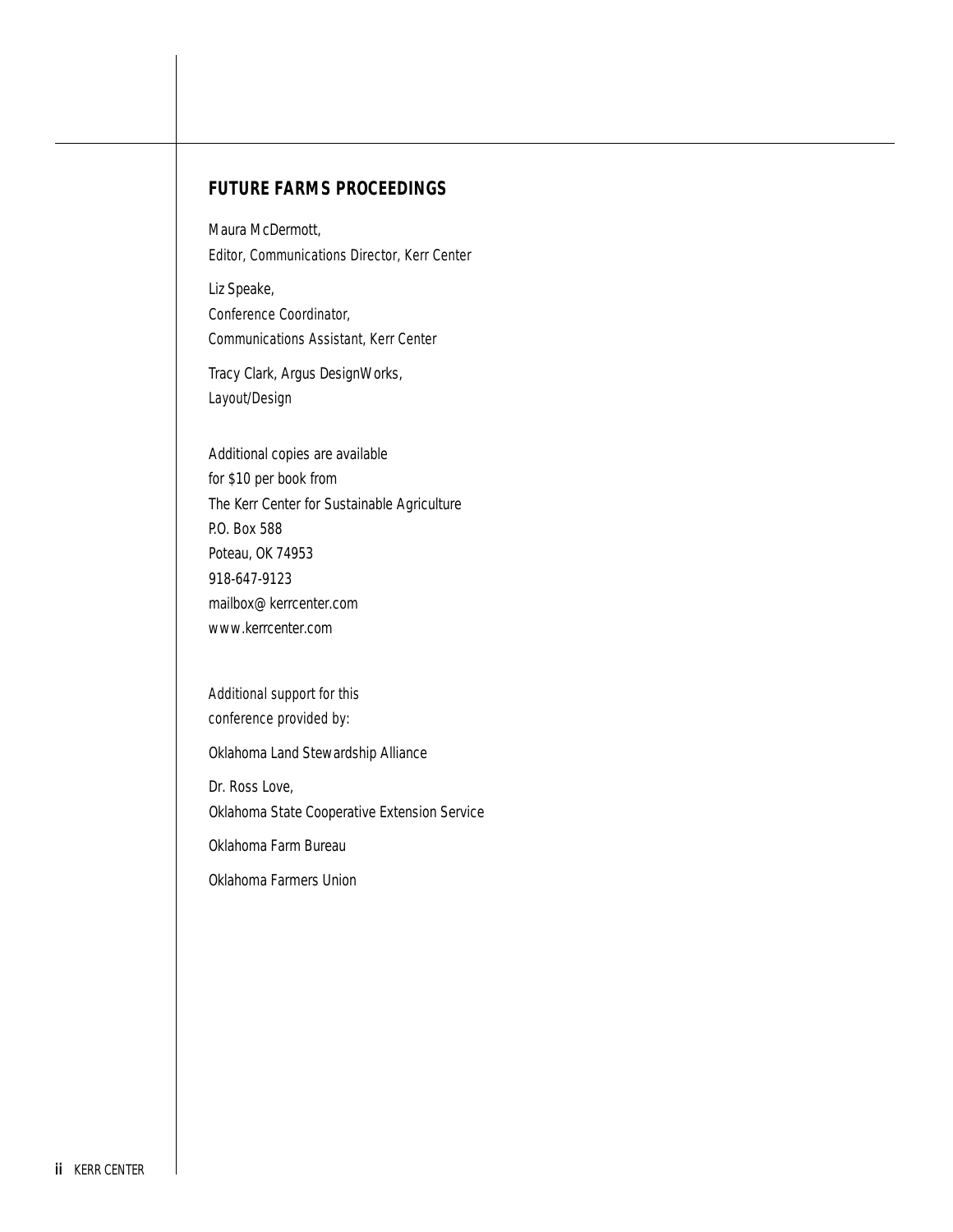## FUTURE FARMS PROCEEDINGS

Maura McDermott,
Editor, Communications Director, Kerr Center

Liz Speake,
Conference Coordinator,
Communications Assistant, Kerr Center

Tracy Clark, Argus DesignWorks,
Layout/Design

Additional copies are available
for $10 per book from
The Kerr Center for Sustainable Agriculture
P.O. Box 588
Poteau, OK 74953
918-647-9123
mailbox@kerrcenter.com
www.kerrcenter.com

Additional support for this
conference provided by:

Oklahoma Land Stewardship Alliance

Dr. Ross Love,
Oklahoma State Cooperative Extension Service

Oklahoma Farm Bureau

Oklahoma Farmers Union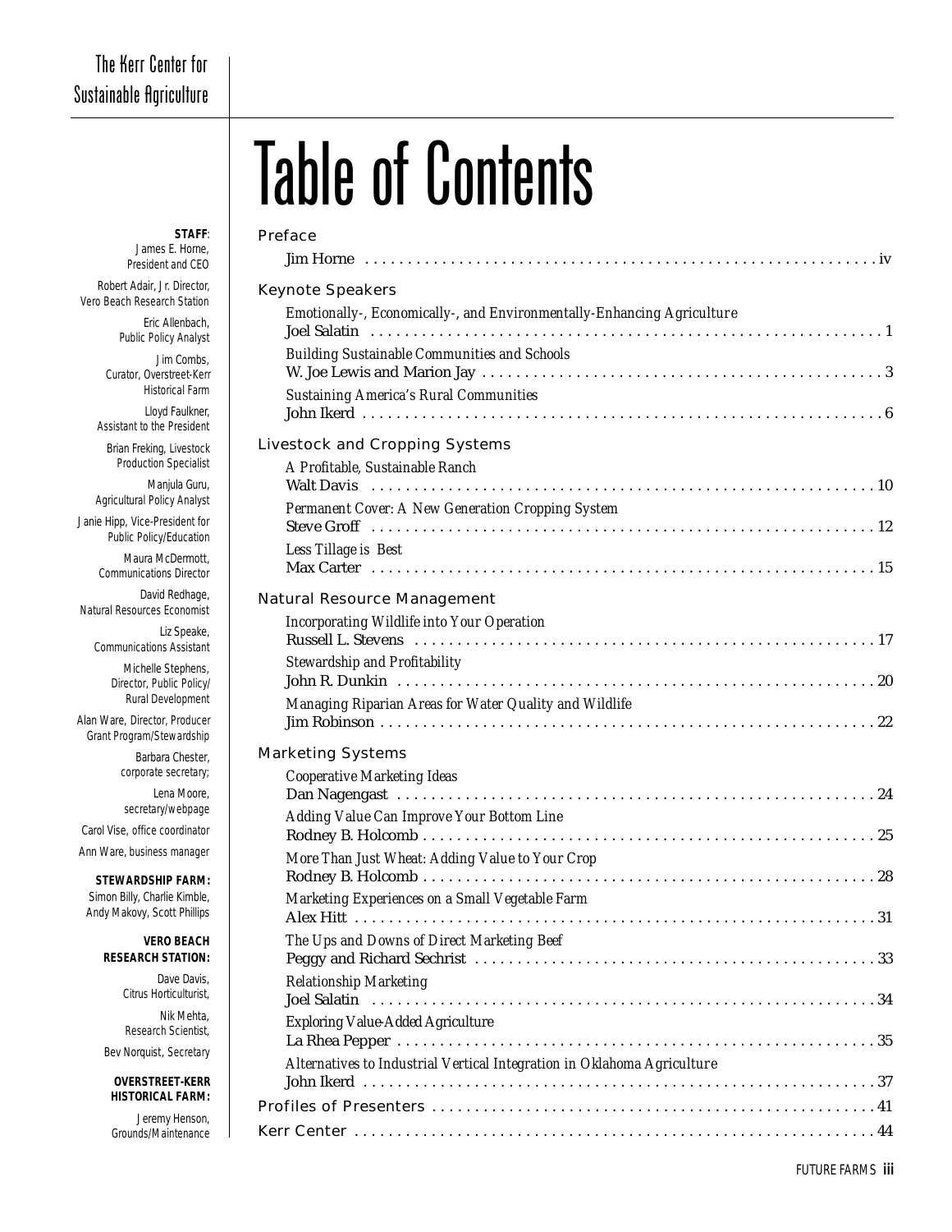The Kerr Center for Sustainable Agriculture

# Table of Contents

**STAFF**:
James E. Horne, President and CEO
Robert Adair, Jr. Director, Vero Beach Research Station
Eric Allenbach, Public Policy Analyst
Jim Combs, Curator, Overstreet-Kerr Historical Farm
Lloyd Faulkner, Assistant to the President
Brian Freking, Livestock Production Specialist
Manjula Guru, Agricultural Policy Analyst
Janie Hipp, Vice-President for Public Policy/Education
Maura McDermott, Communications Director
David Redhage, Natural Resources Economist
Liz Speake, Communications Assistant
Michelle Stephens, Director, Public Policy/ Rural Development
Alan Ware, Director, Producer Grant Program/Stewardship
Barbara Chester, corporate secretary;
Lena Moore, secretary/webpage
Carol Vise, office coordinator
Ann Ware, business manager

**STEWARDSHIP FARM:**
Simon Billy, Charlie Kimble, Andy Makovy, Scott Phillips

**VERO BEACH RESEARCH STATION:**
Dave Davis, Citrus Horticulturist,
Nik Mehta, Research Scientist,
Bev Norquist, Secretary

**OVERSTREET-KERR HISTORICAL FARM:**
Jeremy Henson, Grounds/Maintenance

## Preface

Jim Horne . . . iv

## Keynote Speakers

*Emotionally-, Economically-, and Environmentally-Enhancing Agriculture*
Joel Salatin . . . 1

*Building Sustainable Communities and Schools*
W. Joe Lewis and Marion Jay . . . 3

*Sustaining America's Rural Communities*
John Ikerd . . . 6

## Livestock and Cropping Systems

*A Profitable, Sustainable Ranch*
Walt Davis . . . 10

*Permanent Cover: A New Generation Cropping System*
Steve Groff . . . 12

*Less Tillage is Best*
Max Carter . . . 15

## Natural Resource Management

*Incorporating Wildlife into Your Operation*
Russell L. Stevens . . . 17

*Stewardship and Profitability*
John R. Dunkin . . . 20

*Managing Riparian Areas for Water Quality and Wildlife*
Jim Robinson . . . 22

## Marketing Systems

*Cooperative Marketing Ideas*
Dan Nagengast . . . 24

*Adding Value Can Improve Your Bottom Line*
Rodney B. Holcomb . . . 25

*More Than Just Wheat: Adding Value to Your Crop*
Rodney B. Holcomb . . . 28

*Marketing Experiences on a Small Vegetable Farm*
Alex Hitt . . . 31

*The Ups and Downs of Direct Marketing Beef*
Peggy and Richard Sechrist . . . 33

*Relationship Marketing*
Joel Salatin . . . 34

*Exploring Value-Added Agriculture*
La Rhea Pepper . . . 35

*Alternatives to Industrial Vertical Integration in Oklahoma Agriculture*
John Ikerd . . . 37

## Profiles of Presenters . . . 41

## Kerr Center . . . 44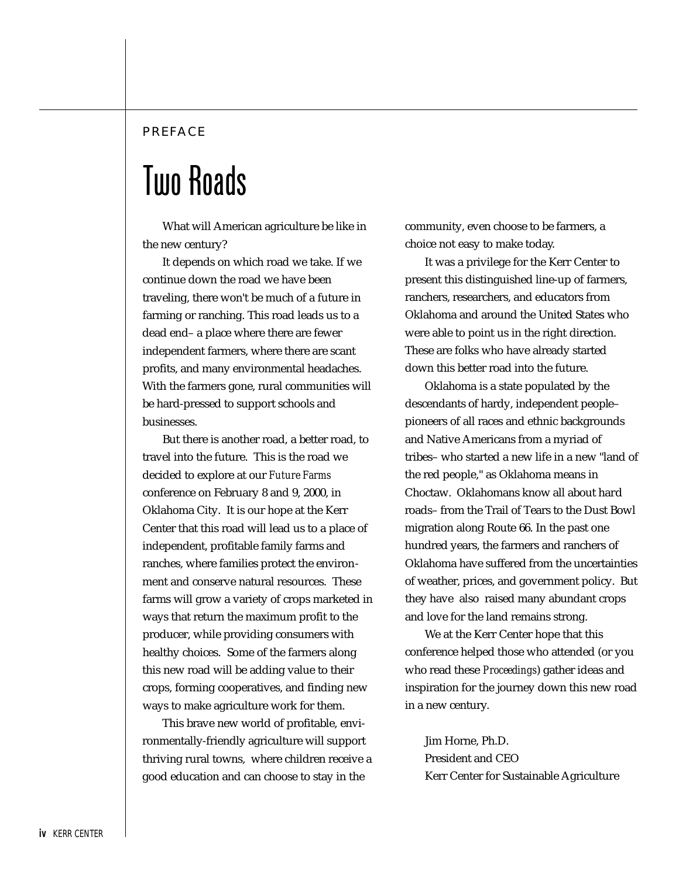PREFACE

# Two Roads

What will American agriculture be like in the new century?

It depends on which road we take. If we continue down the road we have been traveling, there won't be much of a future in farming or ranching. This road leads us to a dead end– a place where there are fewer independent farmers, where there are scant profits, and many environmental headaches. With the farmers gone, rural communities will be hard-pressed to support schools and businesses.

But there is another road, a better road, to travel into the future. This is the road we decided to explore at our *Future Farms* conference on February 8 and 9, 2000, in Oklahoma City. It is our hope at the Kerr Center that this road will lead us to a place of independent, profitable family farms and ranches, where families protect the environment and conserve natural resources. These farms will grow a variety of crops marketed in ways that return the maximum profit to the producer, while providing consumers with healthy choices. Some of the farmers along this new road will be adding value to their crops, forming cooperatives, and finding new ways to make agriculture work for them.

This brave new world of profitable, environmentally-friendly agriculture will support thriving rural towns, where children receive a good education and can choose to stay in the community, even choose to be farmers, a choice not easy to make today.

It was a privilege for the Kerr Center to present this distinguished line-up of farmers, ranchers, researchers, and educators from Oklahoma and around the United States who were able to point us in the right direction. These are folks who have already started down this better road into the future.

Oklahoma is a state populated by the descendants of hardy, independent people– pioneers of all races and ethnic backgrounds and Native Americans from a myriad of tribes– who started a new life in a new "land of the red people," as Oklahoma means in Choctaw. Oklahomans know all about hard roads– from the Trail of Tears to the Dust Bowl migration along Route 66. In the past one hundred years, the farmers and ranchers of Oklahoma have suffered from the uncertainties of weather, prices, and government policy. But they have also raised many abundant crops and love for the land remains strong.

We at the Kerr Center hope that this conference helped those who attended (or you who read these *Proceedings*) gather ideas and inspiration for the journey down this new road in a new century.

Jim Horne, Ph.D.
President and CEO
Kerr Center for Sustainable Agriculture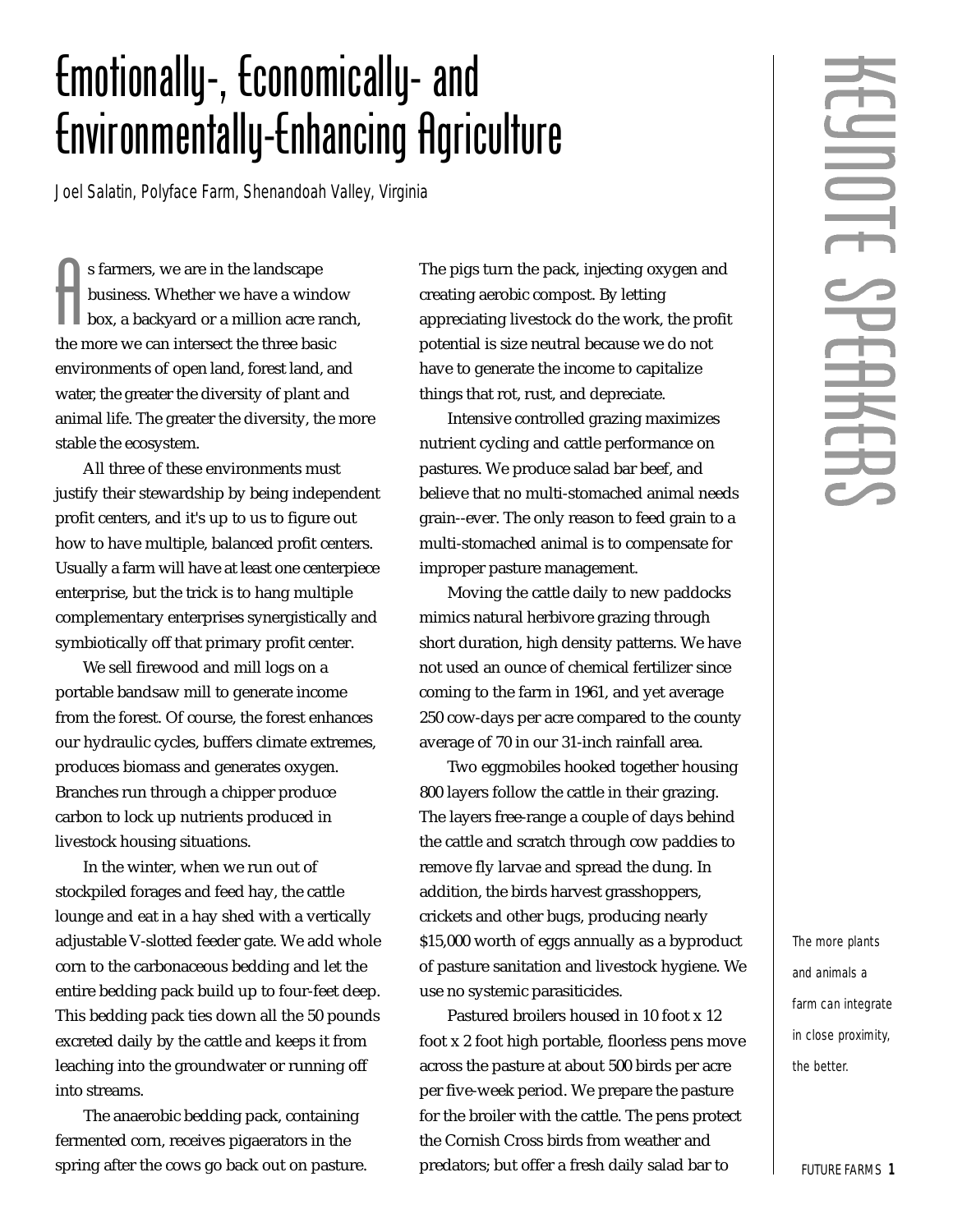# Emotionally-, Economically- and Environmentally-Enhancing Agriculture

*Joel Salatin, Polyface Farm, Shenandoah Valley, Virginia*

As farmers, we are in the landscape business. Whether we have a window box, a backyard or a million acre ranch, the more we can intersect the three basic environments of open land, forest land, and water, the greater the diversity of plant and animal life. The greater the diversity, the more stable the ecosystem.

All three of these environments must justify their stewardship by being independent profit centers, and it's up to us to figure out how to have multiple, balanced profit centers. Usually a farm will have at least one centerpiece enterprise, but the trick is to hang multiple complementary enterprises synergistically and symbiotically off that primary profit center.

We sell firewood and mill logs on a portable bandsaw mill to generate income from the forest. Of course, the forest enhances our hydraulic cycles, buffers climate extremes, produces biomass and generates oxygen. Branches run through a chipper produce carbon to lock up nutrients produced in livestock housing situations.

In the winter, when we run out of stockpiled forages and feed hay, the cattle lounge and eat in a hay shed with a vertically adjustable V-slotted feeder gate. We add whole corn to the carbonaceous bedding and let the entire bedding pack build up to four-feet deep. This bedding pack ties down all the 50 pounds excreted daily by the cattle and keeps it from leaching into the groundwater or running off into streams.

The anaerobic bedding pack, containing fermented corn, receives pigaerators in the spring after the cows go back out on pasture. The pigs turn the pack, injecting oxygen and creating aerobic compost. By letting appreciating livestock do the work, the profit potential is size neutral because we do not have to generate the income to capitalize things that rot, rust, and depreciate.

Intensive controlled grazing maximizes nutrient cycling and cattle performance on pastures. We produce salad bar beef, and believe that no multi-stomached animal needs grain--ever. The only reason to feed grain to a multi-stomached animal is to compensate for improper pasture management.

Moving the cattle daily to new paddocks mimics natural herbivore grazing through short duration, high density patterns. We have not used an ounce of chemical fertilizer since coming to the farm in 1961, and yet average 250 cow-days per acre compared to the county average of 70 in our 31-inch rainfall area.

Two eggmobiles hooked together housing 800 layers follow the cattle in their grazing. The layers free-range a couple of days behind the cattle and scratch through cow paddies to remove fly larvae and spread the dung. In addition, the birds harvest grasshoppers, crickets and other bugs, producing nearly $15,000 worth of eggs annually as a byproduct of pasture sanitation and livestock hygiene. We use no systemic parasiticides.

Pastured broilers housed in 10 foot x 12 foot x 2 foot high portable, floorless pens move across the pasture at about 500 birds per acre per five-week period. We prepare the pasture for the broiler with the cattle. The pens protect the Cornish Cross birds from weather and predators; but offer a fresh daily salad bar to

*The more plants and animals a farm can integrate in close proximity, the better.*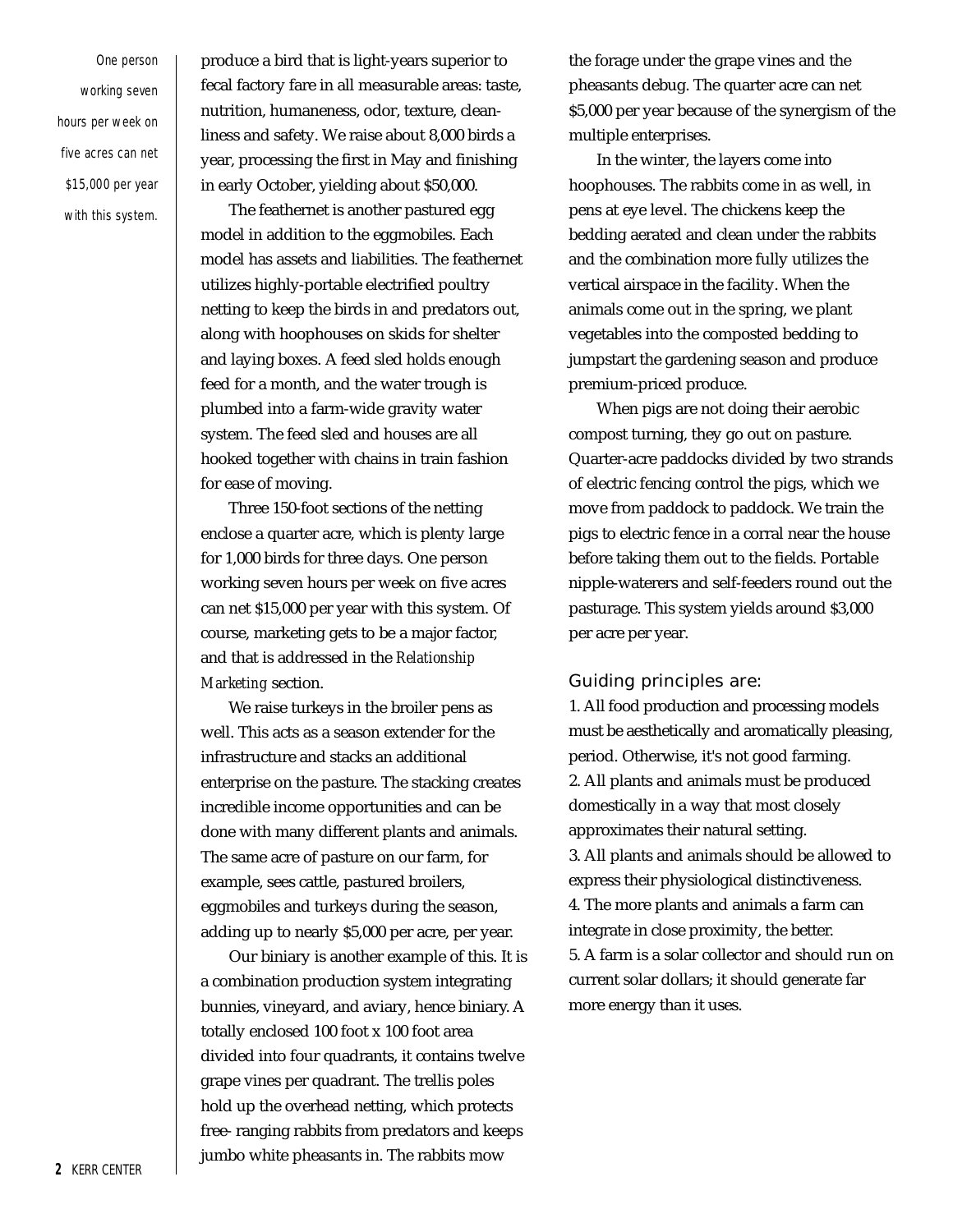produce a bird that is light-years superior to fecal factory fare in all measurable areas: taste, nutrition, humaneness, odor, texture, cleanliness and safety. We raise about 8,000 birds a year, processing the first in May and finishing in early October, yielding about $50,000.

The feathernet is another pastured egg model in addition to the eggmobiles. Each model has assets and liabilities. The feathernet utilizes highly-portable electrified poultry netting to keep the birds in and predators out, along with hoophouses on skids for shelter and laying boxes. A feed sled holds enough feed for a month, and the water trough is plumbed into a farm-wide gravity water system. The feed sled and houses are all hooked together with chains in train fashion for ease of moving.

Three 150-foot sections of the netting enclose a quarter acre, which is plenty large for 1,000 birds for three days. One person working seven hours per week on five acres can net $15,000 per year with this system. Of course, marketing gets to be a major factor, and that is addressed in the *Relationship Marketing* section.

*One person working seven hours per week on five acres can net $15,000 per year with this system.*

We raise turkeys in the broiler pens as well. This acts as a season extender for the infrastructure and stacks an additional enterprise on the pasture. The stacking creates incredible income opportunities and can be done with many different plants and animals. The same acre of pasture on our farm, for example, sees cattle, pastured broilers, eggmobiles and turkeys during the season, adding up to nearly $5,000 per acre, per year.

Our biniary is another example of this. It is a combination production system integrating bunnies, vineyard, and aviary, hence biniary. A totally enclosed 100 foot x 100 foot area divided into four quadrants, it contains twelve grape vines per quadrant. The trellis poles hold up the overhead netting, which protects free- ranging rabbits from predators and keeps jumbo white pheasants in. The rabbits mow the forage under the grape vines and the pheasants debug. The quarter acre can net $5,000 per year because of the synergism of the multiple enterprises.

In the winter, the layers come into hoophouses. The rabbits come in as well, in pens at eye level. The chickens keep the bedding aerated and clean under the rabbits and the combination more fully utilizes the vertical airspace in the facility. When the animals come out in the spring, we plant vegetables into the composted bedding to jumpstart the gardening season and produce premium-priced produce.

When pigs are not doing their aerobic compost turning, they go out on pasture. Quarter-acre paddocks divided by two strands of electric fencing control the pigs, which we move from paddock to paddock. We train the pigs to electric fence in a corral near the house before taking them out to the fields. Portable nipple-waterers and self-feeders round out the pasturage. This system yields around $3,000 per acre per year.

### Guiding principles are:

1. All food production and processing models must be aesthetically and aromatically pleasing, period. Otherwise, it's not good farming.
2. All plants and animals must be produced domestically in a way that most closely approximates their natural setting.
3. All plants and animals should be allowed to express their physiological distinctiveness.
4. The more plants and animals a farm can integrate in close proximity, the better.
5. A farm is a solar collector and should run on current solar dollars; it should generate far more energy than it uses.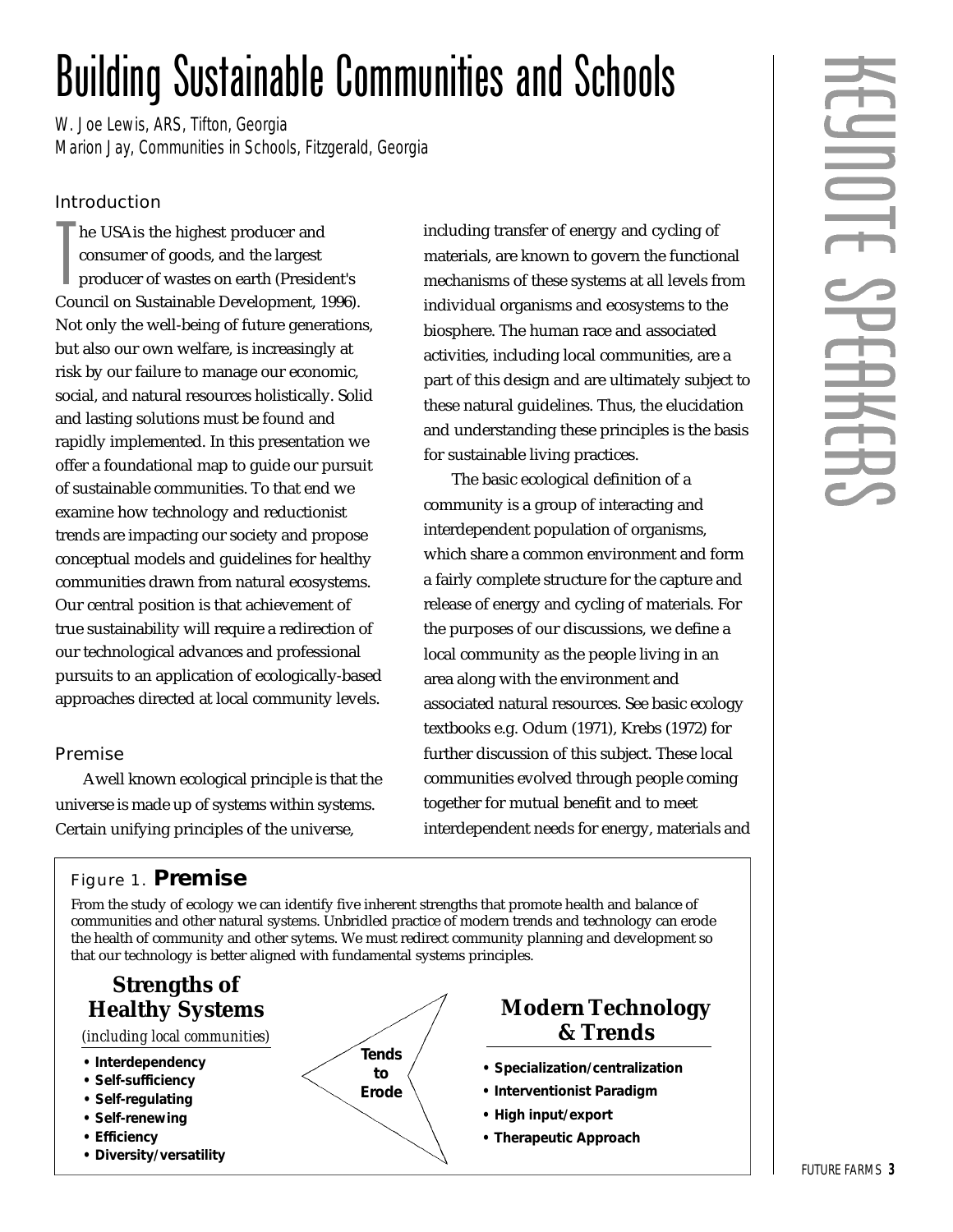# Building Sustainable Communities and Schools

*W. Joe Lewis, ARS, Tifton, Georgia*
*Marion Jay, Communities in Schools, Fitzgerald, Georgia*

## Introduction

The USA is the highest producer and consumer of goods, and the largest producer of wastes on earth (President's Council on Sustainable Development, 1996). Not only the well-being of future generations, but also our own welfare, is increasingly at risk by our failure to manage our economic, social, and natural resources holistically. Solid and lasting solutions must be found and rapidly implemented. In this presentation we offer a foundational map to guide our pursuit of sustainable communities. To that end we examine how technology and reductionist trends are impacting our society and propose conceptual models and guidelines for healthy communities drawn from natural ecosystems. Our central position is that achievement of true sustainability will require a redirection of our technological advances and professional pursuits to an application of ecologically-based approaches directed at local community levels.

## Premise

A well known ecological principle is that the universe is made up of systems within systems. Certain unifying principles of the universe, including transfer of energy and cycling of materials, are known to govern the functional mechanisms of these systems at all levels from individual organisms and ecosystems to the biosphere. The human race and associated activities, including local communities, are a part of this design and are ultimately subject to these natural guidelines. Thus, the elucidation and understanding these principles is the basis for sustainable living practices.

The basic ecological definition of a community is a group of interacting and interdependent population of organisms, which share a common environment and form a fairly complete structure for the capture and release of energy and cycling of materials. For the purposes of our discussions, we define a local community as the people living in an area along with the environment and associated natural resources. See basic ecology textbooks e.g. Odum (1971), Krebs (1972) for further discussion of this subject. These local communities evolved through people coming together for mutual benefit and to meet interdependent needs for energy, materials and

### Figure 1. **Premise**

From the study of ecology we can identify five inherent strengths that promote health and balance of communities and other natural systems. Unbridled practice of modern trends and technology can erode the health of community and other sytems. We must redirect community planning and development so that our technology is better aligned with fundamental systems principles.

**Strengths of Healthy Systems**
*(including local communities)*

- **Interdependency**
- **Self-sufficiency**
- **Self-regulating**
- **Self-renewing**
- **Efficiency**
- **Diversity/versatility**

**Tends to Erode**

**Modern Technology & Trends**

- **Specialization/centralization**
- **Interventionist Paradigm**
- **High input/export**
- **Therapeutic Approach**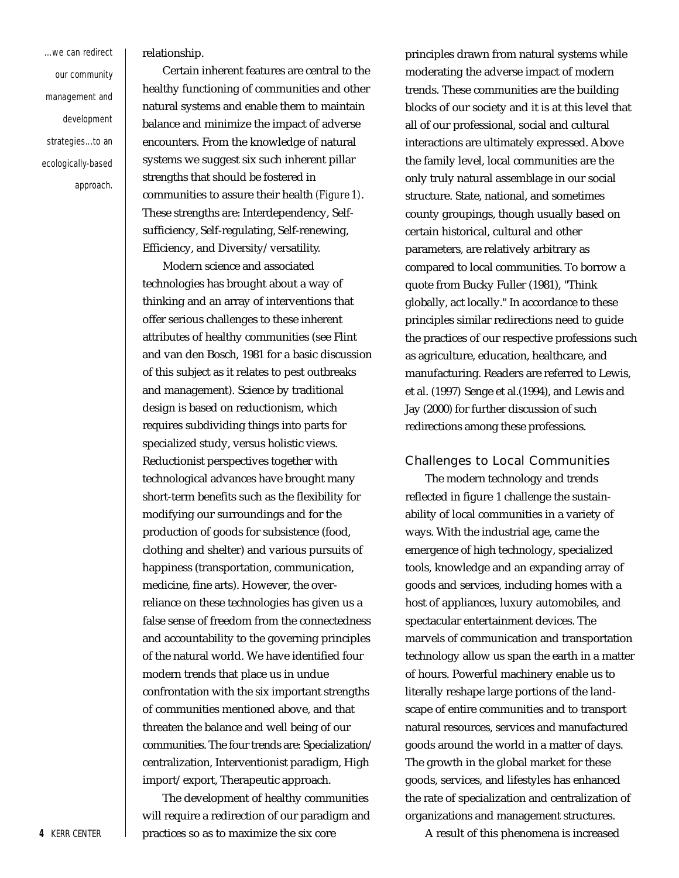*...we can redirect our community management and development strategies...to an ecologically-based approach.*

relationship.

Certain inherent features are central to the healthy functioning of communities and other natural systems and enable them to maintain balance and minimize the impact of adverse encounters. From the knowledge of natural systems we suggest six such inherent pillar strengths that should be fostered in communities to assure their health *(Figure 1)*. These strengths are: Interdependency, Self-sufficiency, Self-regulating, Self-renewing, Efficiency, and Diversity/versatility.

Modern science and associated technologies has brought about a way of thinking and an array of interventions that offer serious challenges to these inherent attributes of healthy communities (see Flint and van den Bosch, 1981 for a basic discussion of this subject as it relates to pest outbreaks and management). Science by traditional design is based on reductionism, which requires subdividing things into parts for specialized study, versus holistic views. Reductionist perspectives together with technological advances have brought many short-term benefits such as the flexibility for modifying our surroundings and for the production of goods for subsistence (food, clothing and shelter) and various pursuits of happiness (transportation, communication, medicine, fine arts). However, the over-reliance on these technologies has given us a false sense of freedom from the connectedness and accountability to the governing principles of the natural world. We have identified four modern trends that place us in undue confrontation with the six important strengths of communities mentioned above, and that threaten the balance and well being of our communities. The four trends are: Specialization/centralization, Interventionist paradigm, High import/export, Therapeutic approach.

The development of healthy communities will require a redirection of our paradigm and practices so as to maximize the six core principles drawn from natural systems while moderating the adverse impact of modern trends. These communities are the building blocks of our society and it is at this level that all of our professional, social and cultural interactions are ultimately expressed. Above the family level, local communities are the only truly natural assemblage in our social structure. State, national, and sometimes county groupings, though usually based on certain historical, cultural and other parameters, are relatively arbitrary as compared to local communities. To borrow a quote from Bucky Fuller (1981), "Think globally, act locally." In accordance to these principles similar redirections need to guide the practices of our respective professions such as agriculture, education, healthcare, and manufacturing. Readers are referred to Lewis, et al. (1997) Senge et al.(1994), and Lewis and Jay (2000) for further discussion of such redirections among these professions.

## Challenges to Local Communities

The modern technology and trends reflected in figure 1 challenge the sustainability of local communities in a variety of ways. With the industrial age, came the emergence of high technology, specialized tools, knowledge and an expanding array of goods and services, including homes with a host of appliances, luxury automobiles, and spectacular entertainment devices. The marvels of communication and transportation technology allow us span the earth in a matter of hours. Powerful machinery enable us to literally reshape large portions of the landscape of entire communities and to transport natural resources, services and manufactured goods around the world in a matter of days. The growth in the global market for these goods, services, and lifestyles has enhanced the rate of specialization and centralization of organizations and management structures.

A result of this phenomena is increased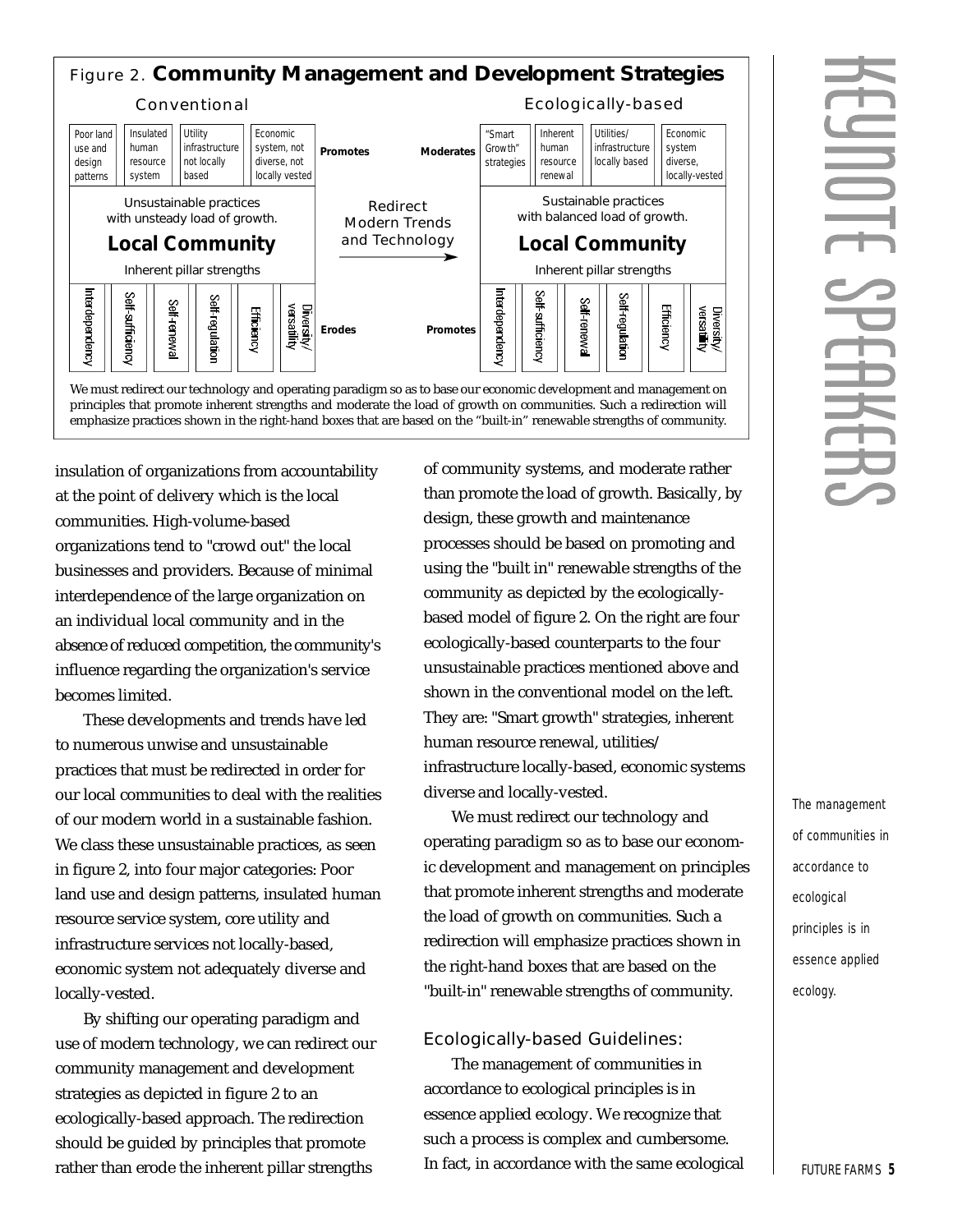## Figure 2. **Community Management and Development Strategies**

| Conventional | | Ecologically-based |
|---|---|---|
| Poor land use and design patterns; Insulated human resource system; Utility infrastructure not locally based; Economic system, not diverse, not locally vested | **Promotes** — **Moderates** | "Smart Growth" strategies; Inherent human resource renewal; Utilities/ infrastructure locally based; Economic system diverse, locally-vested |
| Unsustainable practices with unsteady load of growth. **Local Community** Inherent pillar strengths | Redirect Modern Trends and Technology → | Sustainable practices with balanced load of growth. **Local Community** Inherent pillar strengths |
| Interdependency; Self-sufficiency; Self-renewal; Self-regulation; Efficiency; Diversity/ versatility | **Erodes** — **Promotes** | Interdependency; Self-sufficiency; Self-renewal; Self-regulation; Efficiency; Diversity/ versatility |

We must redirect our technology and operating paradigm so as to base our economic development and management on principles that promote inherent strengths and moderate the load of growth on communities. Such a redirection will emphasize practices shown in the right-hand boxes that are based on the "built-in" renewable strengths of community.

insulation of organizations from accountability at the point of delivery which is the local communities. High-volume-based organizations tend to "crowd out" the local businesses and providers. Because of minimal interdependence of the large organization on an individual local community and in the absence of reduced competition, the community's influence regarding the organization's service becomes limited.

These developments and trends have led to numerous unwise and unsustainable practices that must be redirected in order for our local communities to deal with the realities of our modern world in a sustainable fashion. We class these unsustainable practices, as seen in figure 2, into four major categories: Poor land use and design patterns, insulated human resource service system, core utility and infrastructure services not locally-based, economic system not adequately diverse and locally-vested.

By shifting our operating paradigm and use of modern technology, we can redirect our community management and development strategies as depicted in figure 2 to an ecologically-based approach. The redirection should be guided by principles that promote rather than erode the inherent pillar strengths of community systems, and moderate rather than promote the load of growth. Basically, by design, these growth and maintenance processes should be based on promoting and using the "built in" renewable strengths of the community as depicted by the ecologically-based model of figure 2. On the right are four ecologically-based counterparts to the four unsustainable practices mentioned above and shown in the conventional model on the left. They are: "Smart growth" strategies, inherent human resource renewal, utilities/ infrastructure locally-based, economic systems diverse and locally-vested.

We must redirect our technology and operating paradigm so as to base our economic development and management on principles that promote inherent strengths and moderate the load of growth on communities. Such a redirection will emphasize practices shown in the right-hand boxes that are based on the "built-in" renewable strengths of community.

### Ecologically-based Guidelines:

The management of communities in accordance to ecological principles is in essence applied ecology. We recognize that such a process is complex and cumbersome. In fact, in accordance with the same ecological

*The management of communities in accordance to ecological principles is in essence applied ecology.*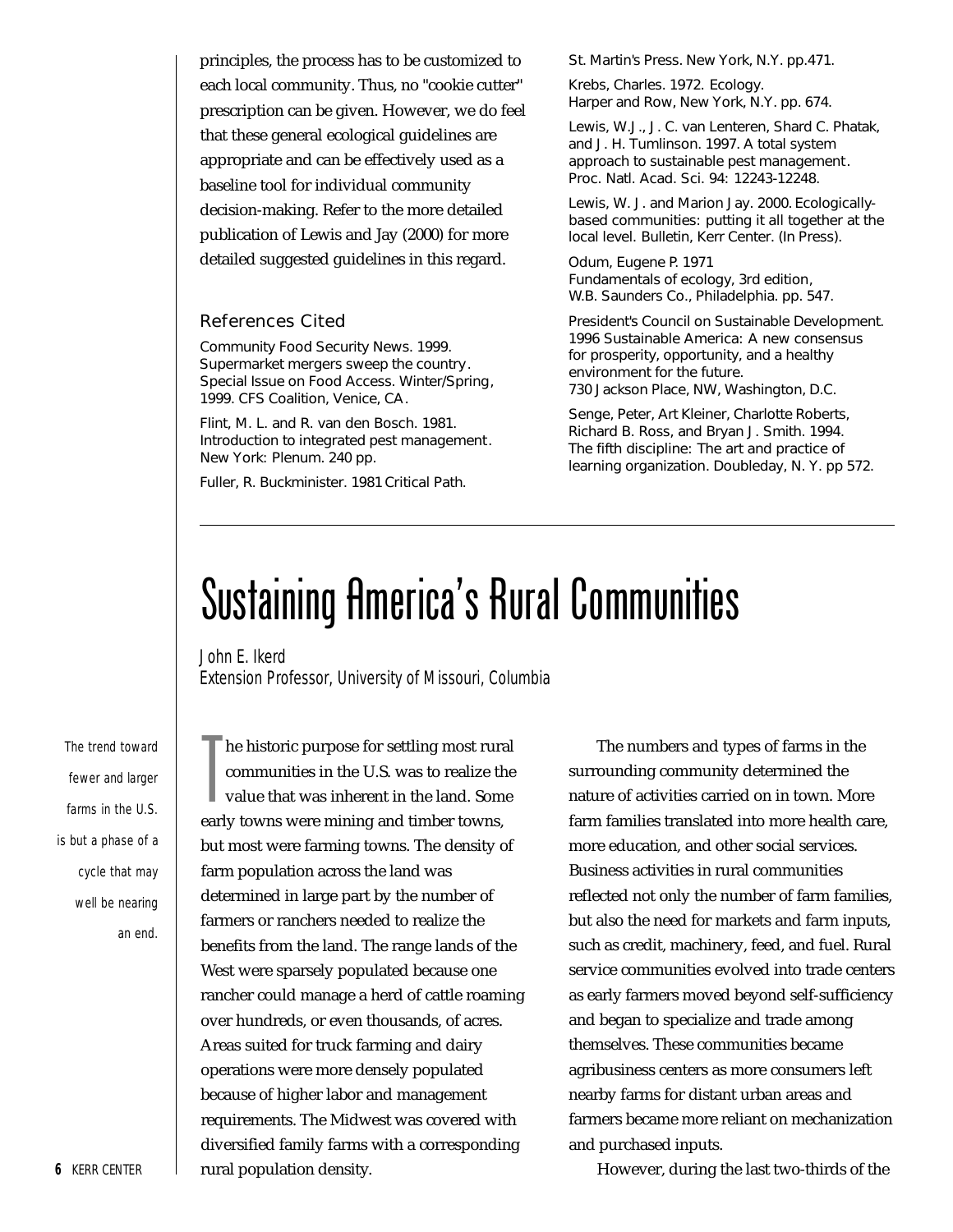principles, the process has to be customized to each local community. Thus, no "cookie cutter" prescription can be given. However, we do feel that these general ecological guidelines are appropriate and can be effectively used as a baseline tool for individual community decision-making. Refer to the more detailed publication of Lewis and Jay (2000) for more detailed suggested guidelines in this regard.

### References Cited

Community Food Security News. 1999. Supermarket mergers sweep the country. Special Issue on Food Access. Winter/Spring, 1999. CFS Coalition, Venice, CA.

Flint, M. L. and R. van den Bosch. 1981. Introduction to integrated pest management. New York: Plenum. 240 pp.

Fuller, R. Buckminister. 1981 Critical Path. St. Martin's Press. New York, N.Y. pp.471.

Krebs, Charles. 1972. Ecology. Harper and Row, New York, N.Y. pp. 674.

Lewis, W.J., J. C. van Lenteren, Shard C. Phatak, and J. H. Tumlinson. 1997. A total system approach to sustainable pest management. Proc. Natl. Acad. Sci. 94: 12243-12248.

Lewis, W. J. and Marion Jay. 2000. Ecologically-based communities: putting it all together at the local level. Bulletin, Kerr Center. (In Press).

Odum, Eugene P. 1971 Fundamentals of ecology, 3rd edition, W.B. Saunders Co., Philadelphia. pp. 547.

President's Council on Sustainable Development. 1996 Sustainable America: A new consensus for prosperity, opportunity, and a healthy environment for the future. 730 Jackson Place, NW, Washington, D.C.

Senge, Peter, Art Kleiner, Charlotte Roberts, Richard B. Ross, and Bryan J. Smith. 1994. The fifth discipline: The art and practice of learning organization. Doubleday, N. Y. pp 572.

---

# Sustaining America's Rural Communities

*John E. Ikerd*
*Extension Professor, University of Missouri, Columbia*

*The trend toward fewer and larger farms in the U.S. is but a phase of a cycle that may well be nearing an end.*

The historic purpose for settling most rural communities in the U.S. was to realize the value that was inherent in the land. Some early towns were mining and timber towns, but most were farming towns. The density of farm population across the land was determined in large part by the number of farmers or ranchers needed to realize the benefits from the land. The range lands of the West were sparsely populated because one rancher could manage a herd of cattle roaming over hundreds, or even thousands, of acres. Areas suited for truck farming and dairy operations were more densely populated because of higher labor and management requirements. The Midwest was covered with diversified family farms with a corresponding rural population density.

The numbers and types of farms in the surrounding community determined the nature of activities carried on in town. More farm families translated into more health care, more education, and other social services. Business activities in rural communities reflected not only the number of farm families, but also the need for markets and farm inputs, such as credit, machinery, feed, and fuel. Rural service communities evolved into trade centers as early farmers moved beyond self-sufficiency and began to specialize and trade among themselves. These communities became agribusiness centers as more consumers left nearby farms for distant urban areas and farmers became more reliant on mechanization and purchased inputs.

However, during the last two-thirds of the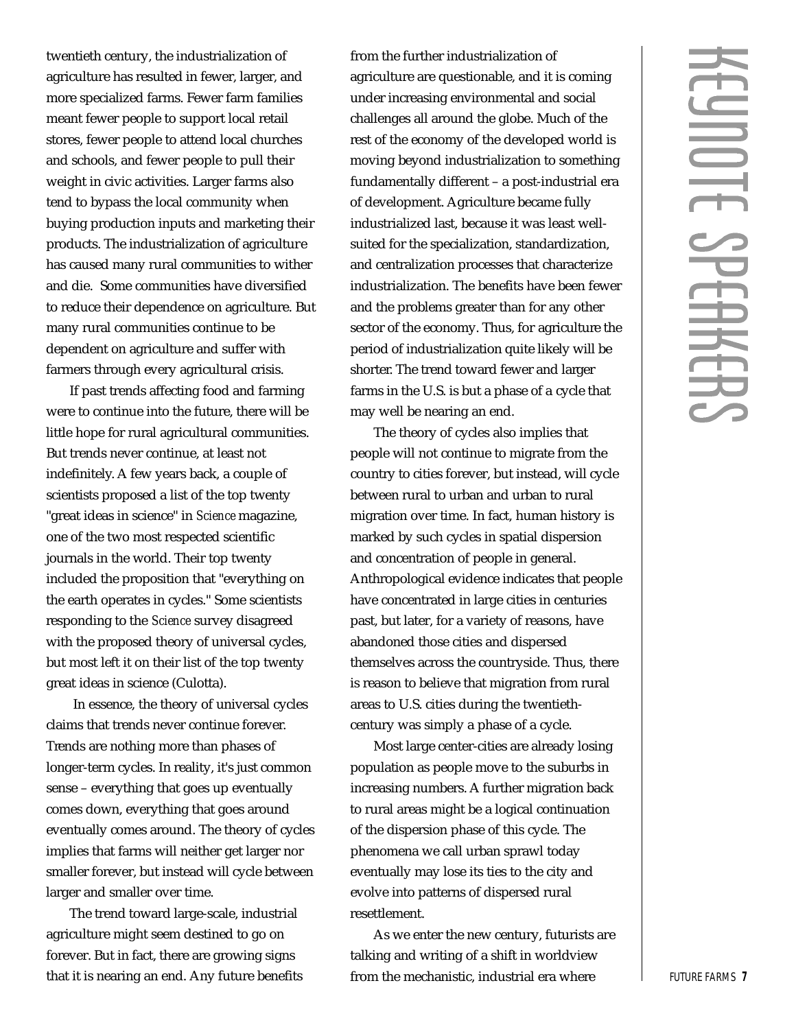twentieth century, the industrialization of agriculture has resulted in fewer, larger, and more specialized farms. Fewer farm families meant fewer people to support local retail stores, fewer people to attend local churches and schools, and fewer people to pull their weight in civic activities. Larger farms also tend to bypass the local community when buying production inputs and marketing their products. The industrialization of agriculture has caused many rural communities to wither and die. Some communities have diversified to reduce their dependence on agriculture. But many rural communities continue to be dependent on agriculture and suffer with farmers through every agricultural crisis.

If past trends affecting food and farming were to continue into the future, there will be little hope for rural agricultural communities. But trends never continue, at least not indefinitely. A few years back, a couple of scientists proposed a list of the top twenty "great ideas in science" in *Science* magazine, one of the two most respected scientific journals in the world. Their top twenty included the proposition that "everything on the earth operates in cycles." Some scientists responding to the *Science* survey disagreed with the proposed theory of universal cycles, but most left it on their list of the top twenty great ideas in science (Culotta).

In essence, the theory of universal cycles claims that trends never continue forever. Trends are nothing more than phases of longer-term cycles. In reality, it's just common sense – everything that goes up eventually comes down, everything that goes around eventually comes around. The theory of cycles implies that farms will neither get larger nor smaller forever, but instead will cycle between larger and smaller over time.

The trend toward large-scale, industrial agriculture might seem destined to go on forever. But in fact, there are growing signs that it is nearing an end. Any future benefits from the further industrialization of agriculture are questionable, and it is coming under increasing environmental and social challenges all around the globe. Much of the rest of the economy of the developed world is moving beyond industrialization to something fundamentally different – a post-industrial era of development. Agriculture became fully industrialized last, because it was least well-suited for the specialization, standardization, and centralization processes that characterize industrialization. The benefits have been fewer and the problems greater than for any other sector of the economy. Thus, for agriculture the period of industrialization quite likely will be shorter. The trend toward fewer and larger farms in the U.S. is but a phase of a cycle that may well be nearing an end.

The theory of cycles also implies that people will not continue to migrate from the country to cities forever, but instead, will cycle between rural to urban and urban to rural migration over time. In fact, human history is marked by such cycles in spatial dispersion and concentration of people in general. Anthropological evidence indicates that people have concentrated in large cities in centuries past, but later, for a variety of reasons, have abandoned those cities and dispersed themselves across the countryside. Thus, there is reason to believe that migration from rural areas to U.S. cities during the twentieth-century was simply a phase of a cycle.

Most large center-cities are already losing population as people move to the suburbs in increasing numbers. A further migration back to rural areas might be a logical continuation of the dispersion phase of this cycle. The phenomena we call urban sprawl today eventually may lose its ties to the city and evolve into patterns of dispersed rural resettlement.

As we enter the new century, futurists are talking and writing of a shift in worldview from the mechanistic, industrial era where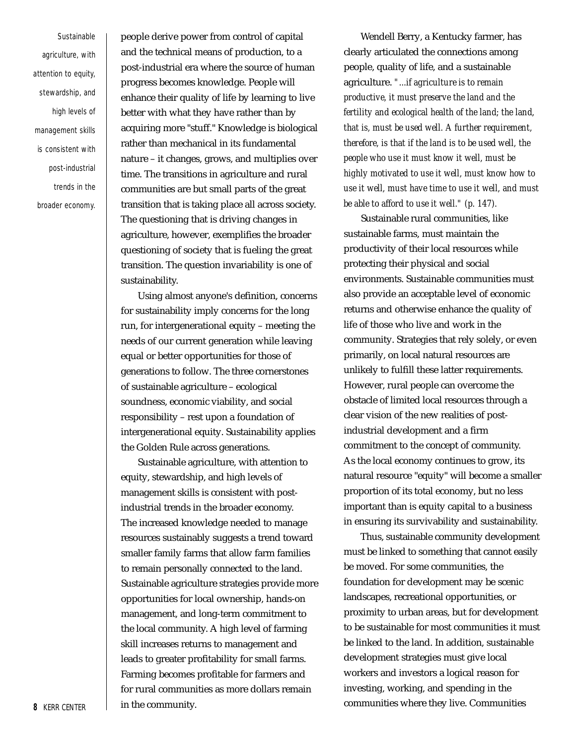Sustainable agriculture, with attention to equity, stewardship, and high levels of management skills is consistent with post-industrial trends in the broader economy.

people derive power from control of capital and the technical means of production, to a post-industrial era where the source of human progress becomes knowledge. People will enhance their quality of life by learning to live better with what they have rather than by acquiring more "stuff." Knowledge is biological rather than mechanical in its fundamental nature – it changes, grows, and multiplies over time. The transitions in agriculture and rural communities are but small parts of the great transition that is taking place all across society. The questioning that is driving changes in agriculture, however, exemplifies the broader questioning of society that is fueling the great transition. The question invariability is one of sustainability.

Using almost anyone's definition, concerns for sustainability imply concerns for the long run, for intergenerational equity – meeting the needs of our current generation while leaving equal or better opportunities for those of generations to follow. The three cornerstones of sustainable agriculture – ecological soundness, economic viability, and social responsibility – rest upon a foundation of intergenerational equity. Sustainability applies the Golden Rule across generations.

Sustainable agriculture, with attention to equity, stewardship, and high levels of management skills is consistent with post-industrial trends in the broader economy. The increased knowledge needed to manage resources sustainably suggests a trend toward smaller family farms that allow farm families to remain personally connected to the land. Sustainable agriculture strategies provide more opportunities for local ownership, hands-on management, and long-term commitment to the local community. A high level of farming skill increases returns to management and leads to greater profitability for small farms. Farming becomes profitable for farmers and for rural communities as more dollars remain in the community.

Wendell Berry, a Kentucky farmer, has clearly articulated the connections among people, quality of life, and a sustainable agriculture. *"...if agriculture is to remain productive, it must preserve the land and the fertility and ecological health of the land; the land, that is, must be used well. A further requirement, therefore, is that if the land is to be used well, the people who use it must know it well, must be highly motivated to use it well, must know how to use it well, must have time to use it well, and must be able to afford to use it well." (p. 147).*

Sustainable rural communities, like sustainable farms, must maintain the productivity of their local resources while protecting their physical and social environments. Sustainable communities must also provide an acceptable level of economic returns and otherwise enhance the quality of life of those who live and work in the community. Strategies that rely solely, or even primarily, on local natural resources are unlikely to fulfill these latter requirements. However, rural people can overcome the obstacle of limited local resources through a clear vision of the new realities of post-industrial development and a firm commitment to the concept of community. As the local economy continues to grow, its natural resource "equity" will become a smaller proportion of its total economy, but no less important than is equity capital to a business in ensuring its survivability and sustainability.

Thus, sustainable community development must be linked to something that cannot easily be moved. For some communities, the foundation for development may be scenic landscapes, recreational opportunities, or proximity to urban areas, but for development to be sustainable for most communities it must be linked to the land. In addition, sustainable development strategies must give local workers and investors a logical reason for investing, working, and spending in the communities where they live. Communities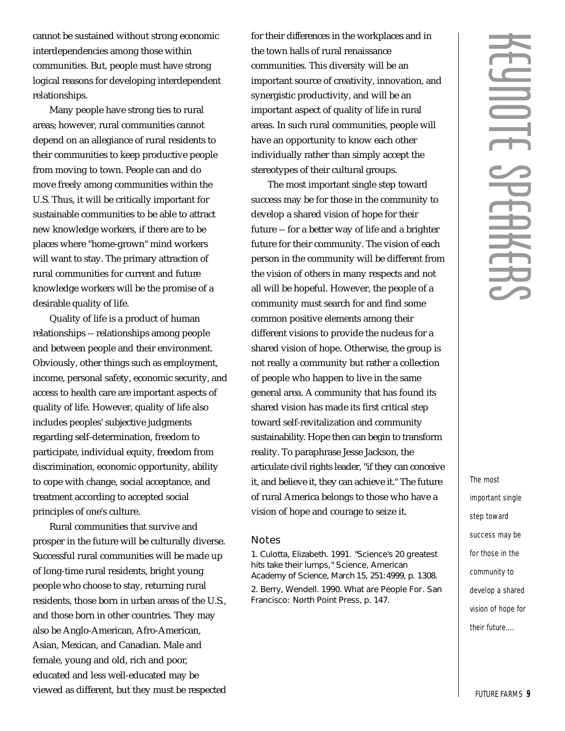cannot be sustained without strong economic interdependencies among those within communities. But, people must have strong logical reasons for developing interdependent relationships.

Many people have strong ties to rural areas; however, rural communities cannot depend on an allegiance of rural residents to their communities to keep productive people from moving to town. People can and do move freely among communities within the U.S. Thus, it will be critically important for sustainable communities to be able to attract new knowledge workers, if there are to be places where "home-grown" mind workers will want to stay. The primary attraction of rural communities for current and future knowledge workers will be the promise of a desirable quality of life.

Quality of life is a product of human relationships -- relationships among people and between people and their environment. Obviously, other things such as employment, income, personal safety, economic security, and access to health care are important aspects of quality of life. However, quality of life also includes peoples' subjective judgments regarding self-determination, freedom to participate, individual equity, freedom from discrimination, economic opportunity, ability to cope with change, social acceptance, and treatment according to accepted social principles of one's culture.

Rural communities that survive and prosper in the future will be culturally diverse. Successful rural communities will be made up of long-time rural residents, bright young people who choose to stay, returning rural residents, those born in urban areas of the U.S., and those born in other countries. They may also be Anglo-American, Afro-American, Asian, Mexican, and Canadian. Male and female, young and old, rich and poor, educated and less well-educated may be viewed as different, but they must be respected for their differences in the workplaces and in the town halls of rural renaissance communities. This diversity will be an important source of creativity, innovation, and synergistic productivity, and will be an important aspect of quality of life in rural areas. In such rural communities, people will have an opportunity to know each other individually rather than simply accept the stereotypes of their cultural groups.

The most important single step toward success may be for those in the community to develop a shared vision of hope for their future -- for a better way of life and a brighter future for their community. The vision of each person in the community will be different from the vision of others in many respects and not all will be hopeful. However, the people of a community must search for and find some common positive elements among their different visions to provide the nucleus for a shared vision of hope. Otherwise, the group is not really a community but rather a collection of people who happen to live in the same general area. A community that has found its shared vision has made its first critical step toward self-revitalization and community sustainability. Hope then can begin to transform reality. To paraphrase Jesse Jackson, the articulate civil rights leader, "if they can conceive it, and believe it, they can achieve it." The future of rural America belongs to those who have a vision of hope and courage to seize it.

*The most important single step toward success may be for those in the community to develop a shared vision of hope for their future....*

## Notes

1. Culotta, Elizabeth. 1991. "Science's 20 greatest hits take their lumps," Science, American Academy of Science, March 15, 251:4999, p. 1308.

2. Berry, Wendell. 1990. What are People For. San Francisco: North Point Press, p. 147.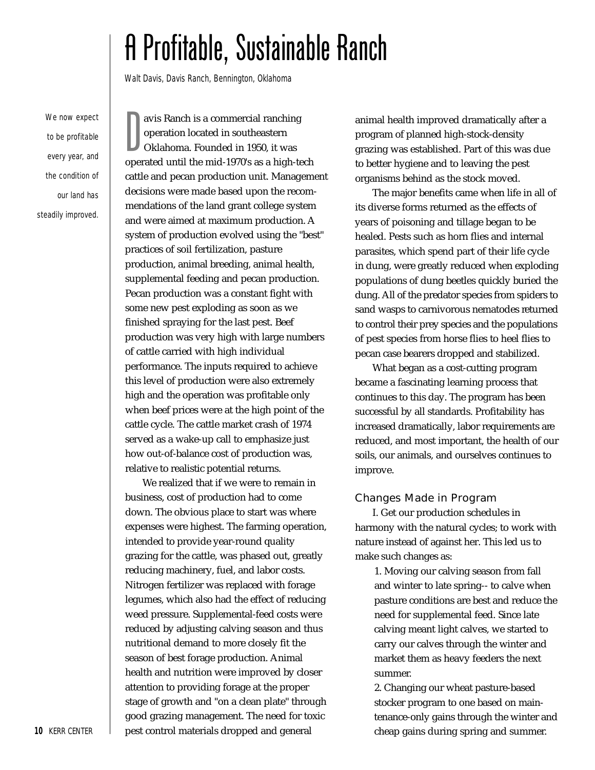# A Profitable, Sustainable Ranch

Walt Davis, Davis Ranch, Bennington, Oklahoma

*We now expect to be profitable every year, and the condition of our land has steadily improved.*

Davis Ranch is a commercial ranching operation located in southeastern Oklahoma. Founded in 1950, it was operated until the mid-1970's as a high-tech cattle and pecan production unit. Management decisions were made based upon the recommendations of the land grant college system and were aimed at maximum production. A system of production evolved using the "best" practices of soil fertilization, pasture production, animal breeding, animal health, supplemental feeding and pecan production. Pecan production was a constant fight with some new pest exploding as soon as we finished spraying for the last pest. Beef production was very high with large numbers of cattle carried with high individual performance. The inputs required to achieve this level of production were also extremely high and the operation was profitable only when beef prices were at the high point of the cattle cycle. The cattle market crash of 1974 served as a wake-up call to emphasize just how out-of-balance cost of production was, relative to realistic potential returns.

We realized that if we were to remain in business, cost of production had to come down. The obvious place to start was where expenses were highest. The farming operation, intended to provide year-round quality grazing for the cattle, was phased out, greatly reducing machinery, fuel, and labor costs. Nitrogen fertilizer was replaced with forage legumes, which also had the effect of reducing weed pressure. Supplemental-feed costs were reduced by adjusting calving season and thus nutritional demand to more closely fit the season of best forage production. Animal health and nutrition were improved by closer attention to providing forage at the proper stage of growth and "on a clean plate" through good grazing management. The need for toxic pest control materials dropped and general animal health improved dramatically after a program of planned high-stock-density grazing was established. Part of this was due to better hygiene and to leaving the pest organisms behind as the stock moved.

The major benefits came when life in all of its diverse forms returned as the effects of years of poisoning and tillage began to be healed. Pests such as horn flies and internal parasites, which spend part of their life cycle in dung, were greatly reduced when exploding populations of dung beetles quickly buried the dung. All of the predator species from spiders to sand wasps to carnivorous nematodes returned to control their prey species and the populations of pest species from horse flies to heel flies to pecan case bearers dropped and stabilized.

What began as a cost-cutting program became a fascinating learning process that continues to this day. The program has been successful by all standards. Profitability has increased dramatically, labor requirements are reduced, and most important, the health of our soils, our animals, and ourselves continues to improve.

## Changes Made in Program

I. Get our production schedules in harmony with the natural cycles; to work with nature instead of against her. This led us to make such changes as:

1. Moving our calving season from fall and winter to late spring-- to calve when pasture conditions are best and reduce the need for supplemental feed. Since late calving meant light calves, we started to carry our calves through the winter and market them as heavy feeders the next summer.
2. Changing our wheat pasture-based stocker program to one based on maintenance-only gains through the winter and cheap gains during spring and summer.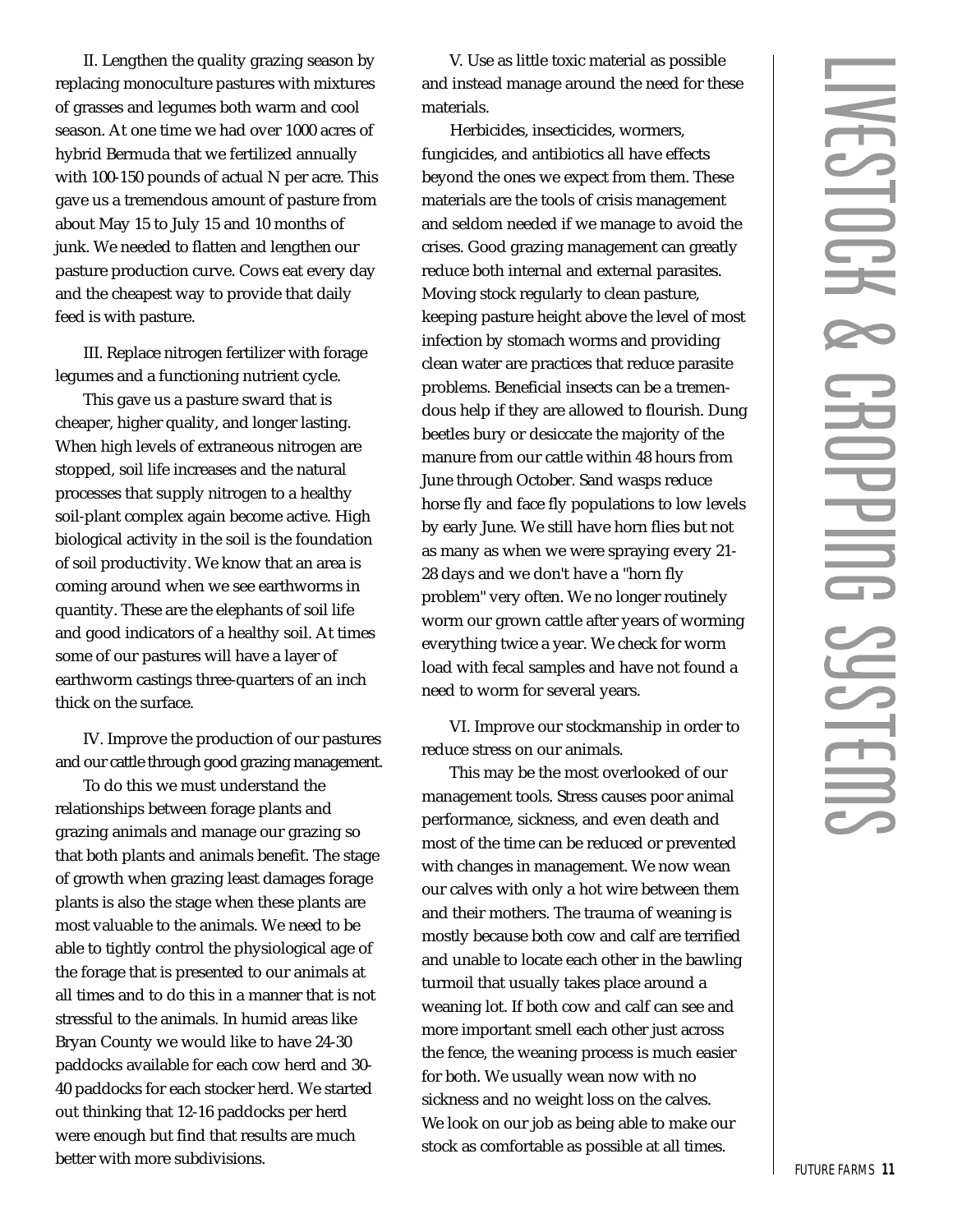II. Lengthen the quality grazing season by replacing monoculture pastures with mixtures of grasses and legumes both warm and cool season. At one time we had over 1000 acres of hybrid Bermuda that we fertilized annually with 100-150 pounds of actual N per acre. This gave us a tremendous amount of pasture from about May 15 to July 15 and 10 months of junk. We needed to flatten and lengthen our pasture production curve. Cows eat every day and the cheapest way to provide that daily feed is with pasture.

III. Replace nitrogen fertilizer with forage legumes and a functioning nutrient cycle.

This gave us a pasture sward that is cheaper, higher quality, and longer lasting. When high levels of extraneous nitrogen are stopped, soil life increases and the natural processes that supply nitrogen to a healthy soil-plant complex again become active. High biological activity in the soil is the foundation of soil productivity. We know that an area is coming around when we see earthworms in quantity. These are the elephants of soil life and good indicators of a healthy soil. At times some of our pastures will have a layer of earthworm castings three-quarters of an inch thick on the surface.

IV. Improve the production of our pastures and our cattle through good grazing management.

To do this we must understand the relationships between forage plants and grazing animals and manage our grazing so that both plants and animals benefit. The stage of growth when grazing least damages forage plants is also the stage when these plants are most valuable to the animals. We need to be able to tightly control the physiological age of the forage that is presented to our animals at all times and to do this in a manner that is not stressful to the animals. In humid areas like Bryan County we would like to have 24-30 paddocks available for each cow herd and 30-40 paddocks for each stocker herd. We started out thinking that 12-16 paddocks per herd were enough but find that results are much better with more subdivisions.

V. Use as little toxic material as possible and instead manage around the need for these materials.

Herbicides, insecticides, wormers, fungicides, and antibiotics all have effects beyond the ones we expect from them. These materials are the tools of crisis management and seldom needed if we manage to avoid the crises. Good grazing management can greatly reduce both internal and external parasites. Moving stock regularly to clean pasture, keeping pasture height above the level of most infection by stomach worms and providing clean water are practices that reduce parasite problems. Beneficial insects can be a tremendous help if they are allowed to flourish. Dung beetles bury or desiccate the majority of the manure from our cattle within 48 hours from June through October. Sand wasps reduce horse fly and face fly populations to low levels by early June. We still have horn flies but not as many as when we were spraying every 21-28 days and we don't have a "horn fly problem" very often. We no longer routinely worm our grown cattle after years of worming everything twice a year. We check for worm load with fecal samples and have not found a need to worm for several years.

VI. Improve our stockmanship in order to reduce stress on our animals.

This may be the most overlooked of our management tools. Stress causes poor animal performance, sickness, and even death and most of the time can be reduced or prevented with changes in management. We now wean our calves with only a hot wire between them and their mothers. The trauma of weaning is mostly because both cow and calf are terrified and unable to locate each other in the bawling turmoil that usually takes place around a weaning lot. If both cow and calf can see and more important smell each other just across the fence, the weaning process is much easier for both. We usually wean now with no sickness and no weight loss on the calves. We look on our job as being able to make our stock as comfortable as possible at all times.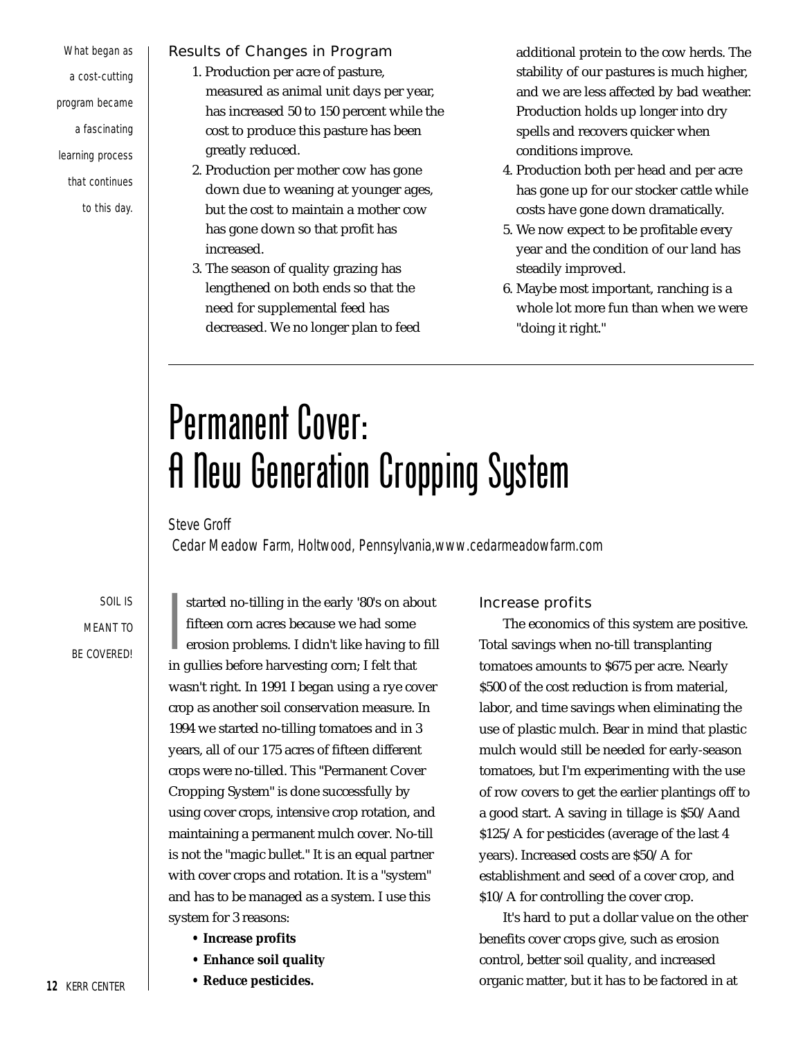What began as a cost-cutting program became a fascinating learning process that continues to this day.

### Results of Changes in Program

1. Production per acre of pasture, measured as animal unit days per year, has increased 50 to 150 percent while the cost to produce this pasture has been greatly reduced.
2. Production per mother cow has gone down due to weaning at younger ages, but the cost to maintain a mother cow has gone down so that profit has increased.
3. The season of quality grazing has lengthened on both ends so that the need for supplemental feed has decreased. We no longer plan to feed additional protein to the cow herds. The stability of our pastures is much higher, and we are less affected by bad weather. Production holds up longer into dry spells and recovers quicker when conditions improve.
4. Production both per head and per acre has gone up for our stocker cattle while costs have gone down dramatically.
5. We now expect to be profitable every year and the condition of our land has steadily improved.
6. Maybe most important, ranching is a whole lot more fun than when we were "doing it right."

---

# Permanent Cover: A New Generation Cropping System

Steve Groff
Cedar Meadow Farm, Holtwood, Pennsylvania,www.cedarmeadowfarm.com

SOIL IS MEANT TO BE COVERED!

I started no-tilling in the early '80's on about fifteen corn acres because we had some erosion problems. I didn't like having to fill in gullies before harvesting corn; I felt that wasn't right. In 1991 I began using a rye cover crop as another soil conservation measure. In 1994 we started no-tilling tomatoes and in 3 years, all of our 175 acres of fifteen different crops were no-tilled. This "Permanent Cover Cropping System" is done successfully by using cover crops, intensive crop rotation, and maintaining a permanent mulch cover. No-till is not the "magic bullet." It is an equal partner with cover crops and rotation. It is a "system" and has to be managed as a system. I use this system for 3 reasons:

- **Increase profits**
- **Enhance soil quality**
- **Reduce pesticides.**

### Increase profits

The economics of this system are positive. Total savings when no-till transplanting tomatoes amounts to $675 per acre. Nearly $500 of the cost reduction is from material, labor, and time savings when eliminating the use of plastic mulch. Bear in mind that plastic mulch would still be needed for early-season tomatoes, but I'm experimenting with the use of row covers to get the earlier plantings off to a good start. A saving in tillage is $50/Aand $125/A for pesticides (average of the last 4 years). Increased costs are $50/A for establishment and seed of a cover crop, and $10/A for controlling the cover crop.

It's hard to put a dollar value on the other benefits cover crops give, such as erosion control, better soil quality, and increased organic matter, but it has to be factored in at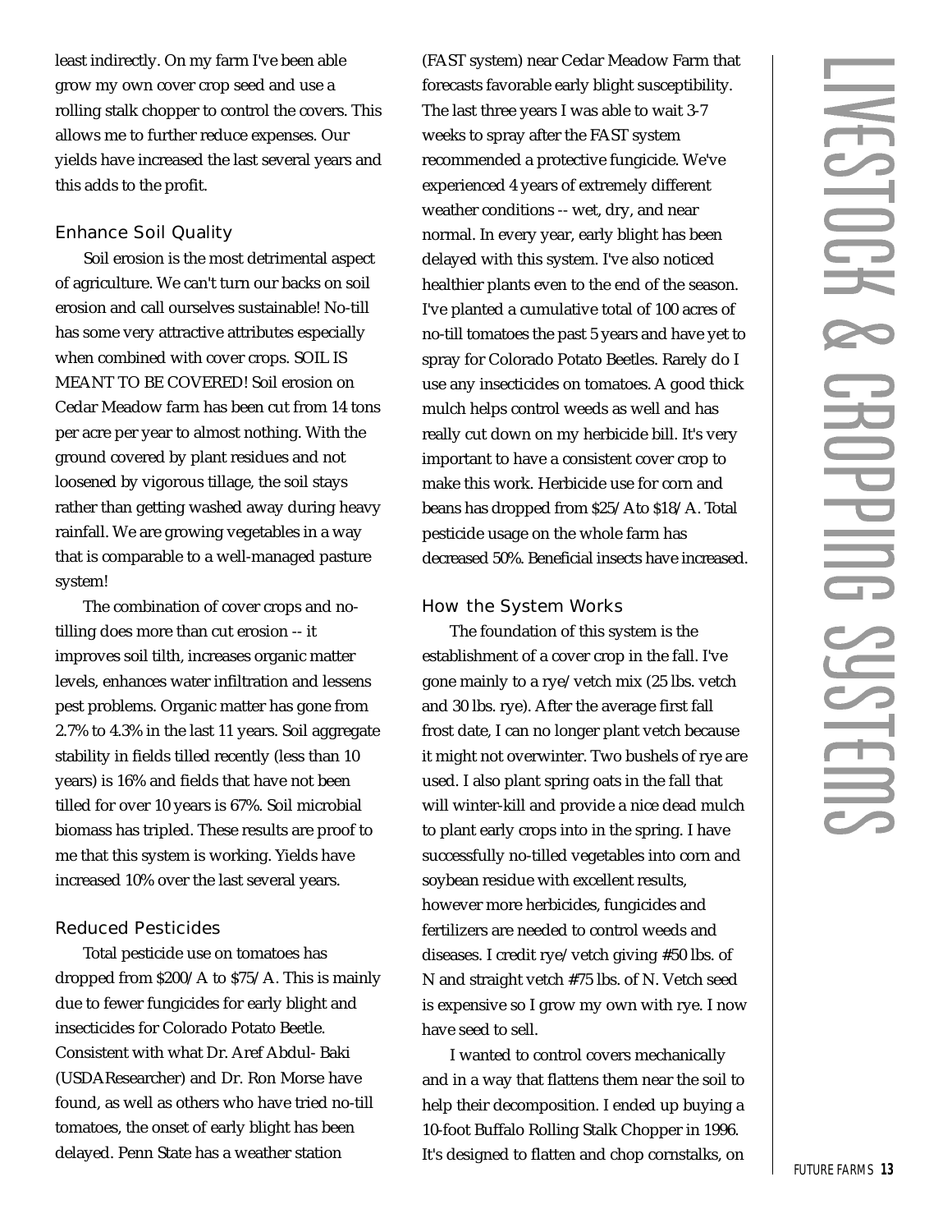least indirectly. On my farm I've been able grow my own cover crop seed and use a rolling stalk chopper to control the covers. This allows me to further reduce expenses. Our yields have increased the last several years and this adds to the profit.

### Enhance Soil Quality

Soil erosion is the most detrimental aspect of agriculture. We can't turn our backs on soil erosion and call ourselves sustainable! No-till has some very attractive attributes especially when combined with cover crops. SOIL IS MEANT TO BE COVERED! Soil erosion on Cedar Meadow farm has been cut from 14 tons per acre per year to almost nothing. With the ground covered by plant residues and not loosened by vigorous tillage, the soil stays rather than getting washed away during heavy rainfall. We are growing vegetables in a way that is comparable to a well-managed pasture system!

The combination of cover crops and no-tilling does more than cut erosion -- it improves soil tilth, increases organic matter levels, enhances water infiltration and lessens pest problems. Organic matter has gone from 2.7% to 4.3% in the last 11 years. Soil aggregate stability in fields tilled recently (less than 10 years) is 16% and fields that have not been tilled for over 10 years is 67%. Soil microbial biomass has tripled. These results are proof to me that this system is working. Yields have increased 10% over the last several years.

### Reduced Pesticides

Total pesticide use on tomatoes has dropped from $200/A to $75/A. This is mainly due to fewer fungicides for early blight and insecticides for Colorado Potato Beetle. Consistent with what Dr. Aref Abdul- Baki (USDAResearcher) and Dr. Ron Morse have found, as well as others who have tried no-till tomatoes, the onset of early blight has been delayed. Penn State has a weather station (FAST system) near Cedar Meadow Farm that forecasts favorable early blight susceptibility. The last three years I was able to wait 3-7 weeks to spray after the FAST system recommended a protective fungicide. We've experienced 4 years of extremely different weather conditions -- wet, dry, and near normal. In every year, early blight has been delayed with this system. I've also noticed healthier plants even to the end of the season. I've planted a cumulative total of 100 acres of no-till tomatoes the past 5 years and have yet to spray for Colorado Potato Beetles. Rarely do I use any insecticides on tomatoes. A good thick mulch helps control weeds as well and has really cut down on my herbicide bill. It's very important to have a consistent cover crop to make this work. Herbicide use for corn and beans has dropped from $25/A to $18/A. Total pesticide usage on the whole farm has decreased 50%. Beneficial insects have increased.

### How the System Works

The foundation of this system is the establishment of a cover crop in the fall. I've gone mainly to a rye/vetch mix (25 lbs. vetch and 30 lbs. rye). After the average first fall frost date, I can no longer plant vetch because it might not overwinter. Two bushels of rye are used. I also plant spring oats in the fall that will winter-kill and provide a nice dead mulch to plant early crops into in the spring. I have successfully no-tilled vegetables into corn and soybean residue with excellent results, however more herbicides, fungicides and fertilizers are needed to control weeds and diseases. I credit rye/vetch giving #50 lbs. of N and straight vetch #75 lbs. of N. Vetch seed is expensive so I grow my own with rye. I now have seed to sell.

I wanted to control covers mechanically and in a way that flattens them near the soil to help their decomposition. I ended up buying a 10-foot Buffalo Rolling Stalk Chopper in 1996. It's designed to flatten and chop cornstalks, on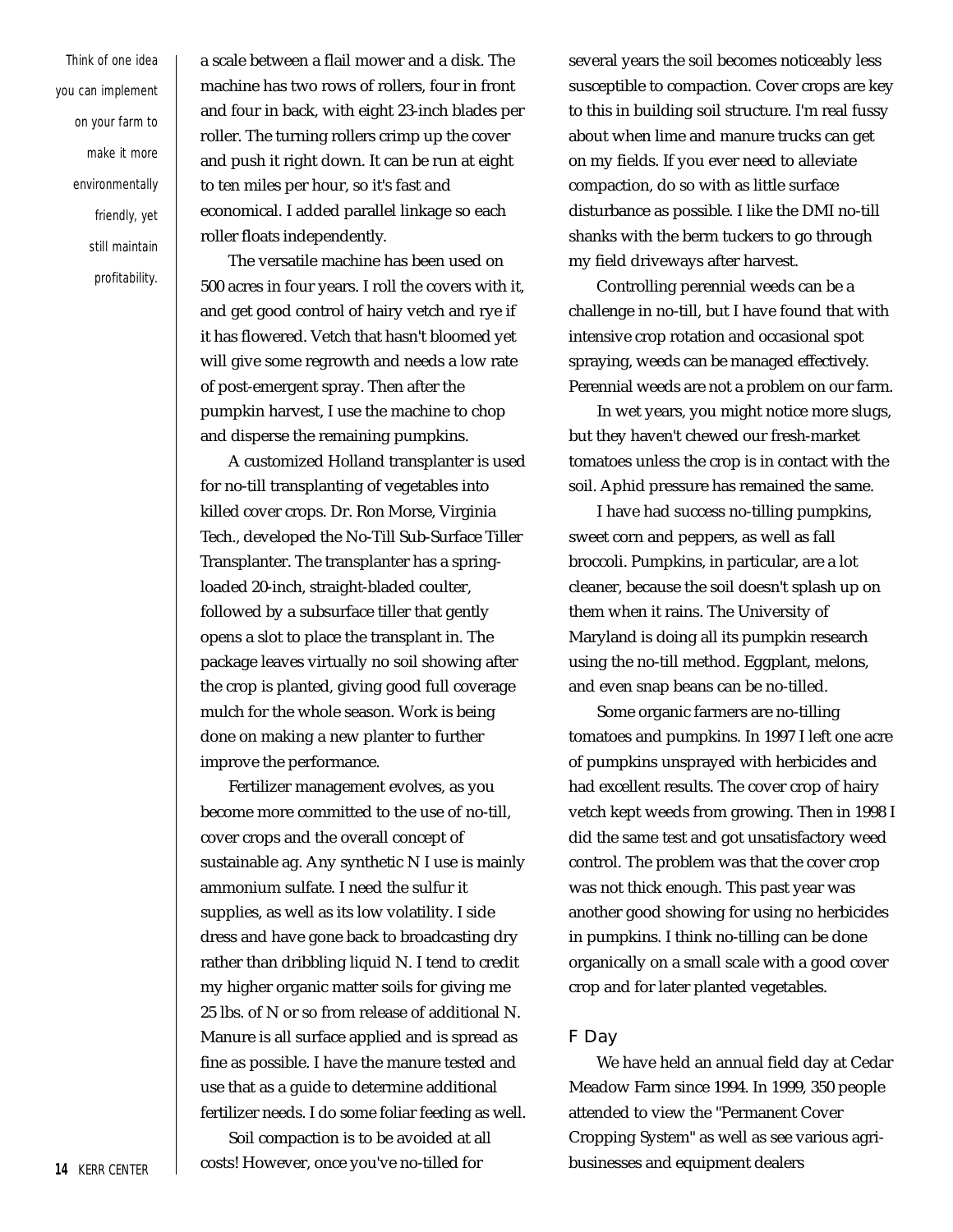*Think of one idea you can implement on your farm to make it more environmentally friendly, yet still maintain profitability.*

a scale between a flail mower and a disk. The machine has two rows of rollers, four in front and four in back, with eight 23-inch blades per roller. The turning rollers crimp up the cover and push it right down. It can be run at eight to ten miles per hour, so it's fast and economical. I added parallel linkage so each roller floats independently.

The versatile machine has been used on 500 acres in four years. I roll the covers with it, and get good control of hairy vetch and rye if it has flowered. Vetch that hasn't bloomed yet will give some regrowth and needs a low rate of post-emergent spray. Then after the pumpkin harvest, I use the machine to chop and disperse the remaining pumpkins.

A customized Holland transplanter is used for no-till transplanting of vegetables into killed cover crops. Dr. Ron Morse, Virginia Tech., developed the No-Till Sub-Surface Tiller Transplanter. The transplanter has a spring-loaded 20-inch, straight-bladed coulter, followed by a subsurface tiller that gently opens a slot to place the transplant in. The package leaves virtually no soil showing after the crop is planted, giving good full coverage mulch for the whole season. Work is being done on making a new planter to further improve the performance.

Fertilizer management evolves, as you become more committed to the use of no-till, cover crops and the overall concept of sustainable ag. Any synthetic N I use is mainly ammonium sulfate. I need the sulfur it supplies, as well as its low volatility. I side dress and have gone back to broadcasting dry rather than dribbling liquid N. I tend to credit my higher organic matter soils for giving me 25 lbs. of N or so from release of additional N. Manure is all surface applied and is spread as fine as possible. I have the manure tested and use that as a guide to determine additional fertilizer needs. I do some foliar feeding as well.

Soil compaction is to be avoided at all costs! However, once you've no-tilled for several years the soil becomes noticeably less susceptible to compaction. Cover crops are key to this in building soil structure. I'm real fussy about when lime and manure trucks can get on my fields. If you ever need to alleviate compaction, do so with as little surface disturbance as possible. I like the DMI no-till shanks with the berm tuckers to go through my field driveways after harvest.

Controlling perennial weeds can be a challenge in no-till, but I have found that with intensive crop rotation and occasional spot spraying, weeds can be managed effectively. Perennial weeds are not a problem on our farm.

In wet years, you might notice more slugs, but they haven't chewed our fresh-market tomatoes unless the crop is in contact with the soil. Aphid pressure has remained the same.

I have had success no-tilling pumpkins, sweet corn and peppers, as well as fall broccoli. Pumpkins, in particular, are a lot cleaner, because the soil doesn't splash up on them when it rains. The University of Maryland is doing all its pumpkin research using the no-till method. Eggplant, melons, and even snap beans can be no-tilled.

Some organic farmers are no-tilling tomatoes and pumpkins. In 1997 I left one acre of pumpkins unsprayed with herbicides and had excellent results. The cover crop of hairy vetch kept weeds from growing. Then in 1998 I did the same test and got unsatisfactory weed control. The problem was that the cover crop was not thick enough. This past year was another good showing for using no herbicides in pumpkins. I think no-tilling can be done organically on a small scale with a good cover crop and for later planted vegetables.

### F Day

We have held an annual field day at Cedar Meadow Farm since 1994. In 1999, 350 people attended to view the "Permanent Cover Cropping System" as well as see various agri-businesses and equipment dealers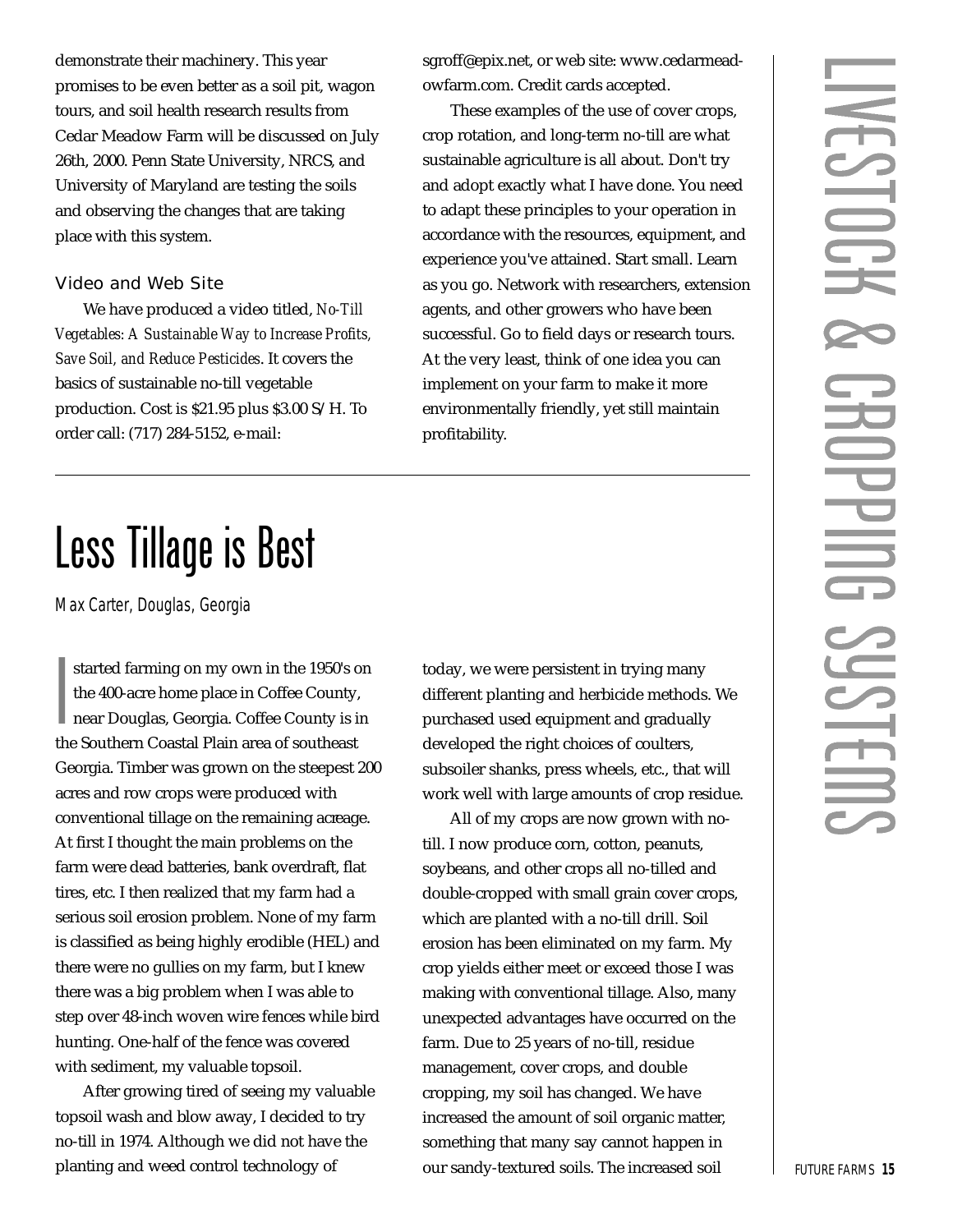demonstrate their machinery. This year promises to be even better as a soil pit, wagon tours, and soil health research results from Cedar Meadow Farm will be discussed on July 26th, 2000. Penn State University, NRCS, and University of Maryland are testing the soils and observing the changes that are taking place with this system.

### Video and Web Site

We have produced a video titled, *No-Till Vegetables: A Sustainable Way to Increase Profits, Save Soil, and Reduce Pesticides*. It covers the basics of sustainable no-till vegetable production. Cost is $21.95 plus $3.00 S/H. To order call: (717) 284-5152, e-mail: sgroff@epix.net, or web site: www.cedarmeadowfarm.com. Credit cards accepted.

These examples of the use of cover crops, crop rotation, and long-term no-till are what sustainable agriculture is all about. Don't try and adopt exactly what I have done. You need to adapt these principles to your operation in accordance with the resources, equipment, and experience you've attained. Start small. Learn as you go. Network with researchers, extension agents, and other growers who have been successful. Go to field days or research tours. At the very least, think of one idea you can implement on your farm to make it more environmentally friendly, yet still maintain profitability.

# Less Tillage is Best

Max Carter, Douglas, Georgia

I started farming on my own in the 1950's on the 400-acre home place in Coffee County, near Douglas, Georgia. Coffee County is in the Southern Coastal Plain area of southeast Georgia. Timber was grown on the steepest 200 acres and row crops were produced with conventional tillage on the remaining acreage. At first I thought the main problems on the farm were dead batteries, bank overdraft, flat tires, etc. I then realized that my farm had a serious soil erosion problem. None of my farm is classified as being highly erodible (HEL) and there were no gullies on my farm, but I knew there was a big problem when I was able to step over 48-inch woven wire fences while bird hunting. One-half of the fence was covered with sediment, my valuable topsoil.

After growing tired of seeing my valuable topsoil wash and blow away, I decided to try no-till in 1974. Although we did not have the planting and weed control technology of today, we were persistent in trying many different planting and herbicide methods. We purchased used equipment and gradually developed the right choices of coulters, subsoiler shanks, press wheels, etc., that will work well with large amounts of crop residue.

All of my crops are now grown with no-till. I now produce corn, cotton, peanuts, soybeans, and other crops all no-tilled and double-cropped with small grain cover crops, which are planted with a no-till drill. Soil erosion has been eliminated on my farm. My crop yields either meet or exceed those I was making with conventional tillage. Also, many unexpected advantages have occurred on the farm. Due to 25 years of no-till, residue management, cover crops, and double cropping, my soil has changed. We have increased the amount of soil organic matter, something that many say cannot happen in our sandy-textured soils. The increased soil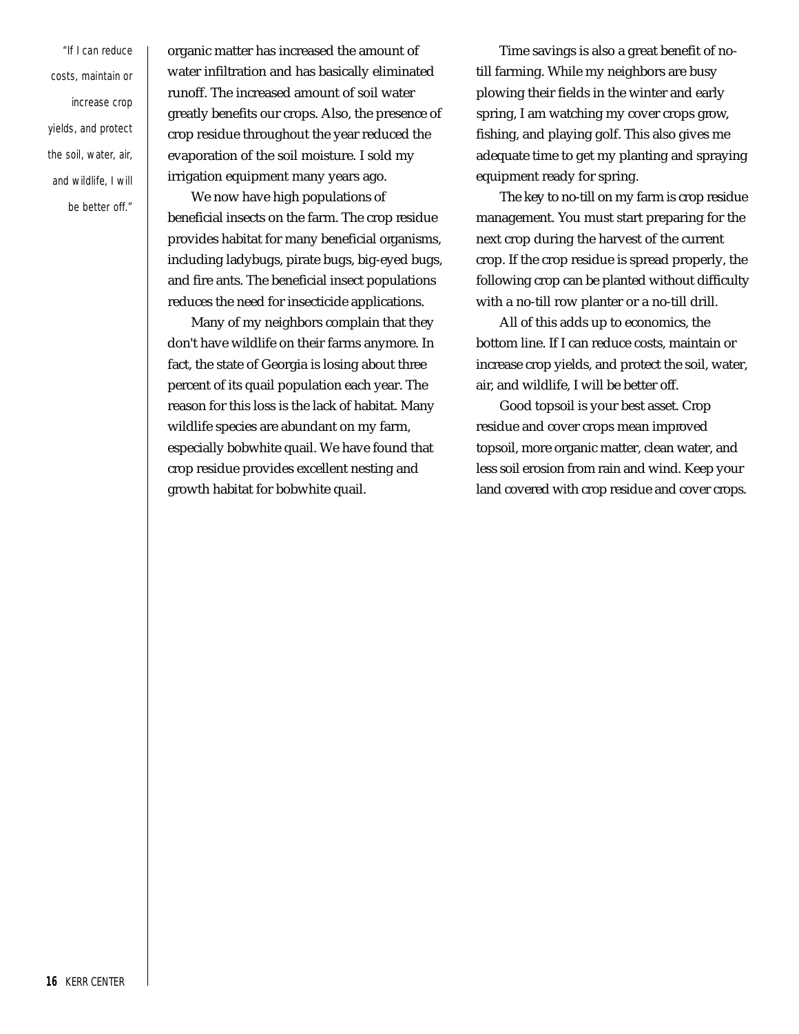"If I can reduce costs, maintain or increase crop yields, and protect the soil, water, air, and wildlife, I will be better off."

organic matter has increased the amount of water infiltration and has basically eliminated runoff. The increased amount of soil water greatly benefits our crops. Also, the presence of crop residue throughout the year reduced the evaporation of the soil moisture. I sold my irrigation equipment many years ago.

We now have high populations of beneficial insects on the farm. The crop residue provides habitat for many beneficial organisms, including ladybugs, pirate bugs, big-eyed bugs, and fire ants. The beneficial insect populations reduces the need for insecticide applications.

Many of my neighbors complain that they don't have wildlife on their farms anymore. In fact, the state of Georgia is losing about three percent of its quail population each year. The reason for this loss is the lack of habitat. Many wildlife species are abundant on my farm, especially bobwhite quail. We have found that crop residue provides excellent nesting and growth habitat for bobwhite quail.

Time savings is also a great benefit of no-till farming. While my neighbors are busy plowing their fields in the winter and early spring, I am watching my cover crops grow, fishing, and playing golf. This also gives me adequate time to get my planting and spraying equipment ready for spring.

The key to no-till on my farm is crop residue management. You must start preparing for the next crop during the harvest of the current crop. If the crop residue is spread properly, the following crop can be planted without difficulty with a no-till row planter or a no-till drill.

All of this adds up to economics, the bottom line. If I can reduce costs, maintain or increase crop yields, and protect the soil, water, air, and wildlife, I will be better off.

Good topsoil is your best asset. Crop residue and cover crops mean improved topsoil, more organic matter, clean water, and less soil erosion from rain and wind. Keep your land covered with crop residue and cover crops.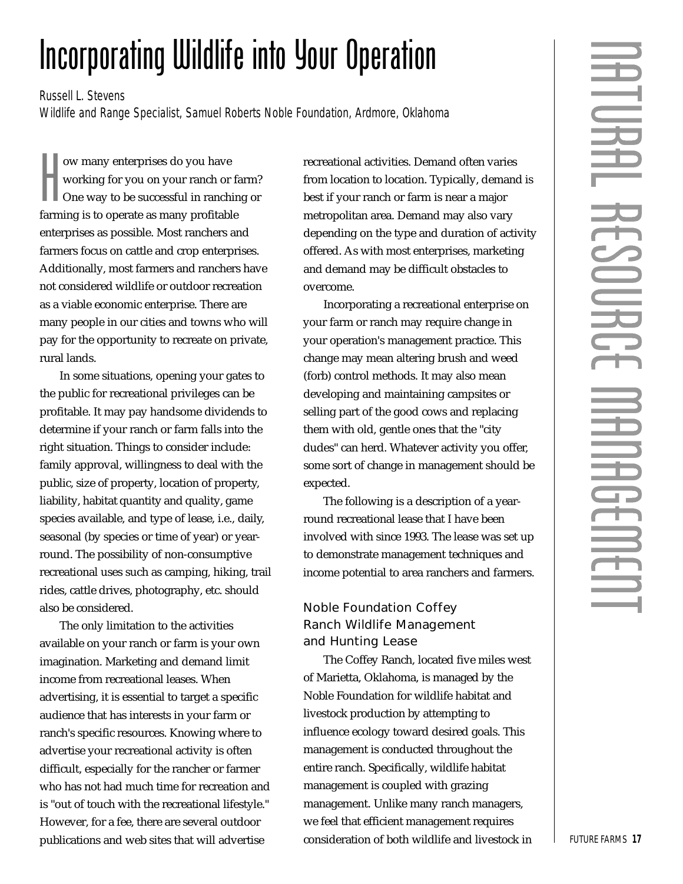# Incorporating Wildlife into Your Operation

Russell L. Stevens
Wildlife and Range Specialist, Samuel Roberts Noble Foundation, Ardmore, Oklahoma

How many enterprises do you have working for you on your ranch or farm? One way to be successful in ranching or farming is to operate as many profitable enterprises as possible. Most ranchers and farmers focus on cattle and crop enterprises. Additionally, most farmers and ranchers have not considered wildlife or outdoor recreation as a viable economic enterprise. There are many people in our cities and towns who will pay for the opportunity to recreate on private, rural lands.

In some situations, opening your gates to the public for recreational privileges can be profitable. It may pay handsome dividends to determine if your ranch or farm falls into the right situation. Things to consider include: family approval, willingness to deal with the public, size of property, location of property, liability, habitat quantity and quality, game species available, and type of lease, i.e., daily, seasonal (by species or time of year) or year-round. The possibility of non-consumptive recreational uses such as camping, hiking, trail rides, cattle drives, photography, etc. should also be considered.

The only limitation to the activities available on your ranch or farm is your own imagination. Marketing and demand limit income from recreational leases. When advertising, it is essential to target a specific audience that has interests in your farm or ranch's specific resources. Knowing where to advertise your recreational activity is often difficult, especially for the rancher or farmer who has not had much time for recreation and is "out of touch with the recreational lifestyle." However, for a fee, there are several outdoor publications and web sites that will advertise recreational activities. Demand often varies from location to location. Typically, demand is best if your ranch or farm is near a major metropolitan area. Demand may also vary depending on the type and duration of activity offered. As with most enterprises, marketing and demand may be difficult obstacles to overcome.

Incorporating a recreational enterprise on your farm or ranch may require change in your operation's management practice. This change may mean altering brush and weed (forb) control methods. It may also mean developing and maintaining campsites or selling part of the good cows and replacing them with old, gentle ones that the "city dudes" can herd. Whatever activity you offer, some sort of change in management should be expected.

The following is a description of a year-round recreational lease that I have been involved with since 1993. The lease was set up to demonstrate management techniques and income potential to area ranchers and farmers.

## Noble Foundation Coffey Ranch Wildlife Management and Hunting Lease

The Coffey Ranch, located five miles west of Marietta, Oklahoma, is managed by the Noble Foundation for wildlife habitat and livestock production by attempting to influence ecology toward desired goals. This management is conducted throughout the entire ranch. Specifically, wildlife habitat management is coupled with grazing management. Unlike many ranch managers, we feel that efficient management requires consideration of both wildlife and livestock in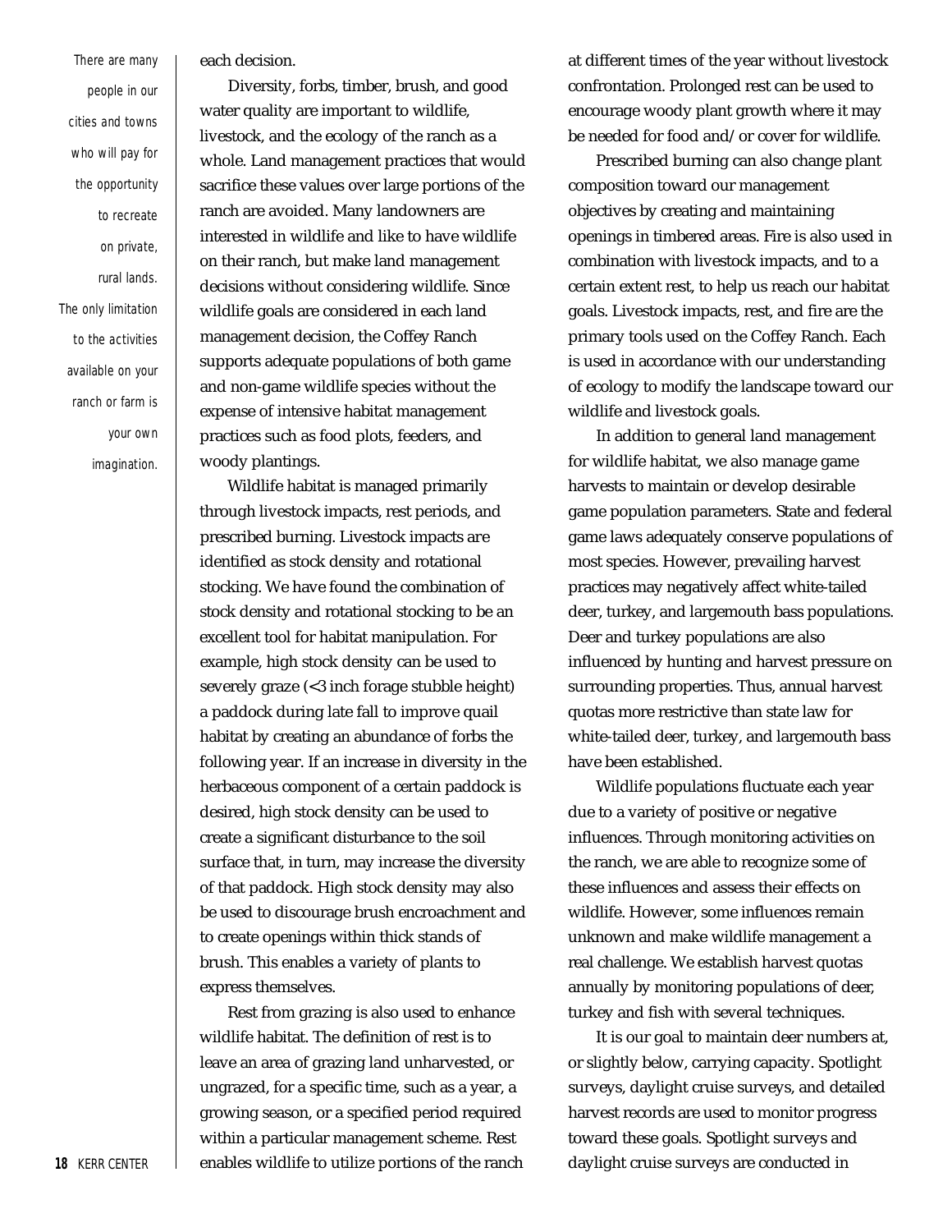*There are many people in our cities and towns who will pay for the opportunity to recreate on private, rural lands. The only limitation to the activities available on your ranch or farm is your own imagination.*

each decision.

Diversity, forbs, timber, brush, and good water quality are important to wildlife, livestock, and the ecology of the ranch as a whole. Land management practices that would sacrifice these values over large portions of the ranch are avoided. Many landowners are interested in wildlife and like to have wildlife on their ranch, but make land management decisions without considering wildlife. Since wildlife goals are considered in each land management decision, the Coffey Ranch supports adequate populations of both game and non-game wildlife species without the expense of intensive habitat management practices such as food plots, feeders, and woody plantings.

Wildlife habitat is managed primarily through livestock impacts, rest periods, and prescribed burning. Livestock impacts are identified as stock density and rotational stocking. We have found the combination of stock density and rotational stocking to be an excellent tool for habitat manipulation. For example, high stock density can be used to severely graze (<3 inch forage stubble height) a paddock during late fall to improve quail habitat by creating an abundance of forbs the following year. If an increase in diversity in the herbaceous component of a certain paddock is desired, high stock density can be used to create a significant disturbance to the soil surface that, in turn, may increase the diversity of that paddock. High stock density may also be used to discourage brush encroachment and to create openings within thick stands of brush. This enables a variety of plants to express themselves.

Rest from grazing is also used to enhance wildlife habitat. The definition of rest is to leave an area of grazing land unharvested, or ungrazed, for a specific time, such as a year, a growing season, or a specified period required within a particular management scheme. Rest enables wildlife to utilize portions of the ranch at different times of the year without livestock confrontation. Prolonged rest can be used to encourage woody plant growth where it may be needed for food and/or cover for wildlife.

Prescribed burning can also change plant composition toward our management objectives by creating and maintaining openings in timbered areas. Fire is also used in combination with livestock impacts, and to a certain extent rest, to help us reach our habitat goals. Livestock impacts, rest, and fire are the primary tools used on the Coffey Ranch. Each is used in accordance with our understanding of ecology to modify the landscape toward our wildlife and livestock goals.

In addition to general land management for wildlife habitat, we also manage game harvests to maintain or develop desirable game population parameters. State and federal game laws adequately conserve populations of most species. However, prevailing harvest practices may negatively affect white-tailed deer, turkey, and largemouth bass populations. Deer and turkey populations are also influenced by hunting and harvest pressure on surrounding properties. Thus, annual harvest quotas more restrictive than state law for white-tailed deer, turkey, and largemouth bass have been established.

Wildlife populations fluctuate each year due to a variety of positive or negative influences. Through monitoring activities on the ranch, we are able to recognize some of these influences and assess their effects on wildlife. However, some influences remain unknown and make wildlife management a real challenge. We establish harvest quotas annually by monitoring populations of deer, turkey and fish with several techniques.

It is our goal to maintain deer numbers at, or slightly below, carrying capacity. Spotlight surveys, daylight cruise surveys, and detailed harvest records are used to monitor progress toward these goals. Spotlight surveys and daylight cruise surveys are conducted in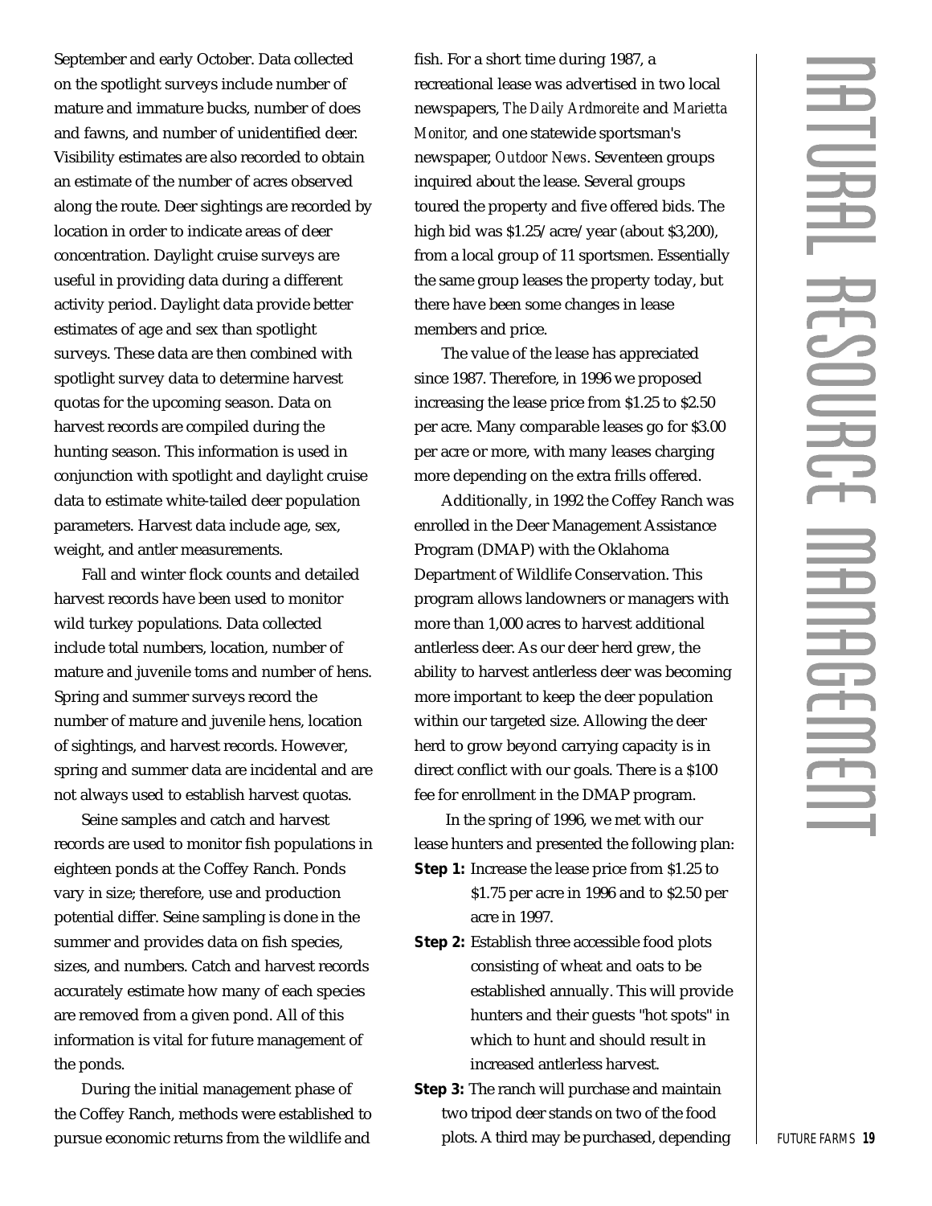September and early October. Data collected on the spotlight surveys include number of mature and immature bucks, number of does and fawns, and number of unidentified deer. Visibility estimates are also recorded to obtain an estimate of the number of acres observed along the route. Deer sightings are recorded by location in order to indicate areas of deer concentration. Daylight cruise surveys are useful in providing data during a different activity period. Daylight data provide better estimates of age and sex than spotlight surveys. These data are then combined with spotlight survey data to determine harvest quotas for the upcoming season. Data on harvest records are compiled during the hunting season. This information is used in conjunction with spotlight and daylight cruise data to estimate white-tailed deer population parameters. Harvest data include age, sex, weight, and antler measurements.

Fall and winter flock counts and detailed harvest records have been used to monitor wild turkey populations. Data collected include total numbers, location, number of mature and juvenile toms and number of hens. Spring and summer surveys record the number of mature and juvenile hens, location of sightings, and harvest records. However, spring and summer data are incidental and are not always used to establish harvest quotas.

Seine samples and catch and harvest records are used to monitor fish populations in eighteen ponds at the Coffey Ranch. Ponds vary in size; therefore, use and production potential differ. Seine sampling is done in the summer and provides data on fish species, sizes, and numbers. Catch and harvest records accurately estimate how many of each species are removed from a given pond. All of this information is vital for future management of the ponds.

During the initial management phase of the Coffey Ranch, methods were established to pursue economic returns from the wildlife and fish. For a short time during 1987, a recreational lease was advertised in two local newspapers, *The Daily Ardmoreite* and *Marietta Monitor,* and one statewide sportsman's newspaper, *Outdoor News*. Seventeen groups inquired about the lease. Several groups toured the property and five offered bids. The high bid was $1.25/acre/year (about $3,200), from a local group of 11 sportsmen. Essentially the same group leases the property today, but there have been some changes in lease members and price.

The value of the lease has appreciated since 1987. Therefore, in 1996 we proposed increasing the lease price from $1.25 to $2.50 per acre. Many comparable leases go for $3.00 per acre or more, with many leases charging more depending on the extra frills offered.

Additionally, in 1992 the Coffey Ranch was enrolled in the Deer Management Assistance Program (DMAP) with the Oklahoma Department of Wildlife Conservation. This program allows landowners or managers with more than 1,000 acres to harvest additional antlerless deer. As our deer herd grew, the ability to harvest antlerless deer was becoming more important to keep the deer population within our targeted size. Allowing the deer herd to grow beyond carrying capacity is in direct conflict with our goals. There is a $100 fee for enrollment in the DMAP program.

In the spring of 1996, we met with our lease hunters and presented the following plan:

**Step 1:** Increase the lease price from $1.25 to $1.75 per acre in 1996 and to $2.50 per acre in 1997.

**Step 2:** Establish three accessible food plots consisting of wheat and oats to be established annually. This will provide hunters and their guests "hot spots" in which to hunt and should result in increased antlerless harvest.

**Step 3:** The ranch will purchase and maintain two tripod deer stands on two of the food plots. A third may be purchased, depending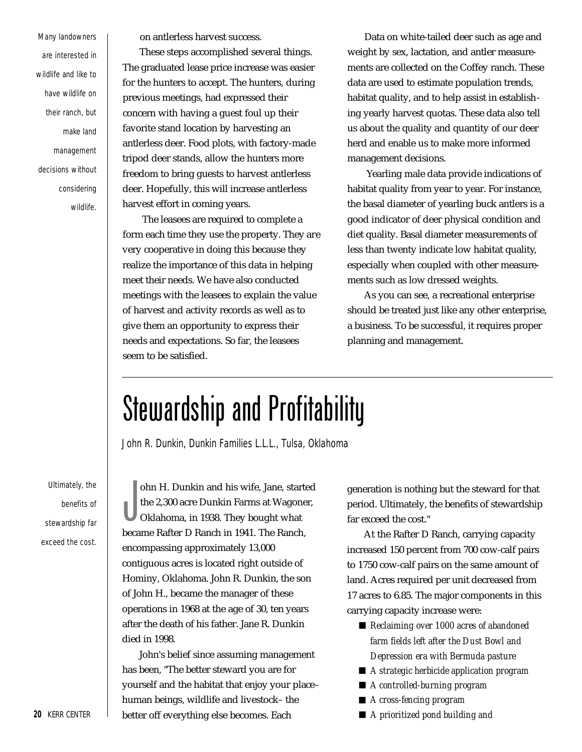on antlerless harvest success.

These steps accomplished several things. The graduated lease price increase was easier for the hunters to accept. The hunters, during previous meetings, had expressed their concern with having a guest foul up their favorite stand location by harvesting an antlerless deer. Food plots, with factory-made tripod deer stands, allow the hunters more freedom to bring guests to harvest antlerless deer. Hopefully, this will increase antlerless harvest effort in coming years.

The leasees are required to complete a form each time they use the property. They are very cooperative in doing this because they realize the importance of this data in helping meet their needs. We have also conducted meetings with the leasees to explain the value of harvest and activity records as well as to give them an opportunity to express their needs and expectations. So far, the leasees seem to be satisfied.

Data on white-tailed deer such as age and weight by sex, lactation, and antler measurements are collected on the Coffey ranch. These data are used to estimate population trends, habitat quality, and to help assist in establishing yearly harvest quotas. These data also tell us about the quality and quantity of our deer herd and enable us to make more informed management decisions.

Yearling male data provide indications of habitat quality from year to year. For instance, the basal diameter of yearling buck antlers is a good indicator of deer physical condition and diet quality. Basal diameter measurements of less than twenty indicate low habitat quality, especially when coupled with other measurements such as low dressed weights.

As you can see, a recreational enterprise should be treated just like any other enterprise, a business. To be successful, it requires proper planning and management.

*Many landowners are interested in wildlife and like to have wildlife on their ranch, but make land management decisions without considering wildlife.*

# Stewardship and Profitability

*John R. Dunkin, Dunkin Families L.L.L., Tulsa, Oklahoma*

*Ultimately, the benefits of stewardship far exceed the cost.*

John H. Dunkin and his wife, Jane, started the 2,300 acre Dunkin Farms at Wagoner, Oklahoma, in 1938. They bought what became Rafter D Ranch in 1941. The Ranch, encompassing approximately 13,000 contiguous acres is located right outside of Hominy, Oklahoma. John R. Dunkin, the son of John H., became the manager of these operations in 1968 at the age of 30, ten years after the death of his father. Jane R. Dunkin died in 1998.

John's belief since assuming management has been, "The better steward you are for yourself and the habitat that enjoy your place– human beings, wildlife and livestock– the better off everything else becomes. Each generation is nothing but the steward for that period. Ultimately, the benefits of stewardship far exceed the cost."

At the Rafter D Ranch, carrying capacity increased 150 percent from 700 cow-calf pairs to 1750 cow-calf pairs on the same amount of land. Acres required per unit decreased from 17 acres to 6.85. The major components in this carrying capacity increase were:

- *Reclaiming over 1000 acres of abandoned farm fields left after the Dust Bowl and Depression era with Bermuda pasture*
- *A strategic herbicide application program*
- *A controlled-burning program*
- *A cross-fencing program*
- *A prioritized pond building and*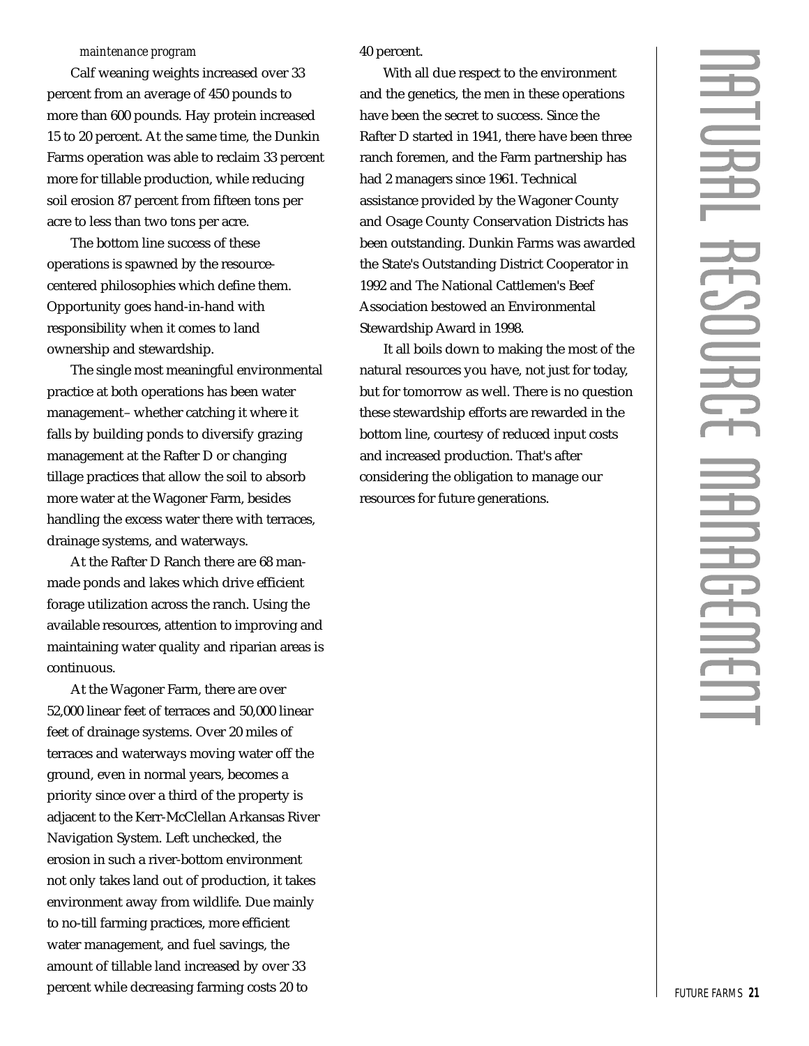*maintenance program*

Calf weaning weights increased over 33 percent from an average of 450 pounds to more than 600 pounds. Hay protein increased 15 to 20 percent. At the same time, the Dunkin Farms operation was able to reclaim 33 percent more for tillable production, while reducing soil erosion 87 percent from fifteen tons per acre to less than two tons per acre.

The bottom line success of these operations is spawned by the resource-centered philosophies which define them. Opportunity goes hand-in-hand with responsibility when it comes to land ownership and stewardship.

The single most meaningful environmental practice at both operations has been water management– whether catching it where it falls by building ponds to diversify grazing management at the Rafter D or changing tillage practices that allow the soil to absorb more water at the Wagoner Farm, besides handling the excess water there with terraces, drainage systems, and waterways.

At the Rafter D Ranch there are 68 man-made ponds and lakes which drive efficient forage utilization across the ranch. Using the available resources, attention to improving and maintaining water quality and riparian areas is continuous.

At the Wagoner Farm, there are over 52,000 linear feet of terraces and 50,000 linear feet of drainage systems. Over 20 miles of terraces and waterways moving water off the ground, even in normal years, becomes a priority since over a third of the property is adjacent to the Kerr-McClellan Arkansas River Navigation System. Left unchecked, the erosion in such a river-bottom environment not only takes land out of production, it takes environment away from wildlife. Due mainly to no-till farming practices, more efficient water management, and fuel savings, the amount of tillable land increased by over 33 percent while decreasing farming costs 20 to 40 percent.

With all due respect to the environment and the genetics, the men in these operations have been the secret to success. Since the Rafter D started in 1941, there have been three ranch foremen, and the Farm partnership has had 2 managers since 1961. Technical assistance provided by the Wagoner County and Osage County Conservation Districts has been outstanding. Dunkin Farms was awarded the State's Outstanding District Cooperator in 1992 and The National Cattlemen's Beef Association bestowed an Environmental Stewardship Award in 1998.

It all boils down to making the most of the natural resources you have, not just for today, but for tomorrow as well. There is no question these stewardship efforts are rewarded in the bottom line, courtesy of reduced input costs and increased production. That's after considering the obligation to manage our resources for future generations.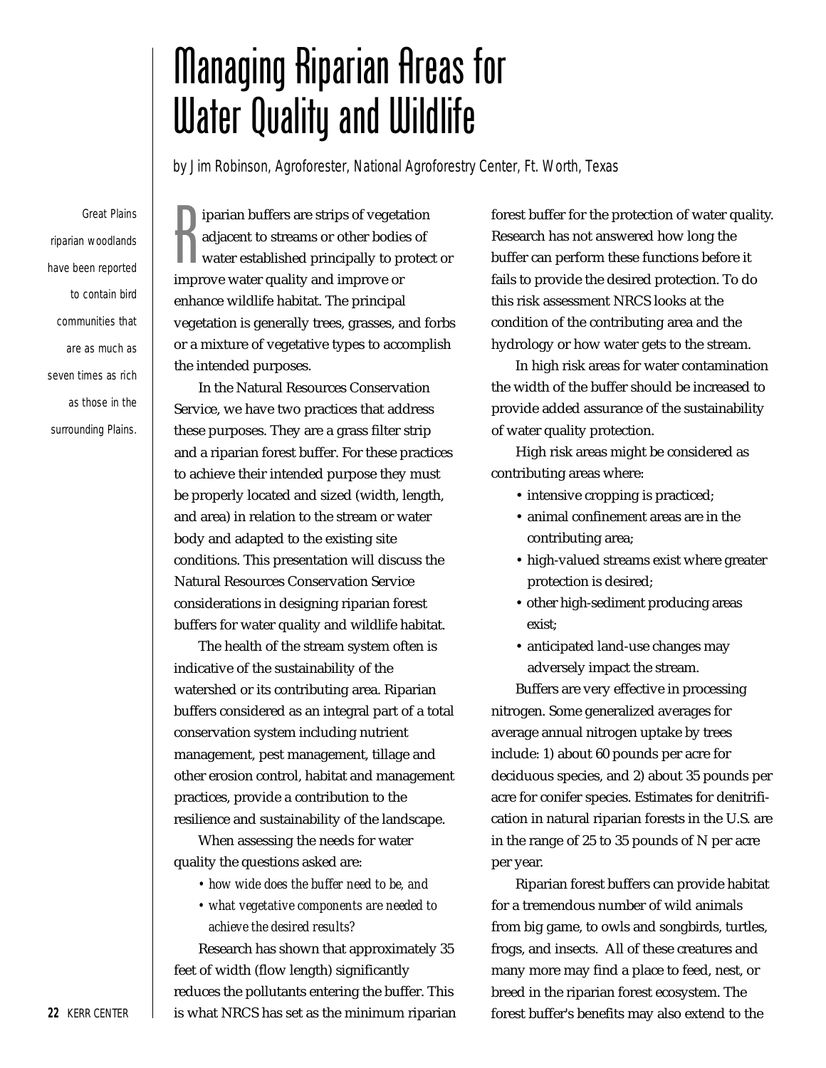# Managing Riparian Areas for Water Quality and Wildlife

*by Jim Robinson, Agroforester, National Agroforestry Center, Ft. Worth, Texas*

*Great Plains riparian woodlands have been reported to contain bird communities that are as much as seven times as rich as those in the surrounding Plains.*

Riparian buffers are strips of vegetation adjacent to streams or other bodies of water established principally to protect or improve water quality and improve or enhance wildlife habitat. The principal vegetation is generally trees, grasses, and forbs or a mixture of vegetative types to accomplish the intended purposes.

In the Natural Resources Conservation Service, we have two practices that address these purposes. They are a grass filter strip and a riparian forest buffer. For these practices to achieve their intended purpose they must be properly located and sized (width, length, and area) in relation to the stream or water body and adapted to the existing site conditions. This presentation will discuss the Natural Resources Conservation Service considerations in designing riparian forest buffers for water quality and wildlife habitat.

The health of the stream system often is indicative of the sustainability of the watershed or its contributing area. Riparian buffers considered as an integral part of a total conservation system including nutrient management, pest management, tillage and other erosion control, habitat and management practices, provide a contribution to the resilience and sustainability of the landscape.

When assessing the needs for water quality the questions asked are:

- *how wide does the buffer need to be, and*
- *what vegetative components are needed to achieve the desired results?*

Research has shown that approximately 35 feet of width (flow length) significantly reduces the pollutants entering the buffer. This is what NRCS has set as the minimum riparian forest buffer for the protection of water quality. Research has not answered how long the buffer can perform these functions before it fails to provide the desired protection. To do this risk assessment NRCS looks at the condition of the contributing area and the hydrology or how water gets to the stream.

In high risk areas for water contamination the width of the buffer should be increased to provide added assurance of the sustainability of water quality protection.

High risk areas might be considered as contributing areas where:

- intensive cropping is practiced;
- animal confinement areas are in the contributing area;
- high-valued streams exist where greater protection is desired;
- other high-sediment producing areas exist;
- anticipated land-use changes may adversely impact the stream.

Buffers are very effective in processing nitrogen. Some generalized averages for average annual nitrogen uptake by trees include: 1) about 60 pounds per acre for deciduous species, and 2) about 35 pounds per acre for conifer species. Estimates for denitrification in natural riparian forests in the U.S. are in the range of 25 to 35 pounds of N per acre per year.

Riparian forest buffers can provide habitat for a tremendous number of wild animals from big game, to owls and songbirds, turtles, frogs, and insects. All of these creatures and many more may find a place to feed, nest, or breed in the riparian forest ecosystem. The forest buffer's benefits may also extend to the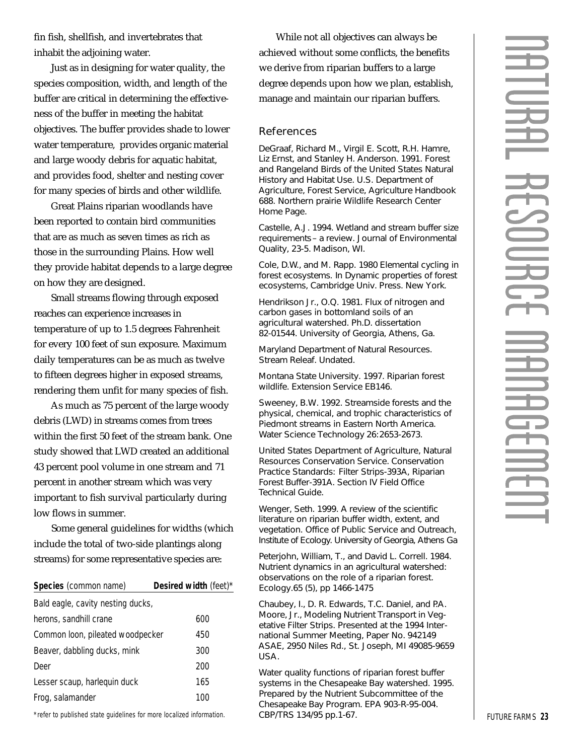fin fish, shellfish, and invertebrates that inhabit the adjoining water.

Just as in designing for water quality, the species composition, width, and length of the buffer are critical in determining the effectiveness of the buffer in meeting the habitat objectives. The buffer provides shade to lower water temperature, provides organic material and large woody debris for aquatic habitat, and provides food, shelter and nesting cover for many species of birds and other wildlife.

Great Plains riparian woodlands have been reported to contain bird communities that are as much as seven times as rich as those in the surrounding Plains. How well they provide habitat depends to a large degree on how they are designed.

Small streams flowing through exposed reaches can experience increases in temperature of up to 1.5 degrees Fahrenheit for every 100 feet of sun exposure. Maximum daily temperatures can be as much as twelve to fifteen degrees higher in exposed streams, rendering them unfit for many species of fish.

As much as 75 percent of the large woody debris (LWD) in streams comes from trees within the first 50 feet of the stream bank. One study showed that LWD created an additional 43 percent pool volume in one stream and 71 percent in another stream which was very important to fish survival particularly during low flows in summer.

Some general guidelines for widths (which include the total of two-side plantings along streams) for some representative species are:

| **Species** (common name) | **Desired width** (feet)* |
|---|---|
| Bald eagle, cavity nesting ducks, herons, sandhill crane | 600 |
| Common loon, pileated woodpecker | 450 |
| Beaver, dabbling ducks, mink | 300 |
| Deer | 200 |
| Lesser scaup, harlequin duck | 165 |
| Frog, salamander | 100 |

*refer to published state guidelines for more localized information.

While not all objectives can always be achieved without some conflicts, the benefits we derive from riparian buffers to a large degree depends upon how we plan, establish, manage and maintain our riparian buffers.

## References

DeGraaf, Richard M., Virgil E. Scott, R.H. Hamre, Liz Ernst, and Stanley H. Anderson. 1991. Forest and Rangeland Birds of the United States Natural History and Habitat Use. U.S. Department of Agriculture, Forest Service, Agriculture Handbook 688. Northern prairie Wildlife Research Center Home Page.

Castelle, A.J. 1994. Wetland and stream buffer size requirements – a review. Journal of Environmental Quality, 23-5. Madison, WI.

Cole, D.W., and M. Rapp. 1980 Elemental cycling in forest ecosystems. In Dynamic properties of forest ecosystems, Cambridge Univ. Press. New York.

Hendrikson Jr., O.Q. 1981. Flux of nitrogen and carbon gases in bottomland soils of an agricultural watershed. Ph.D. dissertation 82-01544. University of Georgia, Athens, Ga.

Maryland Department of Natural Resources. Stream Releaf. Undated.

Montana State University. 1997. Riparian forest wildlife. Extension Service EB146.

Sweeney, B.W. 1992. Streamside forests and the physical, chemical, and trophic characteristics of Piedmont streams in Eastern North America. Water Science Technology 26:2653-2673.

United States Department of Agriculture, Natural Resources Conservation Service. Conservation Practice Standards: Filter Strips-393A, Riparian Forest Buffer-391A. Section IV Field Office Technical Guide.

Wenger, Seth. 1999. A review of the scientific literature on riparian buffer width, extent, and vegetation. Office of Public Service and Outreach, Institute of Ecology. University of Georgia, Athens Ga

Peterjohn, William, T., and David L. Correll. 1984. Nutrient dynamics in an agricultural watershed: observations on the role of a riparian forest. Ecology.65 (5), pp 1466-1475

Chaubey, I., D. R. Edwards, T.C. Daniel, and P.A. Moore, Jr., Modeling Nutrient Transport in Vegetative Filter Strips. Presented at the 1994 International Summer Meeting, Paper No. 942149 ASAE, 2950 Niles Rd., St. Joseph, MI 49085-9659 USA.

Water quality functions of riparian forest buffer systems in the Chesapeake Bay watershed. 1995. Prepared by the Nutrient Subcommittee of the Chesapeake Bay Program. EPA 903-R-95-004. CBP/TRS 134/95 pp.1-67.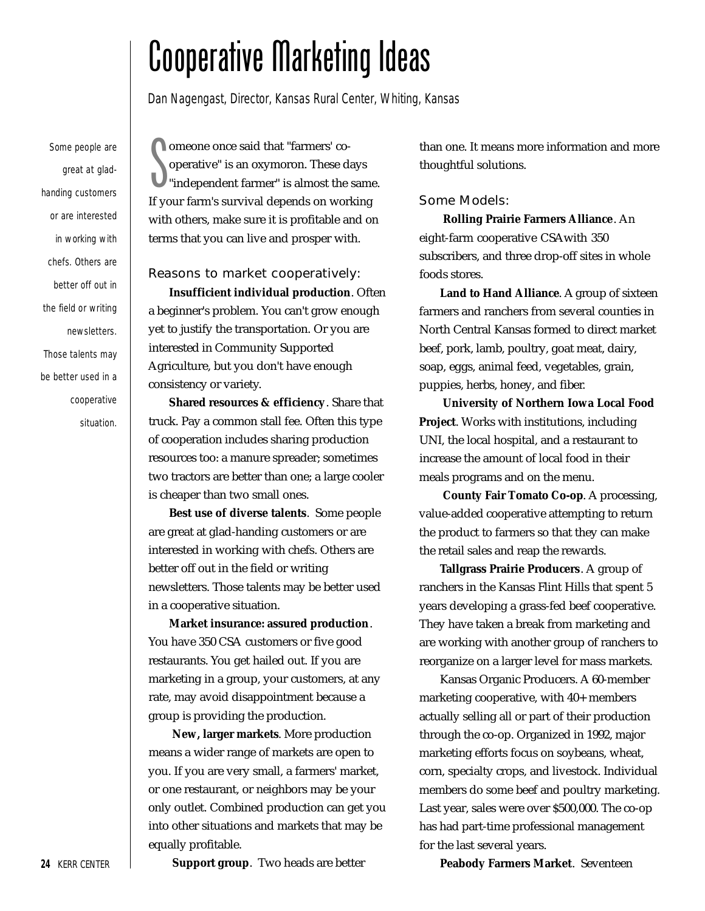# Cooperative Marketing Ideas

Dan Nagengast, Director, Kansas Rural Center, Whiting, Kansas

*Some people are great at glad-handing customers or are interested in working with chefs. Others are better off out in the field or writing newsletters. Those talents may be better used in a cooperative situation.*

Someone once said that "farmers' co-operative" is an oxymoron. These days "independent farmer" is almost the same. If your farm's survival depends on working with others, make sure it is profitable and on terms that you can live and prosper with.

## Reasons to market cooperatively:

**Insufficient individual production**. Often a beginner's problem. You can't grow enough yet to justify the transportation. Or you are interested in Community Supported Agriculture, but you don't have enough consistency or variety.

**Shared resources & efficiency**. Share that truck. Pay a common stall fee. Often this type of cooperation includes sharing production resources too: a manure spreader; sometimes two tractors are better than one; a large cooler is cheaper than two small ones.

**Best use of diverse talents**. Some people are great at glad-handing customers or are interested in working with chefs. Others are better off out in the field or writing newsletters. Those talents may be better used in a cooperative situation.

**Market insurance: assured production**. You have 350 CSA customers or five good restaurants. You get hailed out. If you are marketing in a group, your customers, at any rate, may avoid disappointment because a group is providing the production.

**New, larger markets**. More production means a wider range of markets are open to you. If you are very small, a farmers' market, or one restaurant, or neighbors may be your only outlet. Combined production can get you into other situations and markets that may be equally profitable.

**Support group**. Two heads are better than one. It means more information and more thoughtful solutions.

## Some Models:

**Rolling Prairie Farmers Alliance**. An eight-farm cooperative CSA with 350 subscribers, and three drop-off sites in whole foods stores.

**Land to Hand Alliance**. A group of sixteen farmers and ranchers from several counties in North Central Kansas formed to direct market beef, pork, lamb, poultry, goat meat, dairy, soap, eggs, animal feed, vegetables, grain, puppies, herbs, honey, and fiber.

**University of Northern Iowa Local Food Project**. Works with institutions, including UNI, the local hospital, and a restaurant to increase the amount of local food in their meals programs and on the menu.

**County Fair Tomato Co-op**. A processing, value-added cooperative attempting to return the product to farmers so that they can make the retail sales and reap the rewards.

**Tallgrass Prairie Producers**. A group of ranchers in the Kansas Flint Hills that spent 5 years developing a grass-fed beef cooperative. They have taken a break from marketing and are working with another group of ranchers to reorganize on a larger level for mass markets.

Kansas Organic Producers. A 60-member marketing cooperative, with 40+ members actually selling all or part of their production through the co-op. Organized in 1992, major marketing efforts focus on soybeans, wheat, corn, specialty crops, and livestock. Individual members do some beef and poultry marketing. Last year, sales were over $500,000. The co-op has had part-time professional management for the last several years.

**Peabody Farmers Market**. Seventeen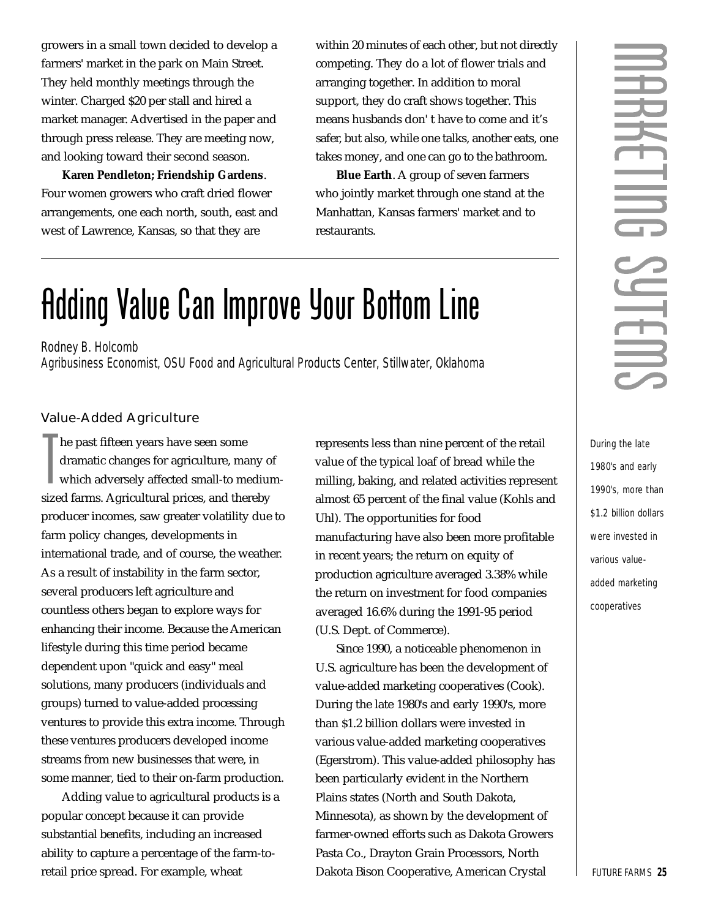growers in a small town decided to develop a farmers' market in the park on Main Street. They held monthly meetings through the winter. Charged $20 per stall and hired a market manager. Advertised in the paper and through press release. They are meeting now, and looking toward their second season.

**Karen Pendleton; Friendship Gardens**. Four women growers who craft dried flower arrangements, one each north, south, east and west of Lawrence, Kansas, so that they are within 20 minutes of each other, but not directly competing. They do a lot of flower trials and arranging together. In addition to moral support, they do craft shows together. This means husbands don' t have to come and it's safer, but also, while one talks, another eats, one takes money, and one can go to the bathroom.

**Blue Earth**. A group of seven farmers who jointly market through one stand at the Manhattan, Kansas farmers' market and to restaurants.

# Adding Value Can Improve Your Bottom Line

Rodney B. Holcomb
Agribusiness Economist, OSU Food and Agricultural Products Center, Stillwater, Oklahoma

## Value-Added Agriculture

The past fifteen years have seen some dramatic changes for agriculture, many of which adversely affected small-to medium-sized farms. Agricultural prices, and thereby producer incomes, saw greater volatility due to farm policy changes, developments in international trade, and of course, the weather. As a result of instability in the farm sector, several producers left agriculture and countless others began to explore ways for enhancing their income. Because the American lifestyle during this time period became dependent upon "quick and easy" meal solutions, many producers (individuals and groups) turned to value-added processing ventures to provide this extra income. Through these ventures producers developed income streams from new businesses that were, in some manner, tied to their on-farm production.

Adding value to agricultural products is a popular concept because it can provide substantial benefits, including an increased ability to capture a percentage of the farm-to-retail price spread. For example, wheat represents less than nine percent of the retail value of the typical loaf of bread while the milling, baking, and related activities represent almost 65 percent of the final value (Kohls and Uhl). The opportunities for food manufacturing have also been more profitable in recent years; the return on equity of production agriculture averaged 3.38% while the return on investment for food companies averaged 16.6% during the 1991-95 period (U.S. Dept. of Commerce).

Since 1990, a noticeable phenomenon in U.S. agriculture has been the development of value-added marketing cooperatives (Cook). During the late 1980's and early 1990's, more than $1.2 billion dollars were invested in various value-added marketing cooperatives (Egerstrom). This value-added philosophy has been particularly evident in the Northern Plains states (North and South Dakota, Minnesota), as shown by the development of farmer-owned efforts such as Dakota Growers Pasta Co., Drayton Grain Processors, North Dakota Bison Cooperative, American Crystal

*During the late 1980's and early 1990's, more than $1.2 billion dollars were invested in various value-added marketing cooperatives*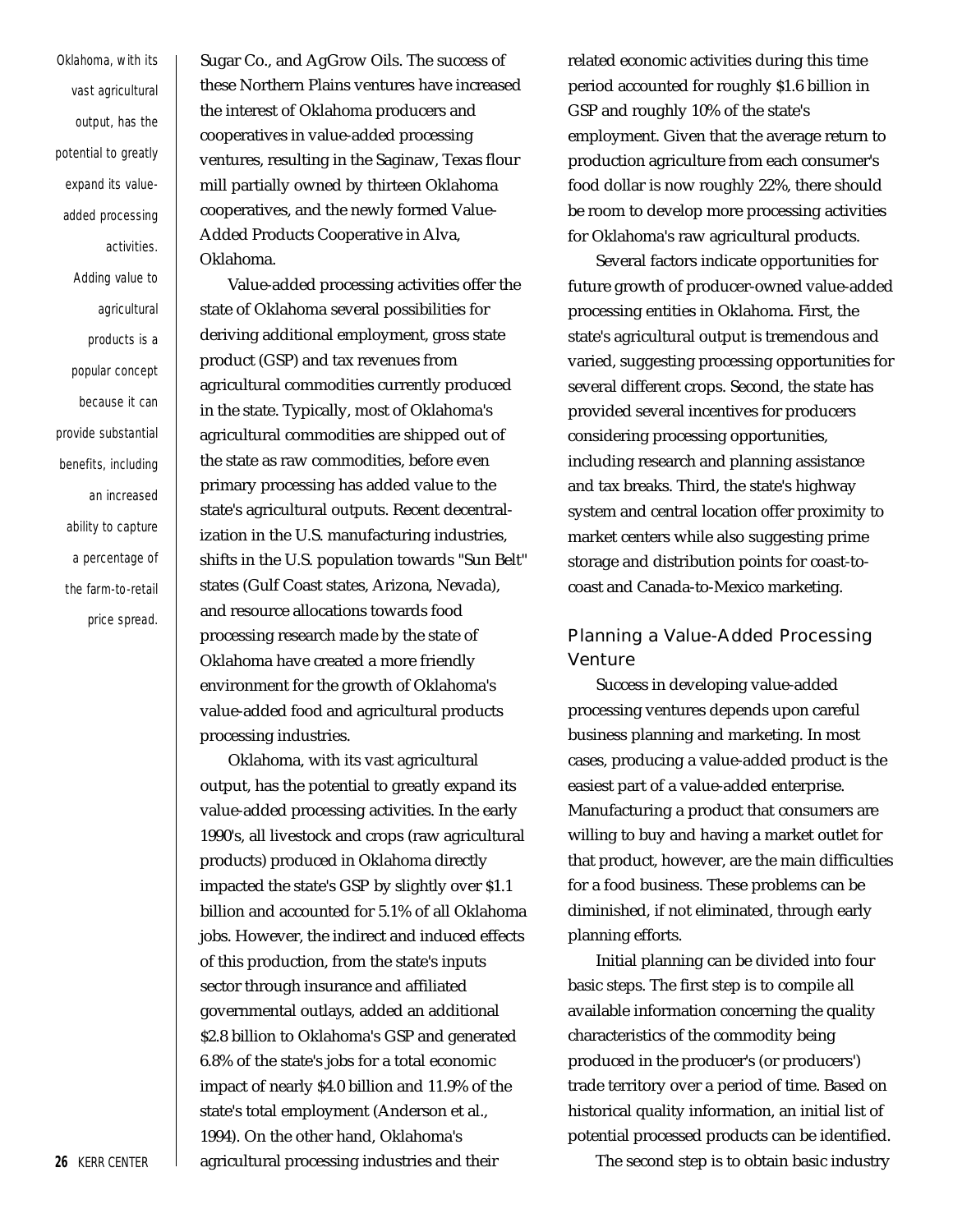Oklahoma, with its vast agricultural output, has the potential to greatly expand its value-added processing activities. Adding value to agricultural products is a popular concept because it can provide substantial benefits, including an increased ability to capture a percentage of the farm-to-retail price spread.

Sugar Co., and AgGrow Oils. The success of these Northern Plains ventures have increased the interest of Oklahoma producers and cooperatives in value-added processing ventures, resulting in the Saginaw, Texas flour mill partially owned by thirteen Oklahoma cooperatives, and the newly formed Value-Added Products Cooperative in Alva, Oklahoma.

Value-added processing activities offer the state of Oklahoma several possibilities for deriving additional employment, gross state product (GSP) and tax revenues from agricultural commodities currently produced in the state. Typically, most of Oklahoma's agricultural commodities are shipped out of the state as raw commodities, before even primary processing has added value to the state's agricultural outputs. Recent decentralization in the U.S. manufacturing industries, shifts in the U.S. population towards "Sun Belt" states (Gulf Coast states, Arizona, Nevada), and resource allocations towards food processing research made by the state of Oklahoma have created a more friendly environment for the growth of Oklahoma's value-added food and agricultural products processing industries.

Oklahoma, with its vast agricultural output, has the potential to greatly expand its value-added processing activities. In the early 1990's, all livestock and crops (raw agricultural products) produced in Oklahoma directly impacted the state's GSP by slightly over $1.1 billion and accounted for 5.1% of all Oklahoma jobs. However, the indirect and induced effects of this production, from the state's inputs sector through insurance and affiliated governmental outlays, added an additional $2.8 billion to Oklahoma's GSP and generated 6.8% of the state's jobs for a total economic impact of nearly $4.0 billion and 11.9% of the state's total employment (Anderson et al., 1994). On the other hand, Oklahoma's agricultural processing industries and their related economic activities during this time period accounted for roughly $1.6 billion in GSP and roughly 10% of the state's employment. Given that the average return to production agriculture from each consumer's food dollar is now roughly 22%, there should be room to develop more processing activities for Oklahoma's raw agricultural products.

Several factors indicate opportunities for future growth of producer-owned value-added processing entities in Oklahoma. First, the state's agricultural output is tremendous and varied, suggesting processing opportunities for several different crops. Second, the state has provided several incentives for producers considering processing opportunities, including research and planning assistance and tax breaks. Third, the state's highway system and central location offer proximity to market centers while also suggesting prime storage and distribution points for coast-to-coast and Canada-to-Mexico marketing.

## Planning a Value-Added Processing Venture

Success in developing value-added processing ventures depends upon careful business planning and marketing. In most cases, producing a value-added product is the easiest part of a value-added enterprise. Manufacturing a product that consumers are willing to buy and having a market outlet for that product, however, are the main difficulties for a food business. These problems can be diminished, if not eliminated, through early planning efforts.

Initial planning can be divided into four basic steps. The first step is to compile all available information concerning the quality characteristics of the commodity being produced in the producer's (or producers') trade territory over a period of time. Based on historical quality information, an initial list of potential processed products can be identified.

The second step is to obtain basic industry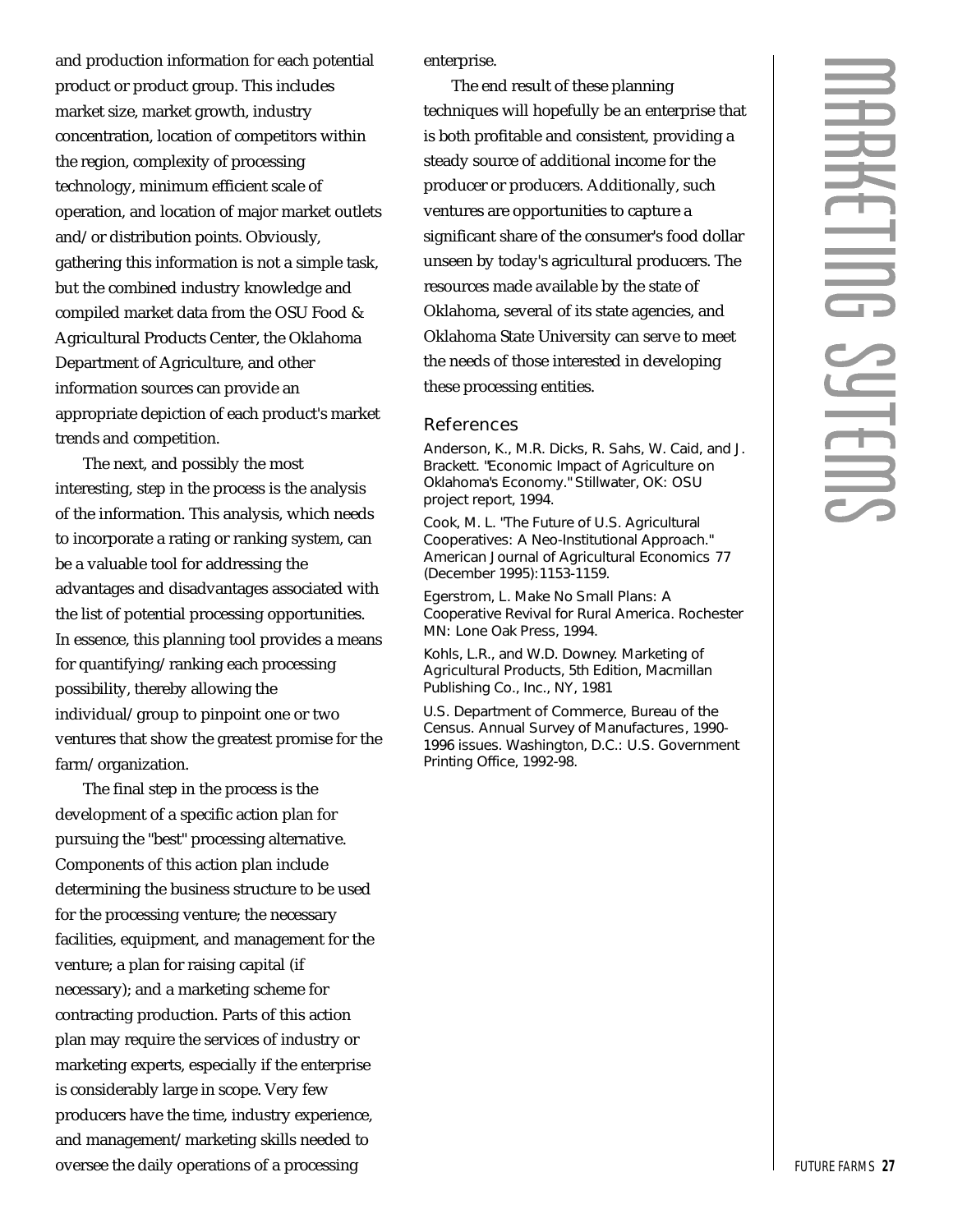and production information for each potential product or product group. This includes market size, market growth, industry concentration, location of competitors within the region, complexity of processing technology, minimum efficient scale of operation, and location of major market outlets and/or distribution points. Obviously, gathering this information is not a simple task, but the combined industry knowledge and compiled market data from the OSU Food & Agricultural Products Center, the Oklahoma Department of Agriculture, and other information sources can provide an appropriate depiction of each product's market trends and competition.

The next, and possibly the most interesting, step in the process is the analysis of the information. This analysis, which needs to incorporate a rating or ranking system, can be a valuable tool for addressing the advantages and disadvantages associated with the list of potential processing opportunities. In essence, this planning tool provides a means for quantifying/ranking each processing possibility, thereby allowing the individual/group to pinpoint one or two ventures that show the greatest promise for the farm/organization.

The final step in the process is the development of a specific action plan for pursuing the "best" processing alternative. Components of this action plan include determining the business structure to be used for the processing venture; the necessary facilities, equipment, and management for the venture; a plan for raising capital (if necessary); and a marketing scheme for contracting production. Parts of this action plan may require the services of industry or marketing experts, especially if the enterprise is considerably large in scope. Very few producers have the time, industry experience, and management/marketing skills needed to oversee the daily operations of a processing enterprise.

The end result of these planning techniques will hopefully be an enterprise that is both profitable and consistent, providing a steady source of additional income for the producer or producers. Additionally, such ventures are opportunities to capture a significant share of the consumer's food dollar unseen by today's agricultural producers. The resources made available by the state of Oklahoma, several of its state agencies, and Oklahoma State University can serve to meet the needs of those interested in developing these processing entities.

## References

Anderson, K., M.R. Dicks, R. Sahs, W. Caid, and J. Brackett. "Economic Impact of Agriculture on Oklahoma's Economy." Stillwater, OK: OSU project report, 1994.

Cook, M. L. "The Future of U.S. Agricultural Cooperatives: A Neo-Institutional Approach." *American Journal of Agricultural Economics* 77 (December 1995):1153-1159.

Egerstrom, L. *Make No Small Plans: A Cooperative Revival for Rural America*. Rochester MN: Lone Oak Press, 1994.

Kohls, L.R., and W.D. Downey. *Marketing of Agricultural Products*, 5th Edition, Macmillan Publishing Co., Inc., NY, 1981

U.S. Department of Commerce, Bureau of the Census. *Annual Survey of Manufactures*, 1990-1996 issues. Washington, D.C.: U.S. Government Printing Office, 1992-98.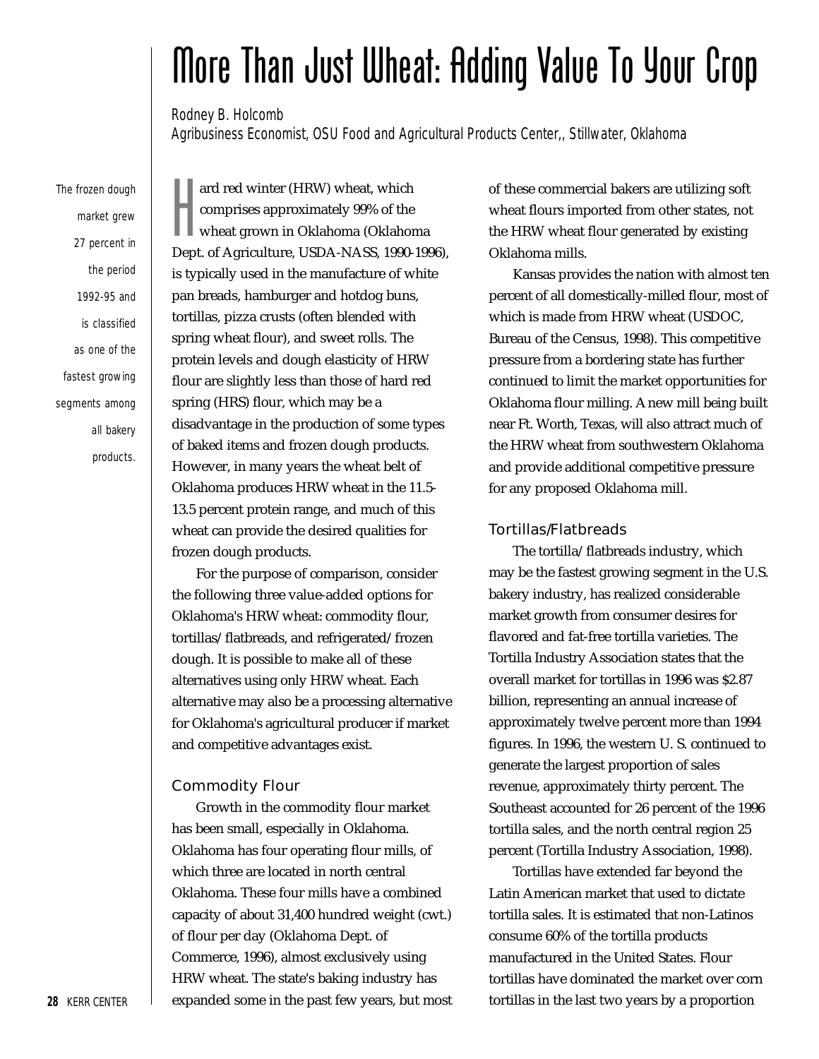# More Than Just Wheat: Adding Value To Your Crop

Rodney B. Holcomb
Agribusiness Economist, OSU Food and Agricultural Products Center,, Stillwater, Oklahoma

*The frozen dough market grew 27 percent in the period 1992-95 and is classified as one of the fastest growing segments among all bakery products.*

Hard red winter (HRW) wheat, which comprises approximately 99% of the wheat grown in Oklahoma (Oklahoma Dept. of Agriculture, USDA-NASS, 1990-1996), is typically used in the manufacture of white pan breads, hamburger and hotdog buns, tortillas, pizza crusts (often blended with spring wheat flour), and sweet rolls. The protein levels and dough elasticity of HRW flour are slightly less than those of hard red spring (HRS) flour, which may be a disadvantage in the production of some types of baked items and frozen dough products. However, in many years the wheat belt of Oklahoma produces HRW wheat in the 11.5-13.5 percent protein range, and much of this wheat can provide the desired qualities for frozen dough products.

For the purpose of comparison, consider the following three value-added options for Oklahoma's HRW wheat: commodity flour, tortillas/flatbreads, and refrigerated/frozen dough. It is possible to make all of these alternatives using only HRW wheat. Each alternative may also be a processing alternative for Oklahoma's agricultural producer if market and competitive advantages exist.

## Commodity Flour

Growth in the commodity flour market has been small, especially in Oklahoma. Oklahoma has four operating flour mills, of which three are located in north central Oklahoma. These four mills have a combined capacity of about 31,400 hundred weight (cwt.) of flour per day (Oklahoma Dept. of Commerce, 1996), almost exclusively using HRW wheat. The state's baking industry has expanded some in the past few years, but most of these commercial bakers are utilizing soft wheat flours imported from other states, not the HRW wheat flour generated by existing Oklahoma mills.

Kansas provides the nation with almost ten percent of all domestically-milled flour, most of which is made from HRW wheat (USDOC, Bureau of the Census, 1998). This competitive pressure from a bordering state has further continued to limit the market opportunities for Oklahoma flour milling. A new mill being built near Ft. Worth, Texas, will also attract much of the HRW wheat from southwestern Oklahoma and provide additional competitive pressure for any proposed Oklahoma mill.

## Tortillas/Flatbreads

The tortilla/flatbreads industry, which may be the fastest growing segment in the U.S. bakery industry, has realized considerable market growth from consumer desires for flavored and fat-free tortilla varieties. The Tortilla Industry Association states that the overall market for tortillas in 1996 was $2.87 billion, representing an annual increase of approximately twelve percent more than 1994 figures. In 1996, the western U. S. continued to generate the largest proportion of sales revenue, approximately thirty percent. The Southeast accounted for 26 percent of the 1996 tortilla sales, and the north central region 25 percent (Tortilla Industry Association, 1998).

Tortillas have extended far beyond the Latin American market that used to dictate tortilla sales. It is estimated that non-Latinos consume 60% of the tortilla products manufactured in the United States. Flour tortillas have dominated the market over corn tortillas in the last two years by a proportion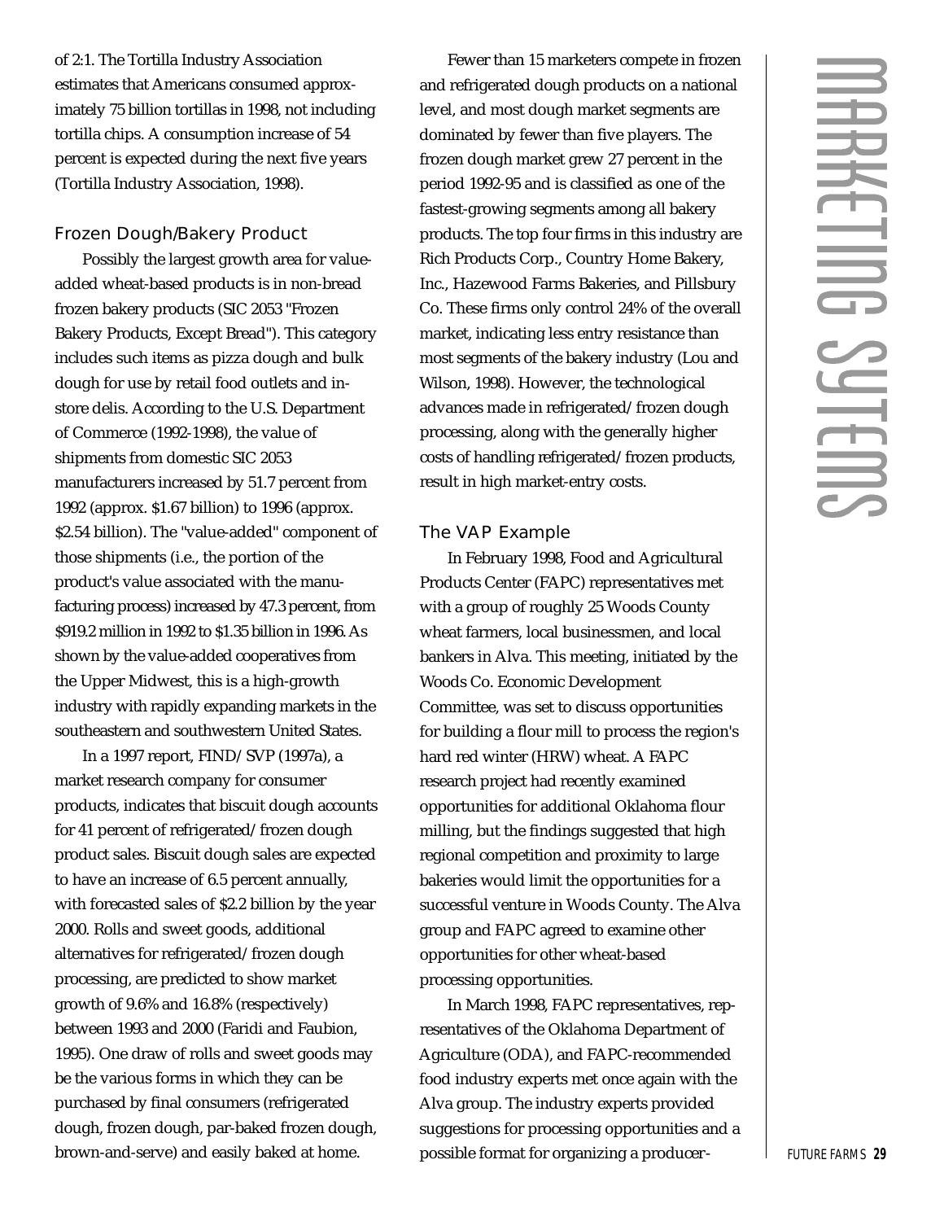of 2:1. The Tortilla Industry Association estimates that Americans consumed approximately 75 billion tortillas in 1998, not including tortilla chips. A consumption increase of 54 percent is expected during the next five years (Tortilla Industry Association, 1998).

### Frozen Dough/Bakery Product

Possibly the largest growth area for value-added wheat-based products is in non-bread frozen bakery products (SIC 2053 "Frozen Bakery Products, Except Bread"). This category includes such items as pizza dough and bulk dough for use by retail food outlets and in-store delis. According to the U.S. Department of Commerce (1992-1998), the value of shipments from domestic SIC 2053 manufacturers increased by 51.7 percent from 1992 (approx. $1.67 billion) to 1996 (approx. $2.54 billion). The "value-added" component of those shipments (i.e., the portion of the product's value associated with the manufacturing process) increased by 47.3 percent, from $919.2 million in 1992 to $1.35 billion in 1996. As shown by the value-added cooperatives from the Upper Midwest, this is a high-growth industry with rapidly expanding markets in the southeastern and southwestern United States.

In a 1997 report, FIND/SVP (1997a), a market research company for consumer products, indicates that biscuit dough accounts for 41 percent of refrigerated/frozen dough product sales. Biscuit dough sales are expected to have an increase of 6.5 percent annually, with forecasted sales of $2.2 billion by the year 2000. Rolls and sweet goods, additional alternatives for refrigerated/frozen dough processing, are predicted to show market growth of 9.6% and 16.8% (respectively) between 1993 and 2000 (Faridi and Faubion, 1995). One draw of rolls and sweet goods may be the various forms in which they can be purchased by final consumers (refrigerated dough, frozen dough, par-baked frozen dough, brown-and-serve) and easily baked at home.

Fewer than 15 marketers compete in frozen and refrigerated dough products on a national level, and most dough market segments are dominated by fewer than five players. The frozen dough market grew 27 percent in the period 1992-95 and is classified as one of the fastest-growing segments among all bakery products. The top four firms in this industry are Rich Products Corp., Country Home Bakery, Inc., Hazewood Farms Bakeries, and Pillsbury Co. These firms only control 24% of the overall market, indicating less entry resistance than most segments of the bakery industry (Lou and Wilson, 1998). However, the technological advances made in refrigerated/frozen dough processing, along with the generally higher costs of handling refrigerated/frozen products, result in high market-entry costs.

### The VAP Example

In February 1998, Food and Agricultural Products Center (FAPC) representatives met with a group of roughly 25 Woods County wheat farmers, local businessmen, and local bankers in Alva. This meeting, initiated by the Woods Co. Economic Development Committee, was set to discuss opportunities for building a flour mill to process the region's hard red winter (HRW) wheat. A FAPC research project had recently examined opportunities for additional Oklahoma flour milling, but the findings suggested that high regional competition and proximity to large bakeries would limit the opportunities for a successful venture in Woods County. The Alva group and FAPC agreed to examine other opportunities for other wheat-based processing opportunities.

In March 1998, FAPC representatives, representatives of the Oklahoma Department of Agriculture (ODA), and FAPC-recommended food industry experts met once again with the Alva group. The industry experts provided suggestions for processing opportunities and a possible format for organizing a producer-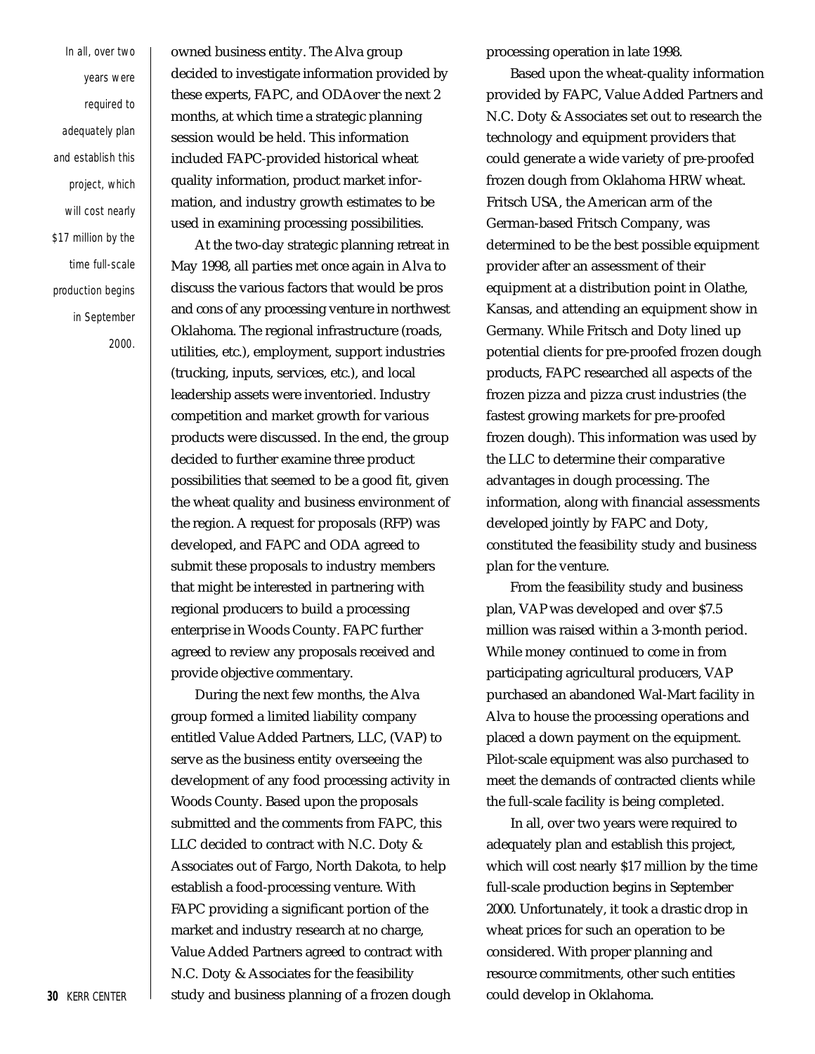*In all, over two years were required to adequately plan and establish this project, which will cost nearly $17 million by the time full-scale production begins in September 2000.*

owned business entity. The Alva group decided to investigate information provided by these experts, FAPC, and ODA over the next 2 months, at which time a strategic planning session would be held. This information included FAPC-provided historical wheat quality information, product market information, and industry growth estimates to be used in examining processing possibilities.

At the two-day strategic planning retreat in May 1998, all parties met once again in Alva to discuss the various factors that would be pros and cons of any processing venture in northwest Oklahoma. The regional infrastructure (roads, utilities, etc.), employment, support industries (trucking, inputs, services, etc.), and local leadership assets were inventoried. Industry competition and market growth for various products were discussed. In the end, the group decided to further examine three product possibilities that seemed to be a good fit, given the wheat quality and business environment of the region. A request for proposals (RFP) was developed, and FAPC and ODA agreed to submit these proposals to industry members that might be interested in partnering with regional producers to build a processing enterprise in Woods County. FAPC further agreed to review any proposals received and provide objective commentary.

During the next few months, the Alva group formed a limited liability company entitled Value Added Partners, LLC, (VAP) to serve as the business entity overseeing the development of any food processing activity in Woods County. Based upon the proposals submitted and the comments from FAPC, this LLC decided to contract with N.C. Doty & Associates out of Fargo, North Dakota, to help establish a food-processing venture. With FAPC providing a significant portion of the market and industry research at no charge, Value Added Partners agreed to contract with N.C. Doty & Associates for the feasibility study and business planning of a frozen dough processing operation in late 1998.

Based upon the wheat-quality information provided by FAPC, Value Added Partners and N.C. Doty & Associates set out to research the technology and equipment providers that could generate a wide variety of pre-proofed frozen dough from Oklahoma HRW wheat. Fritsch USA, the American arm of the German-based Fritsch Company, was determined to be the best possible equipment provider after an assessment of their equipment at a distribution point in Olathe, Kansas, and attending an equipment show in Germany. While Fritsch and Doty lined up potential clients for pre-proofed frozen dough products, FAPC researched all aspects of the frozen pizza and pizza crust industries (the fastest growing markets for pre-proofed frozen dough). This information was used by the LLC to determine their comparative advantages in dough processing. The information, along with financial assessments developed jointly by FAPC and Doty, constituted the feasibility study and business plan for the venture.

From the feasibility study and business plan, VAP was developed and over $7.5 million was raised within a 3-month period. While money continued to come in from participating agricultural producers, VAP purchased an abandoned Wal-Mart facility in Alva to house the processing operations and placed a down payment on the equipment. Pilot-scale equipment was also purchased to meet the demands of contracted clients while the full-scale facility is being completed.

In all, over two years were required to adequately plan and establish this project, which will cost nearly $17 million by the time full-scale production begins in September 2000. Unfortunately, it took a drastic drop in wheat prices for such an operation to be considered. With proper planning and resource commitments, other such entities could develop in Oklahoma.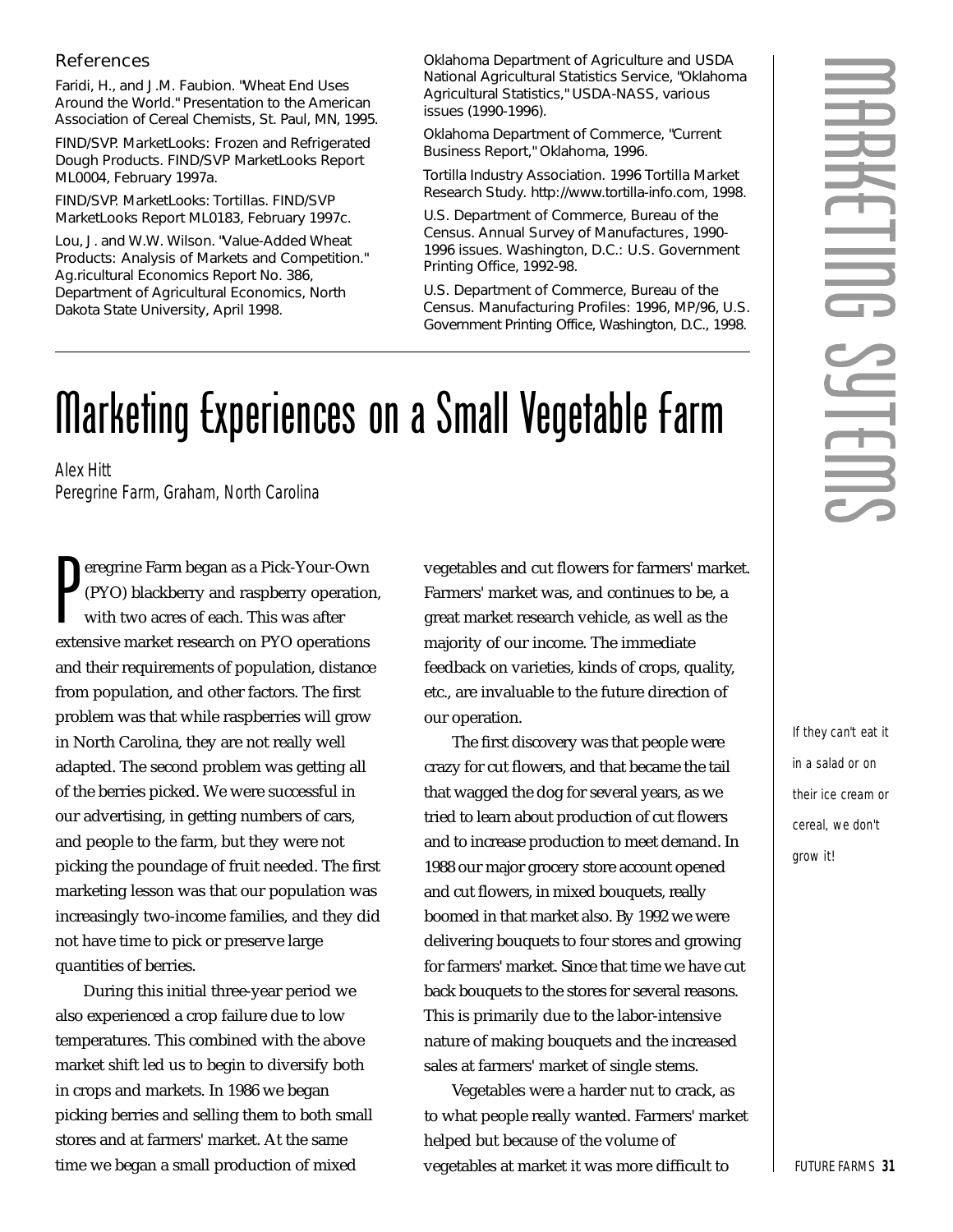### References

Faridi, H., and J.M. Faubion. "Wheat End Uses Around the World." Presentation to the American Association of Cereal Chemists, St. Paul, MN, 1995.

FIND/SVP. MarketLooks: Frozen and Refrigerated Dough Products. FIND/SVP MarketLooks Report ML0004, February 1997a.

FIND/SVP. MarketLooks: Tortillas. FIND/SVP MarketLooks Report ML0183, February 1997c.

Lou, J. and W.W. Wilson. "Value-Added Wheat Products: Analysis of Markets and Competition." Ag.ricultural Economics Report No. 386, Department of Agricultural Economics, North Dakota State University, April 1998.

Oklahoma Department of Agriculture and USDA National Agricultural Statistics Service, "Oklahoma Agricultural Statistics," USDA-NASS, various issues (1990-1996).

Oklahoma Department of Commerce, "Current Business Report," Oklahoma, 1996.

Tortilla Industry Association. 1996 Tortilla Market Research Study. http://www.tortilla-info.com, 1998.

U.S. Department of Commerce, Bureau of the Census. Annual Survey of Manufactures, 1990-1996 issues. Washington, D.C.: U.S. Government Printing Office, 1992-98.

U.S. Department of Commerce, Bureau of the Census. Manufacturing Profiles: 1996, MP/96, U.S. Government Printing Office, Washington, D.C., 1998.

# Marketing Experiences on a Small Vegetable Farm

*Alex Hitt*
*Peregrine Farm, Graham, North Carolina*

Peregrine Farm began as a Pick-Your-Own (PYO) blackberry and raspberry operation, with two acres of each. This was after extensive market research on PYO operations and their requirements of population, distance from population, and other factors. The first problem was that while raspberries will grow in North Carolina, they are not really well adapted. The second problem was getting all of the berries picked. We were successful in our advertising, in getting numbers of cars, and people to the farm, but they were not picking the poundage of fruit needed. The first marketing lesson was that our population was increasingly two-income families, and they did not have time to pick or preserve large quantities of berries.

During this initial three-year period we also experienced a crop failure due to low temperatures. This combined with the above market shift led us to begin to diversify both in crops and markets. In 1986 we began picking berries and selling them to both small stores and at farmers' market. At the same time we began a small production of mixed vegetables and cut flowers for farmers' market. Farmers' market was, and continues to be, a great market research vehicle, as well as the majority of our income. The immediate feedback on varieties, kinds of crops, quality, etc., are invaluable to the future direction of our operation.

*If they can't eat it in a salad or on their ice cream or cereal, we don't grow it!*

The first discovery was that people were crazy for cut flowers, and that became the tail that wagged the dog for several years, as we tried to learn about production of cut flowers and to increase production to meet demand. In 1988 our major grocery store account opened and cut flowers, in mixed bouquets, really boomed in that market also. By 1992 we were delivering bouquets to four stores and growing for farmers' market. Since that time we have cut back bouquets to the stores for several reasons. This is primarily due to the labor-intensive nature of making bouquets and the increased sales at farmers' market of single stems.

Vegetables were a harder nut to crack, as to what people really wanted. Farmers' market helped but because of the volume of vegetables at market it was more difficult to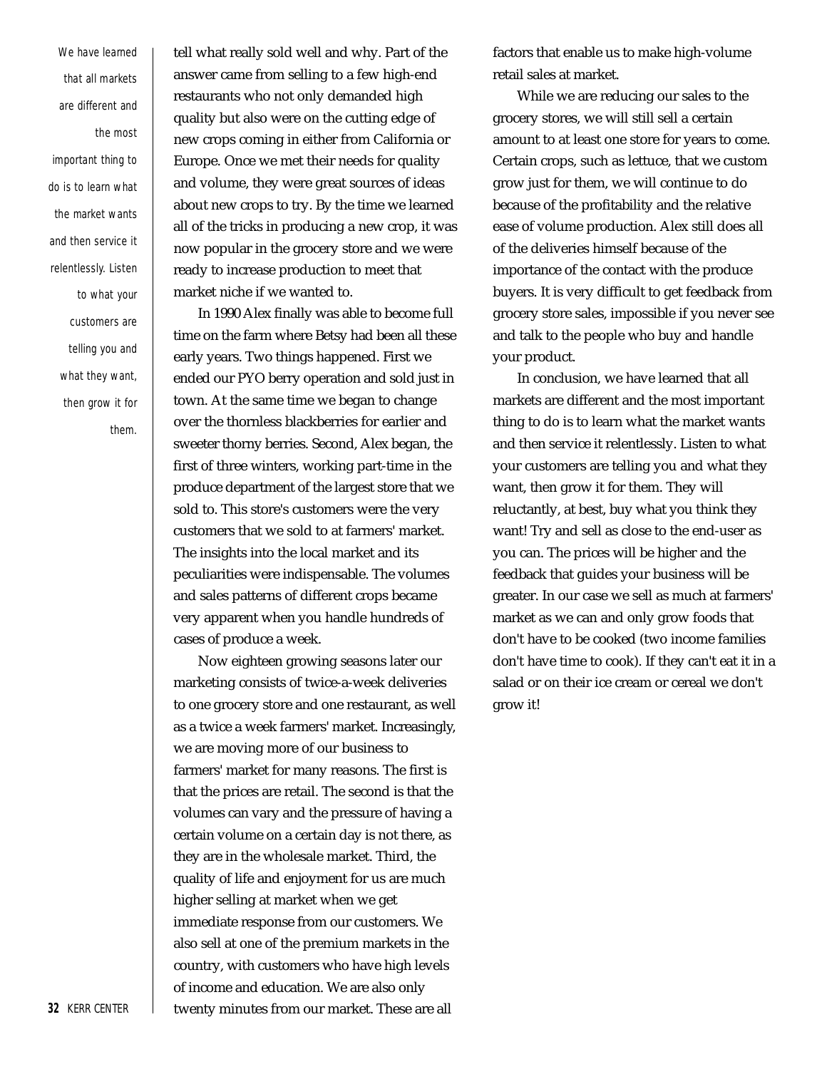*We have learned that all markets are different and the most important thing to do is to learn what the market wants and then service it relentlessly. Listen to what your customers are telling you and what they want, then grow it for them.*

tell what really sold well and why. Part of the answer came from selling to a few high-end restaurants who not only demanded high quality but also were on the cutting edge of new crops coming in either from California or Europe. Once we met their needs for quality and volume, they were great sources of ideas about new crops to try. By the time we learned all of the tricks in producing a new crop, it was now popular in the grocery store and we were ready to increase production to meet that market niche if we wanted to.

In 1990 Alex finally was able to become full time on the farm where Betsy had been all these early years. Two things happened. First we ended our PYO berry operation and sold just in town. At the same time we began to change over the thornless blackberries for earlier and sweeter thorny berries. Second, Alex began, the first of three winters, working part-time in the produce department of the largest store that we sold to. This store's customers were the very customers that we sold to at farmers' market. The insights into the local market and its peculiarities were indispensable. The volumes and sales patterns of different crops became very apparent when you handle hundreds of cases of produce a week.

Now eighteen growing seasons later our marketing consists of twice-a-week deliveries to one grocery store and one restaurant, as well as a twice a week farmers' market. Increasingly, we are moving more of our business to farmers' market for many reasons. The first is that the prices are retail. The second is that the volumes can vary and the pressure of having a certain volume on a certain day is not there, as they are in the wholesale market. Third, the quality of life and enjoyment for us are much higher selling at market when we get immediate response from our customers. We also sell at one of the premium markets in the country, with customers who have high levels of income and education. We are also only twenty minutes from our market. These are all factors that enable us to make high-volume retail sales at market.

While we are reducing our sales to the grocery stores, we will still sell a certain amount to at least one store for years to come. Certain crops, such as lettuce, that we custom grow just for them, we will continue to do because of the profitability and the relative ease of volume production. Alex still does all of the deliveries himself because of the importance of the contact with the produce buyers. It is very difficult to get feedback from grocery store sales, impossible if you never see and talk to the people who buy and handle your product.

In conclusion, we have learned that all markets are different and the most important thing to do is to learn what the market wants and then service it relentlessly. Listen to what your customers are telling you and what they want, then grow it for them. They will reluctantly, at best, buy what you think they want! Try and sell as close to the end-user as you can. The prices will be higher and the feedback that guides your business will be greater. In our case we sell as much at farmers' market as we can and only grow foods that don't have to be cooked (two income families don't have time to cook). If they can't eat it in a salad or on their ice cream or cereal we don't grow it!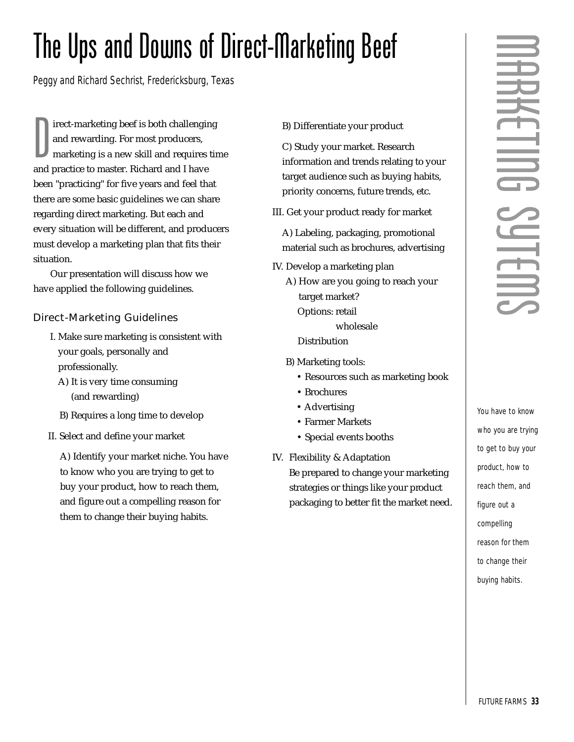# The Ups and Downs of Direct-Marketing Beef

*Peggy and Richard Sechrist, Fredericksburg, Texas*

Direct-marketing beef is both challenging and rewarding. For most producers, marketing is a new skill and requires time and practice to master. Richard and I have been "practicing" for five years and feel that there are some basic guidelines we can share regarding direct marketing. But each and every situation will be different, and producers must develop a marketing plan that fits their situation.

Our presentation will discuss how we have applied the following guidelines.

## Direct-Marketing Guidelines

I. Make sure marketing is consistent with your goals, personally and professionally.

A) It is very time consuming (and rewarding)

B) Requires a long time to develop

II. Select and define your market

A) Identify your market niche. You have to know who you are trying to get to buy your product, how to reach them, and figure out a compelling reason for them to change their buying habits.

B) Differentiate your product

C) Study your market. Research information and trends relating to your target audience such as buying habits, priority concerns, future trends, etc.

III. Get your product ready for market

A) Labeling, packaging, promotional material such as brochures, advertising

IV. Develop a marketing plan

A) How are you going to reach your target market?
Options: retail
wholesale
Distribution

B) Marketing tools:

- Resources such as marketing book
- Brochures
- Advertising
- Farmer Markets
- Special events booths

IV. Flexibility & Adaptation
Be prepared to change your marketing strategies or things like your product packaging to better fit the market need.

*You have to know who you are trying to get to buy your product, how to reach them, and figure out a compelling reason for them to change their buying habits.*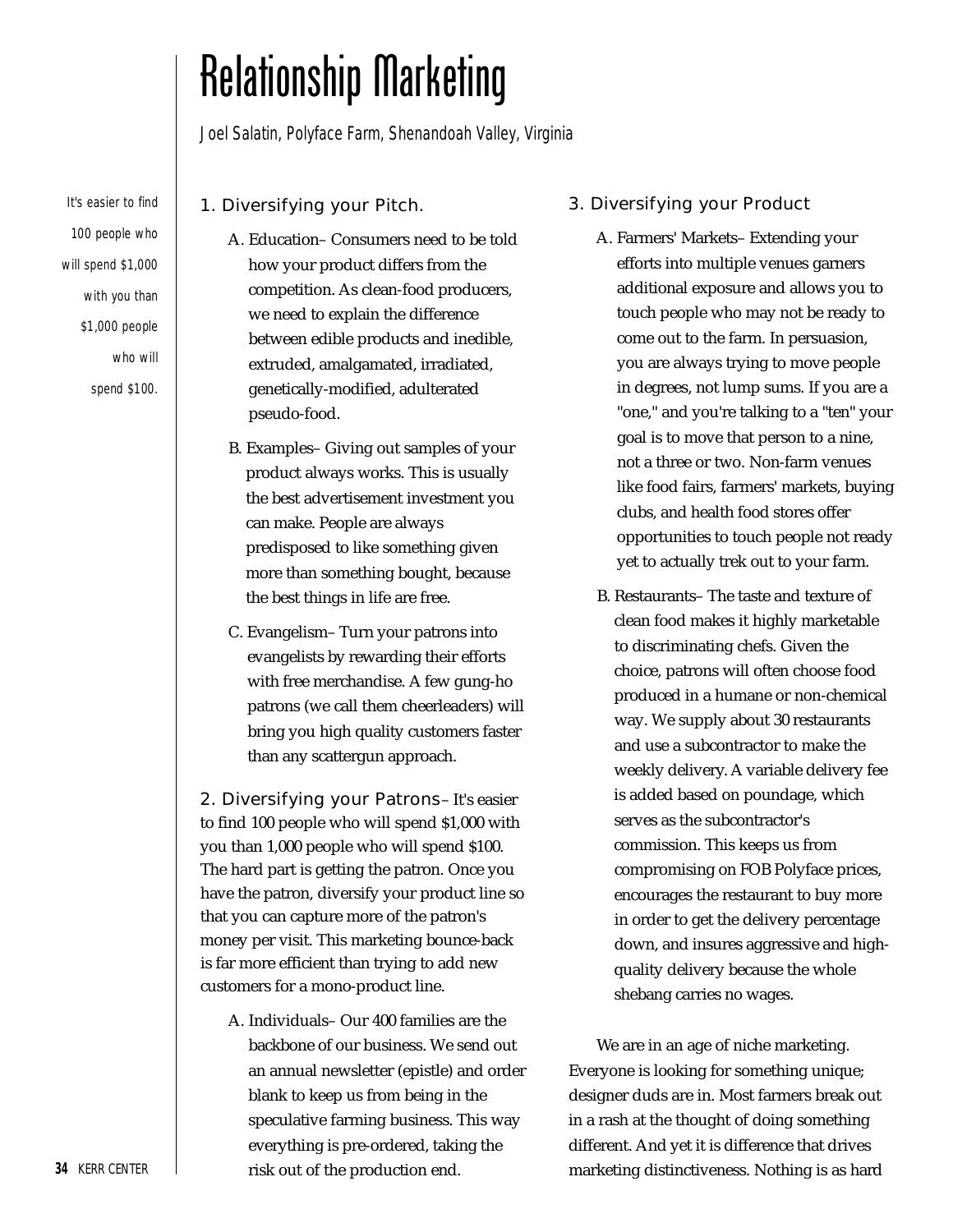# Relationship Marketing

*Joel Salatin, Polyface Farm, Shenandoah Valley, Virginia*

*It's easier to find 100 people who will spend $1,000 with you than $1,000 people who will spend $100.*

## 1. Diversifying your Pitch.

A. Education– Consumers need to be told how your product differs from the competition. As clean-food producers, we need to explain the difference between edible products and inedible, extruded, amalgamated, irradiated, genetically-modified, adulterated pseudo-food.

B. Examples– Giving out samples of your product always works. This is usually the best advertisement investment you can make. People are always predisposed to like something given more than something bought, because the best things in life are free.

C. Evangelism– Turn your patrons into evangelists by rewarding their efforts with free merchandise. A few gung-ho patrons (we call them cheerleaders) will bring you high quality customers faster than any scattergun approach.

## 2. Diversifying your Patrons

– It's easier to find 100 people who will spend $1,000 with you than 1,000 people who will spend $100. The hard part is getting the patron. Once you have the patron, diversify your product line so that you can capture more of the patron's money per visit. This marketing bounce-back is far more efficient than trying to add new customers for a mono-product line.

A. Individuals– Our 400 families are the backbone of our business. We send out an annual newsletter (epistle) and order blank to keep us from being in the speculative farming business. This way everything is pre-ordered, taking the risk out of the production end.

## 3. Diversifying your Product

A. Farmers' Markets– Extending your efforts into multiple venues garners additional exposure and allows you to touch people who may not be ready to come out to the farm. In persuasion, you are always trying to move people in degrees, not lump sums. If you are a "one," and you're talking to a "ten" your goal is to move that person to a nine, not a three or two. Non-farm venues like food fairs, farmers' markets, buying clubs, and health food stores offer opportunities to touch people not ready yet to actually trek out to your farm.

B. Restaurants– The taste and texture of clean food makes it highly marketable to discriminating chefs. Given the choice, patrons will often choose food produced in a humane or non-chemical way. We supply about 30 restaurants and use a subcontractor to make the weekly delivery. A variable delivery fee is added based on poundage, which serves as the subcontractor's commission. This keeps us from compromising on FOB Polyface prices, encourages the restaurant to buy more in order to get the delivery percentage down, and insures aggressive and high-quality delivery because the whole shebang carries no wages.

We are in an age of niche marketing. Everyone is looking for something unique; designer duds are in. Most farmers break out in a rash at the thought of doing something different. And yet it is difference that drives marketing distinctiveness. Nothing is as hard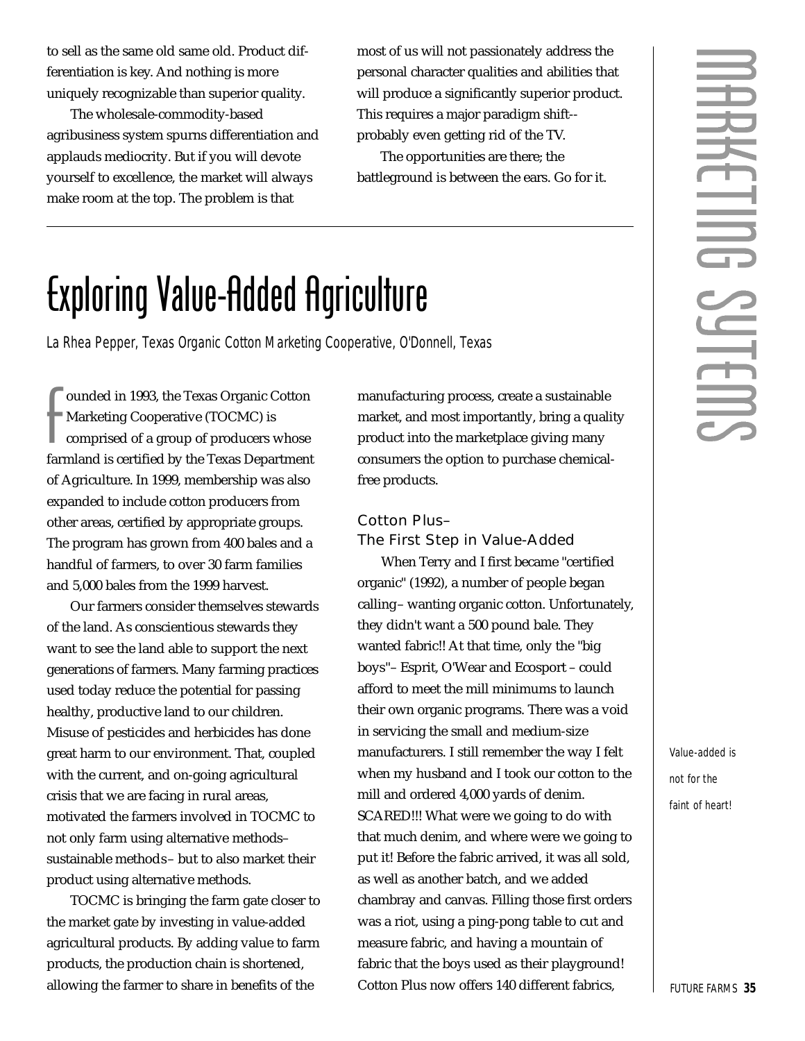to sell as the same old same old. Product differentiation is key. And nothing is more uniquely recognizable than superior quality.

The wholesale-commodity-based agribusiness system spurns differentiation and applauds mediocrity. But if you will devote yourself to excellence, the market will always make room at the top. The problem is that most of us will not passionately address the personal character qualities and abilities that will produce a significantly superior product. This requires a major paradigm shift--probably even getting rid of the TV.

The opportunities are there; the battleground is between the ears. Go for it.

# Exploring Value-Added Agriculture

*La Rhea Pepper, Texas Organic Cotton Marketing Cooperative, O'Donnell, Texas*

Founded in 1993, the Texas Organic Cotton Marketing Cooperative (TOCMC) is comprised of a group of producers whose farmland is certified by the Texas Department of Agriculture. In 1999, membership was also expanded to include cotton producers from other areas, certified by appropriate groups. The program has grown from 400 bales and a handful of farmers, to over 30 farm families and 5,000 bales from the 1999 harvest.

Our farmers consider themselves stewards of the land. As conscientious stewards they want to see the land able to support the next generations of farmers. Many farming practices used today reduce the potential for passing healthy, productive land to our children. Misuse of pesticides and herbicides has done great harm to our environment. That, coupled with the current, and on-going agricultural crisis that we are facing in rural areas, motivated the farmers involved in TOCMC to not only farm using alternative methods– sustainable methods– but to also market their product using alternative methods.

TOCMC is bringing the farm gate closer to the market gate by investing in value-added agricultural products. By adding value to farm products, the production chain is shortened, allowing the farmer to share in benefits of the manufacturing process, create a sustainable market, and most importantly, bring a quality product into the marketplace giving many consumers the option to purchase chemical-free products.

## Cotton Plus– The First Step in Value-Added

When Terry and I first became "certified organic" (1992), a number of people began calling– wanting organic cotton. Unfortunately, they didn't want a 500 pound bale. They wanted fabric!! At that time, only the "big boys"– Esprit, O'Wear and Ecosport – could afford to meet the mill minimums to launch their own organic programs. There was a void in servicing the small and medium-size manufacturers. I still remember the way I felt when my husband and I took our cotton to the mill and ordered 4,000 yards of denim. SCARED!!! What were we going to do with that much denim, and where were we going to put it! Before the fabric arrived, it was all sold, as well as another batch, and we added chambray and canvas. Filling those first orders was a riot, using a ping-pong table to cut and measure fabric, and having a mountain of fabric that the boys used as their playground! Cotton Plus now offers 140 different fabrics,

*Value-added is not for the faint of heart!*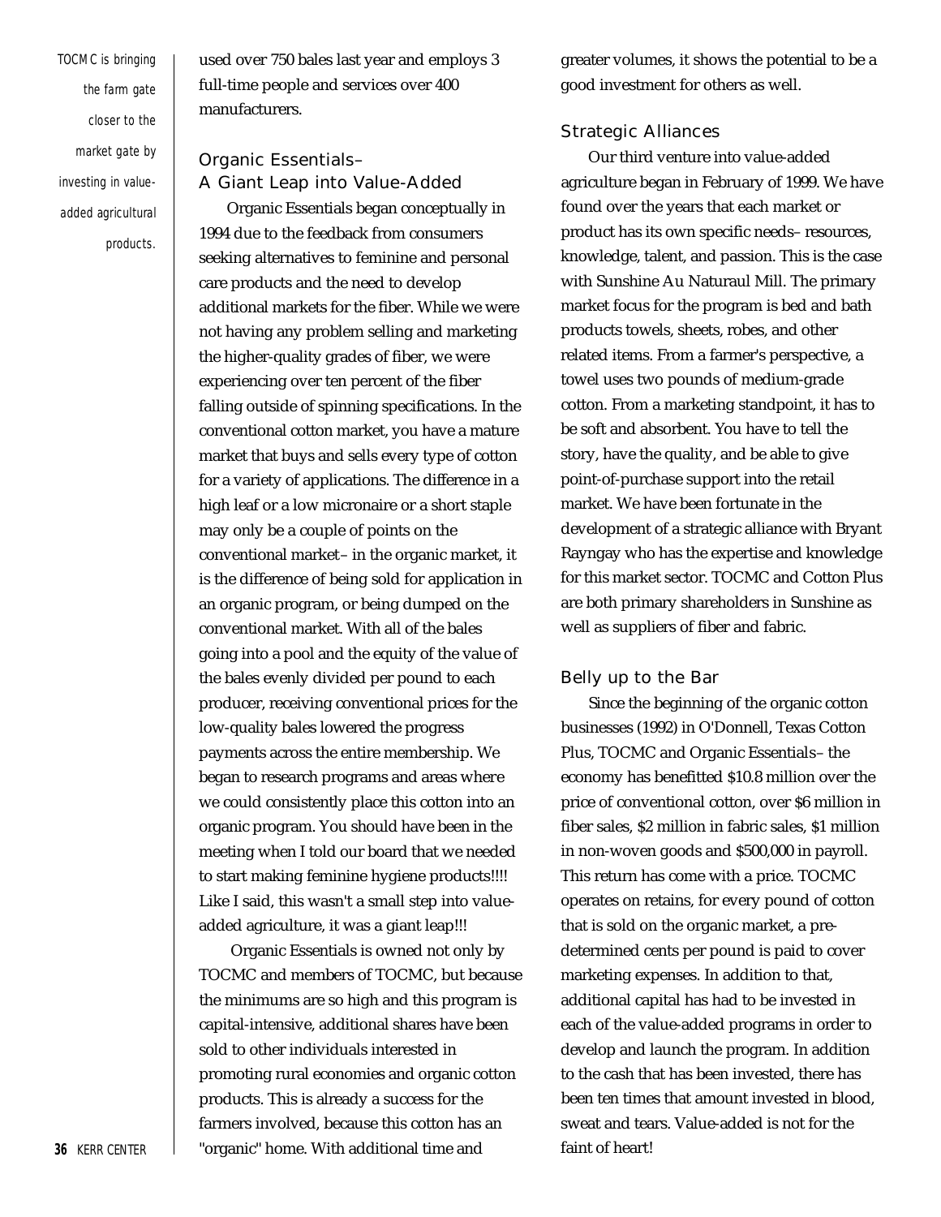*TOCMC is bringing the farm gate closer to the market gate by investing in value-added agricultural products.*

used over 750 bales last year and employs 3 full-time people and services over 400 manufacturers.

## Organic Essentials– A Giant Leap into Value-Added

Organic Essentials began conceptually in 1994 due to the feedback from consumers seeking alternatives to feminine and personal care products and the need to develop additional markets for the fiber. While we were not having any problem selling and marketing the higher-quality grades of fiber, we were experiencing over ten percent of the fiber falling outside of spinning specifications. In the conventional cotton market, you have a mature market that buys and sells every type of cotton for a variety of applications. The difference in a high leaf or a low micronaire or a short staple may only be a couple of points on the conventional market– in the organic market, it is the difference of being sold for application in an organic program, or being dumped on the conventional market. With all of the bales going into a pool and the equity of the value of the bales evenly divided per pound to each producer, receiving conventional prices for the low-quality bales lowered the progress payments across the entire membership. We began to research programs and areas where we could consistently place this cotton into an organic program. You should have been in the meeting when I told our board that we needed to start making feminine hygiene products!!!! Like I said, this wasn't a small step into value-added agriculture, it was a giant leap!!!

Organic Essentials is owned not only by TOCMC and members of TOCMC, but because the minimums are so high and this program is capital-intensive, additional shares have been sold to other individuals interested in promoting rural economies and organic cotton products. This is already a success for the farmers involved, because this cotton has an "organic" home. With additional time and greater volumes, it shows the potential to be a good investment for others as well.

## Strategic Alliances

Our third venture into value-added agriculture began in February of 1999. We have found over the years that each market or product has its own specific needs– resources, knowledge, talent, and passion. This is the case with Sunshine Au Naturaul Mill. The primary market focus for the program is bed and bath products towels, sheets, robes, and other related items. From a farmer's perspective, a towel uses two pounds of medium-grade cotton. From a marketing standpoint, it has to be soft and absorbent. You have to tell the story, have the quality, and be able to give point-of-purchase support into the retail market. We have been fortunate in the development of a strategic alliance with Bryant Rayngay who has the expertise and knowledge for this market sector. TOCMC and Cotton Plus are both primary shareholders in Sunshine as well as suppliers of fiber and fabric.

## Belly up to the Bar

Since the beginning of the organic cotton businesses (1992) in O'Donnell, Texas Cotton Plus, TOCMC and Organic Essentials– the economy has benefitted $10.8 million over the price of conventional cotton, over $6 million in fiber sales, $2 million in fabric sales, $1 million in non-woven goods and $500,000 in payroll. This return has come with a price. TOCMC operates on retains, for every pound of cotton that is sold on the organic market, a pre-determined cents per pound is paid to cover marketing expenses. In addition to that, additional capital has had to be invested in each of the value-added programs in order to develop and launch the program. In addition to the cash that has been invested, there has been ten times that amount invested in blood, sweat and tears. Value-added is not for the faint of heart!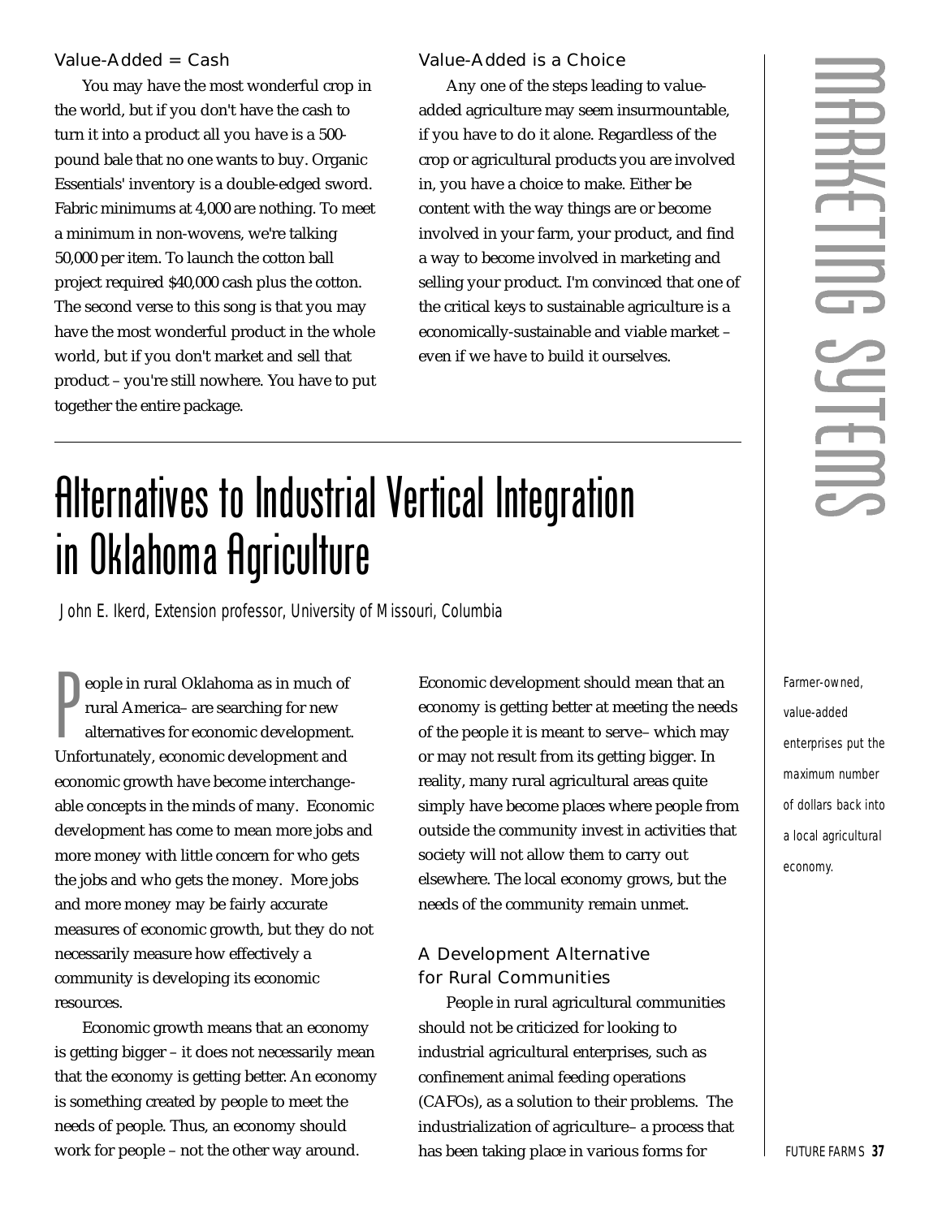### Value-Added = Cash

You may have the most wonderful crop in the world, but if you don't have the cash to turn it into a product all you have is a 500-pound bale that no one wants to buy. Organic Essentials' inventory is a double-edged sword. Fabric minimums at 4,000 are nothing. To meet a minimum in non-wovens, we're talking 50,000 per item. To launch the cotton ball project required $40,000 cash plus the cotton. The second verse to this song is that you may have the most wonderful product in the whole world, but if you don't market and sell that product – you're still nowhere. You have to put together the entire package.

### Value-Added is a Choice

Any one of the steps leading to value-added agriculture may seem insurmountable, if you have to do it alone. Regardless of the crop or agricultural products you are involved in, you have a choice to make. Either be content with the way things are or become involved in your farm, your product, and find a way to become involved in marketing and selling your product. I'm convinced that one of the critical keys to sustainable agriculture is a economically-sustainable and viable market – even if we have to build it ourselves.

# Alternatives to Industrial Vertical Integration in Oklahoma Agriculture

*John E. Ikerd, Extension professor, University of Missouri, Columbia*

*Farmer-owned, value-added enterprises put the maximum number of dollars back into a local agricultural economy.*

People in rural Oklahoma as in much of rural America– are searching for new alternatives for economic development. Unfortunately, economic development and economic growth have become interchangeable concepts in the minds of many. Economic development has come to mean more jobs and more money with little concern for who gets the jobs and who gets the money. More jobs and more money may be fairly accurate measures of economic growth, but they do not necessarily measure how effectively a community is developing its economic resources.

Economic growth means that an economy is getting bigger – it does not necessarily mean that the economy is getting better. An economy is something created by people to meet the needs of people. Thus, an economy should work for people – not the other way around. Economic development should mean that an economy is getting better at meeting the needs of the people it is meant to serve– which may or may not result from its getting bigger. In reality, many rural agricultural areas quite simply have become places where people from outside the community invest in activities that society will not allow them to carry out elsewhere. The local economy grows, but the needs of the community remain unmet.

### A Development Alternative for Rural Communities

People in rural agricultural communities should not be criticized for looking to industrial agricultural enterprises, such as confinement animal feeding operations (CAFOs), as a solution to their problems. The industrialization of agriculture– a process that has been taking place in various forms for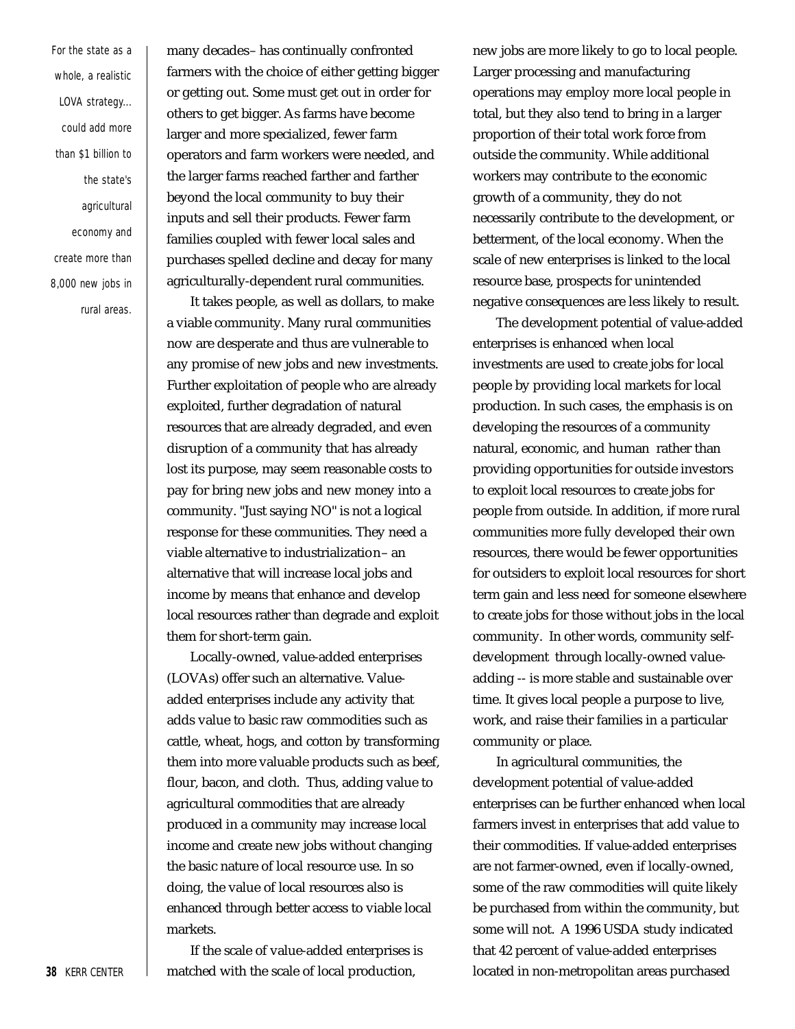*For the state as a whole, a realistic LOVA strategy... could add more than $1 billion to the state's agricultural economy and create more than 8,000 new jobs in rural areas.*

many decades– has continually confronted farmers with the choice of either getting bigger or getting out. Some must get out in order for others to get bigger. As farms have become larger and more specialized, fewer farm operators and farm workers were needed, and the larger farms reached farther and farther beyond the local community to buy their inputs and sell their products. Fewer farm families coupled with fewer local sales and purchases spelled decline and decay for many agriculturally-dependent rural communities.

It takes people, as well as dollars, to make a viable community. Many rural communities now are desperate and thus are vulnerable to any promise of new jobs and new investments. Further exploitation of people who are already exploited, further degradation of natural resources that are already degraded, and even disruption of a community that has already lost its purpose, may seem reasonable costs to pay for bring new jobs and new money into a community. "Just saying NO" is not a logical response for these communities. They need a viable alternative to industrialization– an alternative that will increase local jobs and income by means that enhance and develop local resources rather than degrade and exploit them for short-term gain.

Locally-owned, value-added enterprises (LOVAs) offer such an alternative. Value-added enterprises include any activity that adds value to basic raw commodities such as cattle, wheat, hogs, and cotton by transforming them into more valuable products such as beef, flour, bacon, and cloth. Thus, adding value to agricultural commodities that are already produced in a community may increase local income and create new jobs without changing the basic nature of local resource use. In so doing, the value of local resources also is enhanced through better access to viable local markets.

If the scale of value-added enterprises is matched with the scale of local production, new jobs are more likely to go to local people. Larger processing and manufacturing operations may employ more local people in total, but they also tend to bring in a larger proportion of their total work force from outside the community. While additional workers may contribute to the economic growth of a community, they do not necessarily contribute to the development, or betterment, of the local economy. When the scale of new enterprises is linked to the local resource base, prospects for unintended negative consequences are less likely to result.

The development potential of value-added enterprises is enhanced when local investments are used to create jobs for local people by providing local markets for local production. In such cases, the emphasis is on developing the resources of a community natural, economic, and human rather than providing opportunities for outside investors to exploit local resources to create jobs for people from outside. In addition, if more rural communities more fully developed their own resources, there would be fewer opportunities for outsiders to exploit local resources for short term gain and less need for someone elsewhere to create jobs for those without jobs in the local community. In other words, community self-development through locally-owned value-adding -- is more stable and sustainable over time. It gives local people a purpose to live, work, and raise their families in a particular community or place.

In agricultural communities, the development potential of value-added enterprises can be further enhanced when local farmers invest in enterprises that add value to their commodities. If value-added enterprises are not farmer-owned, even if locally-owned, some of the raw commodities will quite likely be purchased from within the community, but some will not. A 1996 USDA study indicated that 42 percent of value-added enterprises located in non-metropolitan areas purchased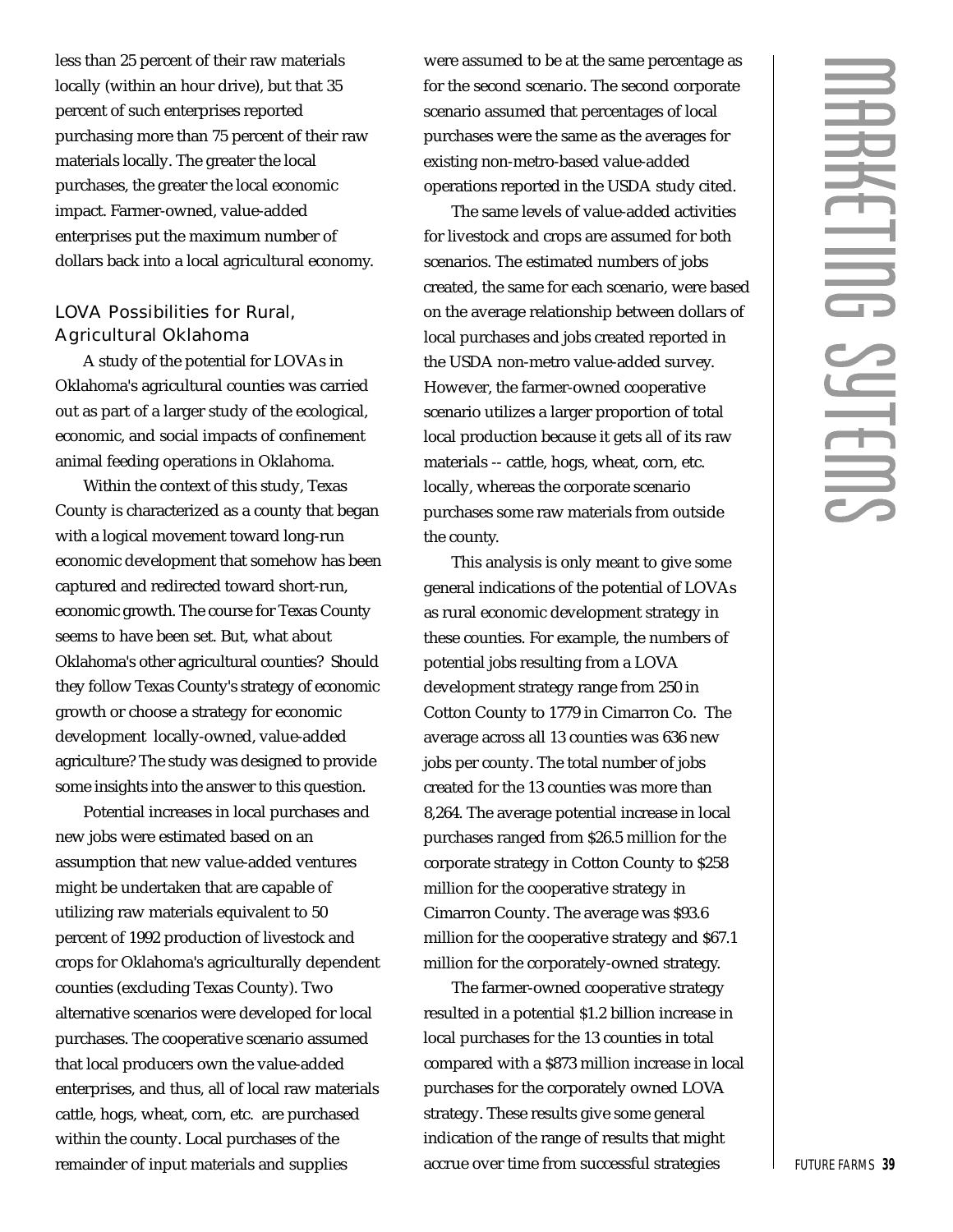less than 25 percent of their raw materials locally (within an hour drive), but that 35 percent of such enterprises reported purchasing more than 75 percent of their raw materials locally. The greater the local purchases, the greater the local economic impact. Farmer-owned, value-added enterprises put the maximum number of dollars back into a local agricultural economy.

## LOVA Possibilities for Rural, Agricultural Oklahoma

A study of the potential for LOVAs in Oklahoma's agricultural counties was carried out as part of a larger study of the ecological, economic, and social impacts of confinement animal feeding operations in Oklahoma.

Within the context of this study, Texas County is characterized as a county that began with a logical movement toward long-run economic development that somehow has been captured and redirected toward short-run, economic growth. The course for Texas County seems to have been set. But, what about Oklahoma's other agricultural counties? Should they follow Texas County's strategy of economic growth or choose a strategy for economic development locally-owned, value-added agriculture? The study was designed to provide some insights into the answer to this question.

Potential increases in local purchases and new jobs were estimated based on an assumption that new value-added ventures might be undertaken that are capable of utilizing raw materials equivalent to 50 percent of 1992 production of livestock and crops for Oklahoma's agriculturally dependent counties (excluding Texas County). Two alternative scenarios were developed for local purchases. The cooperative scenario assumed that local producers own the value-added enterprises, and thus, all of local raw materials cattle, hogs, wheat, corn, etc. are purchased within the county. Local purchases of the remainder of input materials and supplies were assumed to be at the same percentage as for the second scenario. The second corporate scenario assumed that percentages of local purchases were the same as the averages for existing non-metro-based value-added operations reported in the USDA study cited.

The same levels of value-added activities for livestock and crops are assumed for both scenarios. The estimated numbers of jobs created, the same for each scenario, were based on the average relationship between dollars of local purchases and jobs created reported in the USDA non-metro value-added survey. However, the farmer-owned cooperative scenario utilizes a larger proportion of total local production because it gets all of its raw materials -- cattle, hogs, wheat, corn, etc. locally, whereas the corporate scenario purchases some raw materials from outside the county.

This analysis is only meant to give some general indications of the potential of LOVAs as rural economic development strategy in these counties. For example, the numbers of potential jobs resulting from a LOVA development strategy range from 250 in Cotton County to 1779 in Cimarron Co. The average across all 13 counties was 636 new jobs per county. The total number of jobs created for the 13 counties was more than 8,264. The average potential increase in local purchases ranged from $26.5 million for the corporate strategy in Cotton County to $258 million for the cooperative strategy in Cimarron County. The average was $93.6 million for the cooperative strategy and $67.1 million for the corporately-owned strategy.

The farmer-owned cooperative strategy resulted in a potential $1.2 billion increase in local purchases for the 13 counties in total compared with a $873 million increase in local purchases for the corporately owned LOVA strategy. These results give some general indication of the range of results that might accrue over time from successful strategies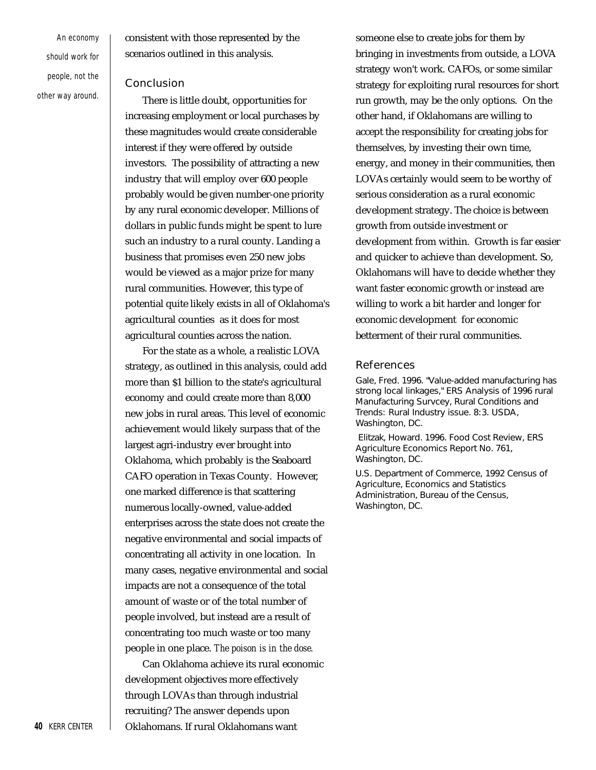*An economy should work for people, not the other way around.*

consistent with those represented by the scenarios outlined in this analysis.

## Conclusion

There is little doubt, opportunities for increasing employment or local purchases by these magnitudes would create considerable interest if they were offered by outside investors. The possibility of attracting a new industry that will employ over 600 people probably would be given number-one priority by any rural economic developer. Millions of dollars in public funds might be spent to lure such an industry to a rural county. Landing a business that promises even 250 new jobs would be viewed as a major prize for many rural communities. However, this type of potential quite likely exists in all of Oklahoma's agricultural counties as it does for most agricultural counties across the nation.

For the state as a whole, a realistic LOVA strategy, as outlined in this analysis, could add more than $1 billion to the state's agricultural economy and could create more than 8,000 new jobs in rural areas. This level of economic achievement would likely surpass that of the largest agri-industry ever brought into Oklahoma, which probably is the Seaboard CAFO operation in Texas County. However, one marked difference is that scattering numerous locally-owned, value-added enterprises across the state does not create the negative environmental and social impacts of concentrating all activity in one location. In many cases, negative environmental and social impacts are not a consequence of the total amount of waste or of the total number of people involved, but instead are a result of concentrating too much waste or too many people in one place. *The poison is in the dose.*

Can Oklahoma achieve its rural economic development objectives more effectively through LOVAs than through industrial recruiting? The answer depends upon Oklahomans. If rural Oklahomans want someone else to create jobs for them by bringing in investments from outside, a LOVA strategy won't work. CAFOs, or some similar strategy for exploiting rural resources for short run growth, may be the only options. On the other hand, if Oklahomans are willing to accept the responsibility for creating jobs for themselves, by investing their own time, energy, and money in their communities, then LOVAs certainly would seem to be worthy of serious consideration as a rural economic development strategy. The choice is between growth from outside investment or development from within. Growth is far easier and quicker to achieve than development. So, Oklahomans will have to decide whether they want faster economic growth or instead are willing to work a bit harder and longer for economic development for economic betterment of their rural communities.

## References

Gale, Fred. 1996. "Value-added manufacturing has strong local linkages," ERS Analysis of 1996 rural Manufacturing Survcey, Rural Conditions and Trends: Rural Industry issue. 8:3. USDA, Washington, DC.

Elitzak, Howard. 1996. Food Cost Review, ERS Agriculture Economics Report No. 761, Washington, DC.

U.S. Department of Commerce, 1992 Census of Agriculture, Economics and Statistics Administration, Bureau of the Census, Washington, DC.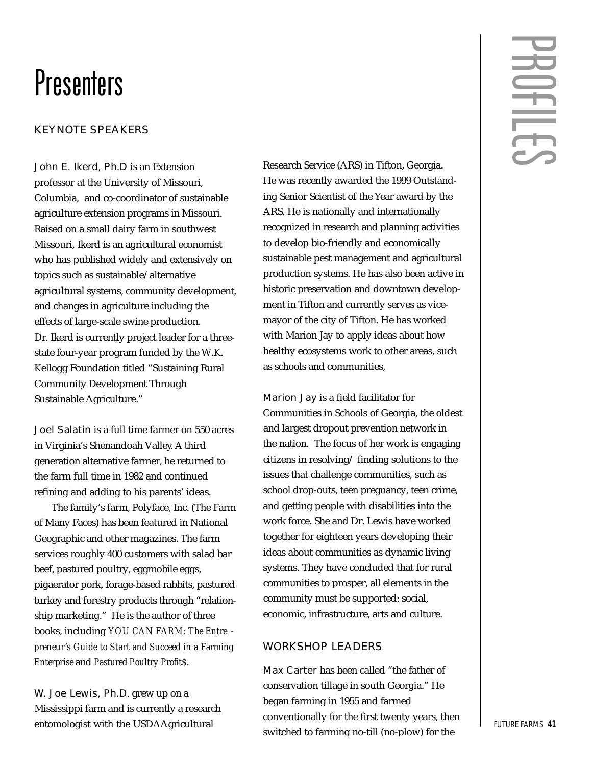# Presenters

## KEYNOTE SPEAKERS

John E. Ikerd, Ph.D is an Extension professor at the University of Missouri, Columbia, and co-coordinator of sustainable agriculture extension programs in Missouri. Raised on a small dairy farm in southwest Missouri, Ikerd is an agricultural economist who has published widely and extensively on topics such as sustainable/alternative agricultural systems, community development, and changes in agriculture including the effects of large-scale swine production. Dr. Ikerd is currently project leader for a three-state four-year program funded by the W.K. Kellogg Foundation titled "Sustaining Rural Community Development Through Sustainable Agriculture."

Joel Salatin is a full time farmer on 550 acres in Virginia's Shenandoah Valley. A third generation alternative farmer, he returned to the farm full time in 1982 and continued refining and adding to his parents' ideas.

The family's farm, Polyface, Inc. (The Farm of Many Faces) has been featured in National Geographic and other magazines. The farm services roughly 400 customers with salad bar beef, pastured poultry, eggmobile eggs, pigaerator pork, forage-based rabbits, pastured turkey and forestry products through "relationship marketing." He is the author of three books, including *YOU CAN FARM: The Entrepreneur's Guide to Start and Succeed in a Farming Enterprise* and *Pastured Poultry Profit$*.

W. Joe Lewis, Ph.D. grew up on a Mississippi farm and is currently a research entomologist with the USDA Agricultural Research Service (ARS) in Tifton, Georgia. He was recently awarded the 1999 Outstanding Senior Scientist of the Year award by the ARS. He is nationally and internationally recognized in research and planning activities to develop bio-friendly and economically sustainable pest management and agricultural production systems. He has also been active in historic preservation and downtown development in Tifton and currently serves as vice-mayor of the city of Tifton. He has worked with Marion Jay to apply ideas about how healthy ecosystems work to other areas, such as schools and communities,

Marion Jay is a field facilitator for Communities in Schools of Georgia, the oldest and largest dropout prevention network in the nation. The focus of her work is engaging citizens in resolving/ finding solutions to the issues that challenge communities, such as school drop-outs, teen pregnancy, teen crime, and getting people with disabilities into the work force. She and Dr. Lewis have worked together for eighteen years developing their ideas about communities as dynamic living systems. They have concluded that for rural communities to prosper, all elements in the community must be supported: social, economic, infrastructure, arts and culture.

## WORKSHOP LEADERS

Max Carter has been called "the father of conservation tillage in south Georgia." He began farming in 1955 and farmed conventionally for the first twenty years, then switched to farming no-till (no-plow) for the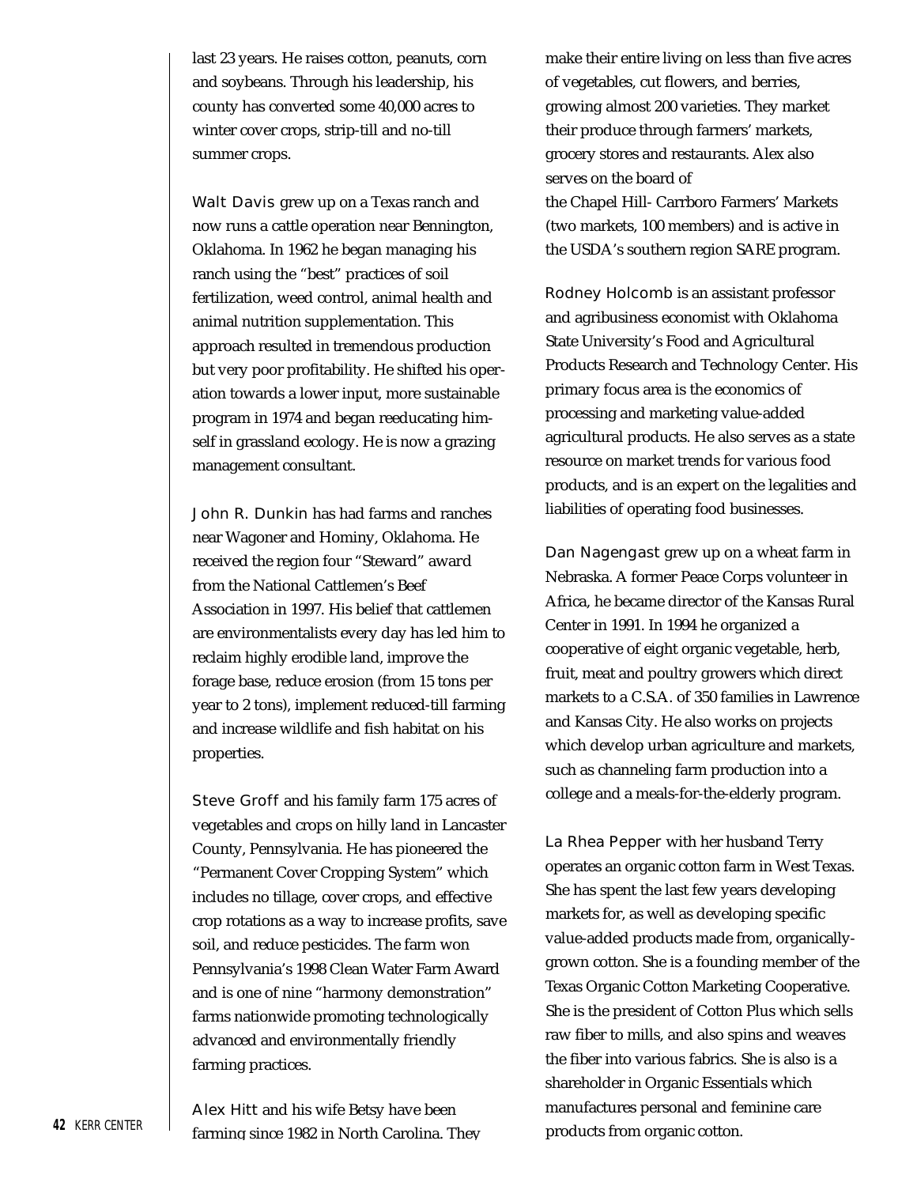last 23 years. He raises cotton, peanuts, corn and soybeans. Through his leadership, his county has converted some 40,000 acres to winter cover crops, strip-till and no-till summer crops.

Walt Davis grew up on a Texas ranch and now runs a cattle operation near Bennington, Oklahoma. In 1962 he began managing his ranch using the "best" practices of soil fertilization, weed control, animal health and animal nutrition supplementation. This approach resulted in tremendous production but very poor profitability. He shifted his operation towards a lower input, more sustainable program in 1974 and began reeducating himself in grassland ecology. He is now a grazing management consultant.

John R. Dunkin has had farms and ranches near Wagoner and Hominy, Oklahoma. He received the region four "Steward" award from the National Cattlemen's Beef Association in 1997. His belief that cattlemen are environmentalists every day has led him to reclaim highly erodible land, improve the forage base, reduce erosion (from 15 tons per year to 2 tons), implement reduced-till farming and increase wildlife and fish habitat on his properties.

Steve Groff and his family farm 175 acres of vegetables and crops on hilly land in Lancaster County, Pennsylvania. He has pioneered the "Permanent Cover Cropping System" which includes no tillage, cover crops, and effective crop rotations as a way to increase profits, save soil, and reduce pesticides. The farm won Pennsylvania's 1998 Clean Water Farm Award and is one of nine "harmony demonstration" farms nationwide promoting technologically advanced and environmentally friendly farming practices.

Alex Hitt and his wife Betsy have been farming since 1982 in North Carolina. They make their entire living on less than five acres of vegetables, cut flowers, and berries, growing almost 200 varieties. They market their produce through farmers' markets, grocery stores and restaurants. Alex also serves on the board of the Chapel Hill- Carrboro Farmers' Markets (two markets, 100 members) and is active in the USDA's southern region SARE program.

Rodney Holcomb is an assistant professor and agribusiness economist with Oklahoma State University's Food and Agricultural Products Research and Technology Center. His primary focus area is the economics of processing and marketing value-added agricultural products. He also serves as a state resource on market trends for various food products, and is an expert on the legalities and liabilities of operating food businesses.

Dan Nagengast grew up on a wheat farm in Nebraska. A former Peace Corps volunteer in Africa, he became director of the Kansas Rural Center in 1991. In 1994 he organized a cooperative of eight organic vegetable, herb, fruit, meat and poultry growers which direct markets to a C.S.A. of 350 families in Lawrence and Kansas City. He also works on projects which develop urban agriculture and markets, such as channeling farm production into a college and a meals-for-the-elderly program.

La Rhea Pepper with her husband Terry operates an organic cotton farm in West Texas. She has spent the last few years developing markets for, as well as developing specific value-added products made from, organically-grown cotton. She is a founding member of the Texas Organic Cotton Marketing Cooperative. She is the president of Cotton Plus which sells raw fiber to mills, and also spins and weaves the fiber into various fabrics. She is also is a shareholder in Organic Essentials which manufactures personal and feminine care products from organic cotton.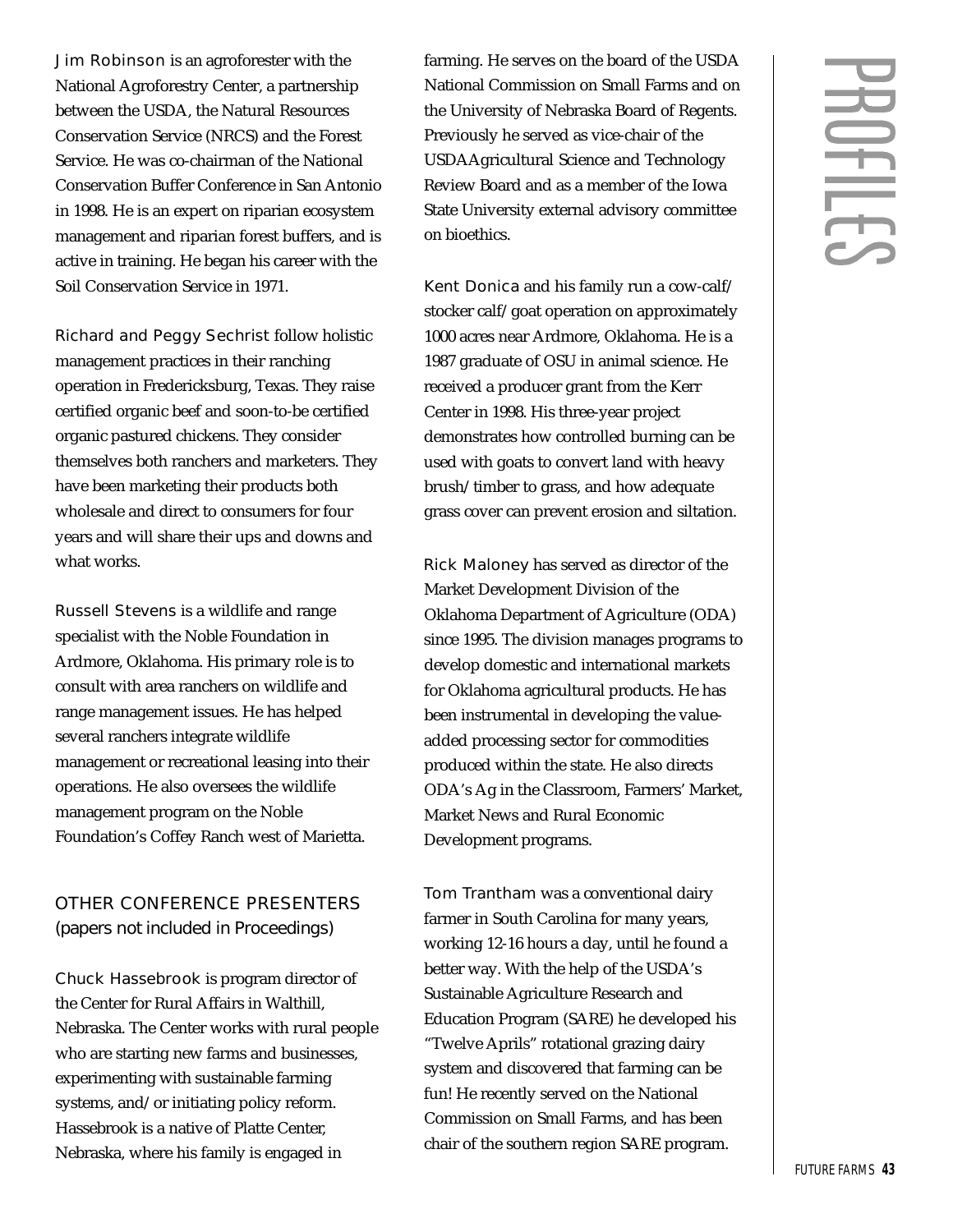Jim Robinson is an agroforester with the National Agroforestry Center, a partnership between the USDA, the Natural Resources Conservation Service (NRCS) and the Forest Service. He was co-chairman of the National Conservation Buffer Conference in San Antonio in 1998. He is an expert on riparian ecosystem management and riparian forest buffers, and is active in training. He began his career with the Soil Conservation Service in 1971.

Richard and Peggy Sechrist follow holistic management practices in their ranching operation in Fredericksburg, Texas. They raise certified organic beef and soon-to-be certified organic pastured chickens. They consider themselves both ranchers and marketers. They have been marketing their products both wholesale and direct to consumers for four years and will share their ups and downs and what works.

Russell Stevens is a wildlife and range specialist with the Noble Foundation in Ardmore, Oklahoma. His primary role is to consult with area ranchers on wildlife and range management issues. He has helped several ranchers integrate wildlife management or recreational leasing into their operations. He also oversees the wildlife management program on the Noble Foundation's Coffey Ranch west of Marietta.

## OTHER CONFERENCE PRESENTERS (papers not included in Proceedings)

Chuck Hassebrook is program director of the Center for Rural Affairs in Walthill, Nebraska. The Center works with rural people who are starting new farms and businesses, experimenting with sustainable farming systems, and/or initiating policy reform. Hassebrook is a native of Platte Center, Nebraska, where his family is engaged in farming. He serves on the board of the USDA National Commission on Small Farms and on the University of Nebraska Board of Regents. Previously he served as vice-chair of the USDAAgricultural Science and Technology Review Board and as a member of the Iowa State University external advisory committee on bioethics.

Kent Donica and his family run a cow-calf/stocker calf/goat operation on approximately 1000 acres near Ardmore, Oklahoma. He is a 1987 graduate of OSU in animal science. He received a producer grant from the Kerr Center in 1998. His three-year project demonstrates how controlled burning can be used with goats to convert land with heavy brush/timber to grass, and how adequate grass cover can prevent erosion and siltation.

Rick Maloney has served as director of the Market Development Division of the Oklahoma Department of Agriculture (ODA) since 1995. The division manages programs to develop domestic and international markets for Oklahoma agricultural products. He has been instrumental in developing the value-added processing sector for commodities produced within the state. He also directs ODA's Ag in the Classroom, Farmers' Market, Market News and Rural Economic Development programs.

Tom Trantham was a conventional dairy farmer in South Carolina for many years, working 12-16 hours a day, until he found a better way. With the help of the USDA's Sustainable Agriculture Research and Education Program (SARE) he developed his "Twelve Aprils" rotational grazing dairy system and discovered that farming can be fun! He recently served on the National Commission on Small Farms, and has been chair of the southern region SARE program.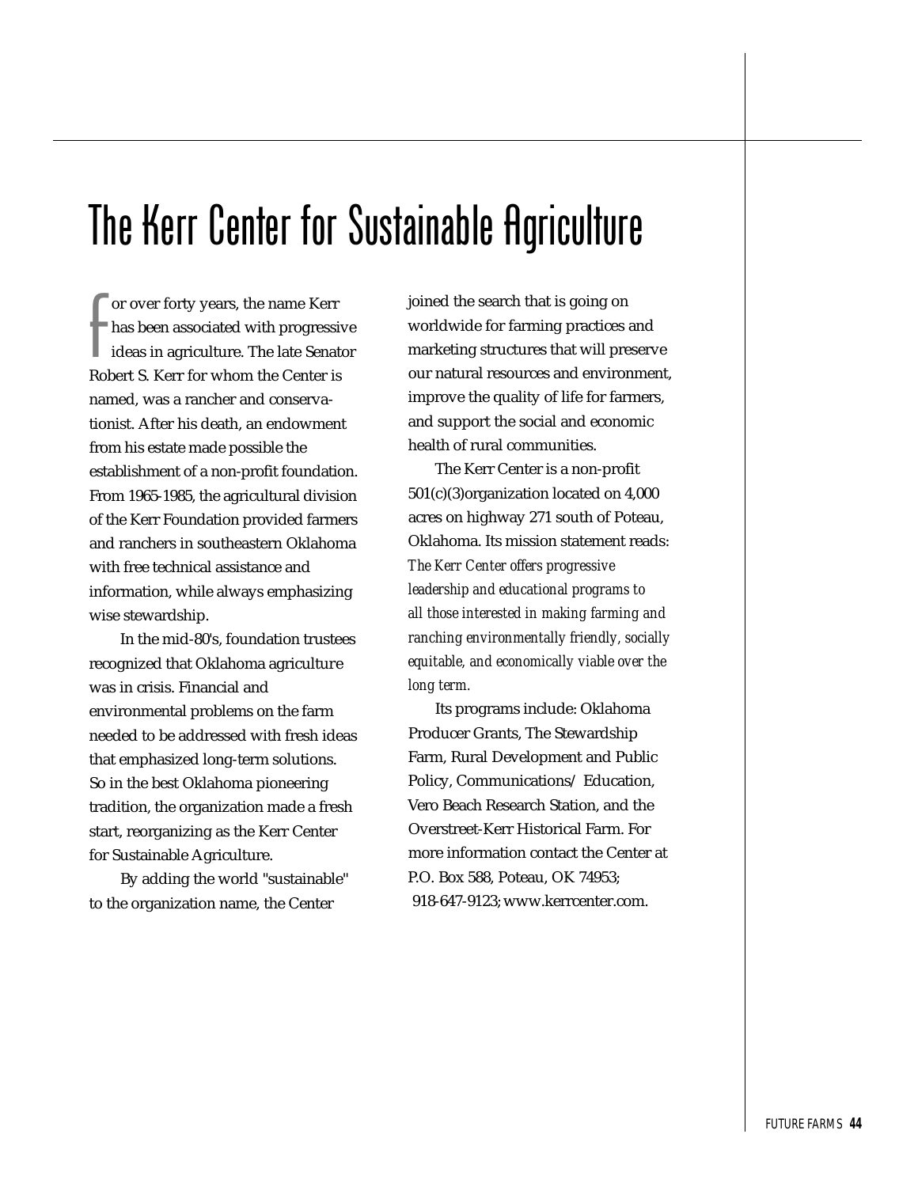# The Kerr Center for Sustainable Agriculture

For over forty years, the name Kerr has been associated with progressive ideas in agriculture. The late Senator Robert S. Kerr for whom the Center is named, was a rancher and conservationist. After his death, an endowment from his estate made possible the establishment of a non-profit foundation. From 1965-1985, the agricultural division of the Kerr Foundation provided farmers and ranchers in southeastern Oklahoma with free technical assistance and information, while always emphasizing wise stewardship.

In the mid-80's, foundation trustees recognized that Oklahoma agriculture was in crisis. Financial and environmental problems on the farm needed to be addressed with fresh ideas that emphasized long-term solutions. So in the best Oklahoma pioneering tradition, the organization made a fresh start, reorganizing as the Kerr Center for Sustainable Agriculture.

By adding the world "sustainable" to the organization name, the Center joined the search that is going on worldwide for farming practices and marketing structures that will preserve our natural resources and environment, improve the quality of life for farmers, and support the social and economic health of rural communities.

The Kerr Center is a non-profit 501(c)(3)organization located on 4,000 acres on highway 271 south of Poteau, Oklahoma. Its mission statement reads: *The Kerr Center offers progressive leadership and educational programs to all those interested in making farming and ranching environmentally friendly, socially equitable, and economically viable over the long term.*

Its programs include: Oklahoma Producer Grants, The Stewardship Farm, Rural Development and Public Policy, Communications/ Education, Vero Beach Research Station, and the Overstreet-Kerr Historical Farm. For more information contact the Center at P.O. Box 588, Poteau, OK 74953; 918-647-9123; www.kerrcenter.com.